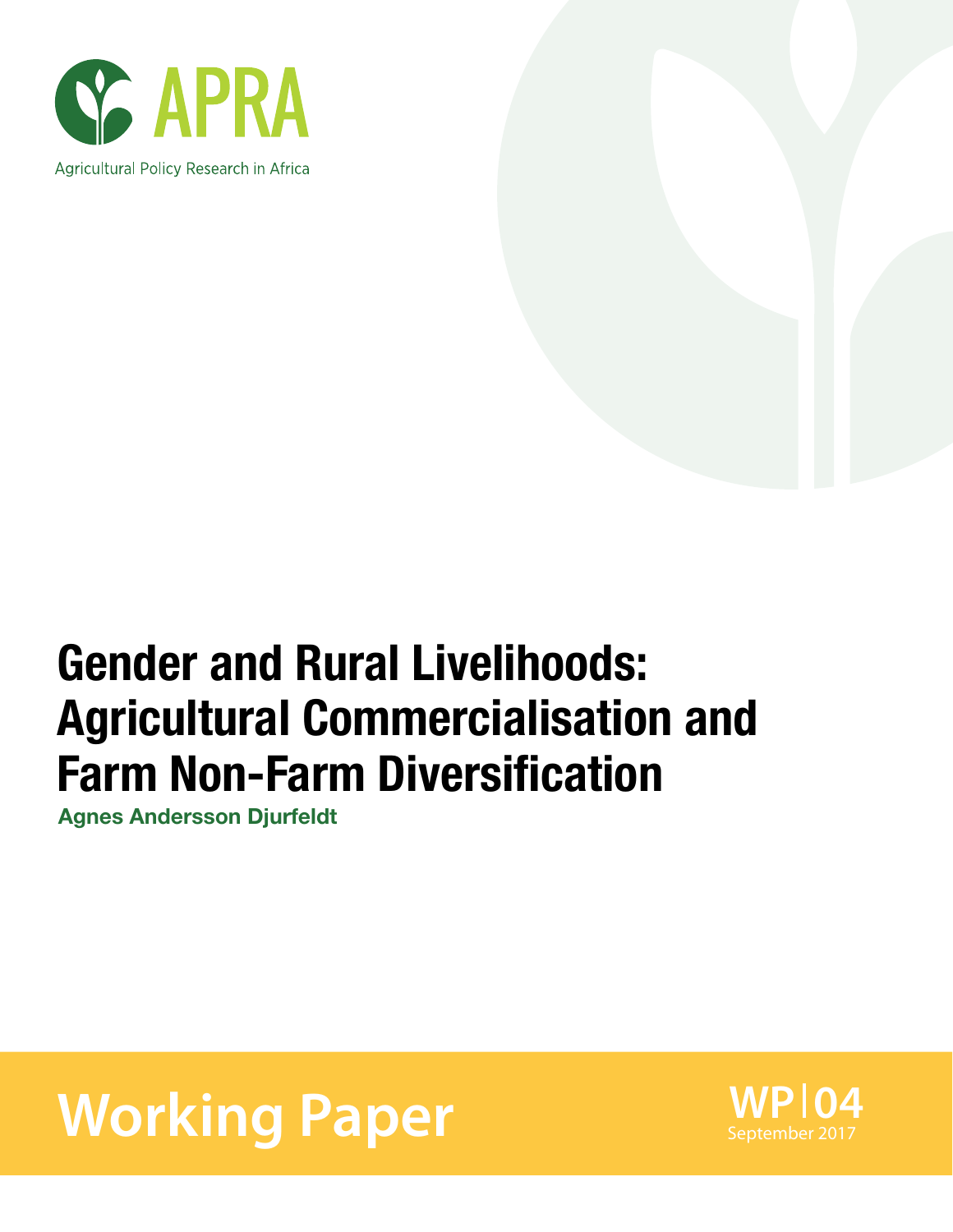APRA

Agricultural Policy Research in Africa

# Gender and Rural Livelihoods: Agricultural Commercialisation and Farm Non-Farm Diversification

**Agnes Andersson Djurfeldt**

Working Paper

WP|04

September 2017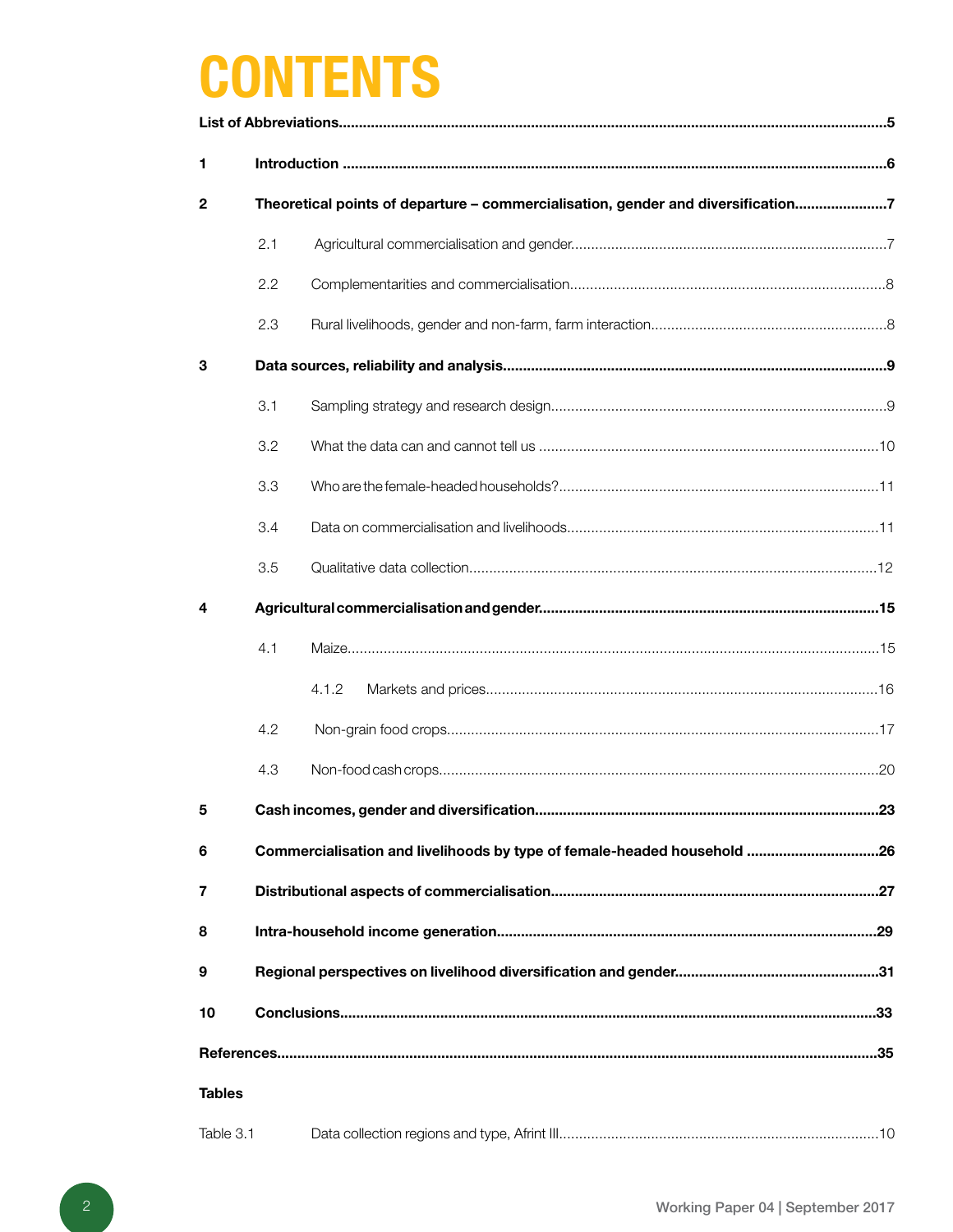# CONTENTS

**List of Abbreviations** ..... 5

**1 Introduction** ..... 6

**2 Theoretical points of departure – commercialisation, gender and diversification** ..... 7

- 2.1 Agricultural commercialisation and gender ..... 7
- 2.2 Complementarities and commercialisation ..... 8
- 2.3 Rural livelihoods, gender and non-farm, farm interaction ..... 8

**3 Data sources, reliability and analysis** ..... 9

- 3.1 Sampling strategy and research design ..... 9
- 3.2 What the data can and cannot tell us ..... 10
- 3.3 Who are the female-headed households? ..... 11
- 3.4 Data on commercialisation and livelihoods ..... 11
- 3.5 Qualitative data collection ..... 12

**4 Agricultural commercialisation and gender** ..... 15

- 4.1 Maize ..... 15
  - 4.1.2 Markets and prices ..... 16
- 4.2 Non-grain food crops ..... 17
- 4.3 Non-food cash crops ..... 20

**5 Cash incomes, gender and diversification** ..... 23

**6 Commercialisation and livelihoods by type of female-headed household** ..... 26

**7 Distributional aspects of commercialisation** ..... 27

**8 Intra-household income generation** ..... 29

**9 Regional perspectives on livelihood diversification and gender** ..... 31

**10 Conclusions** ..... 33

**References** ..... 35

**Tables**

Table 3.1 Data collection regions and type, Afrint III ..... 10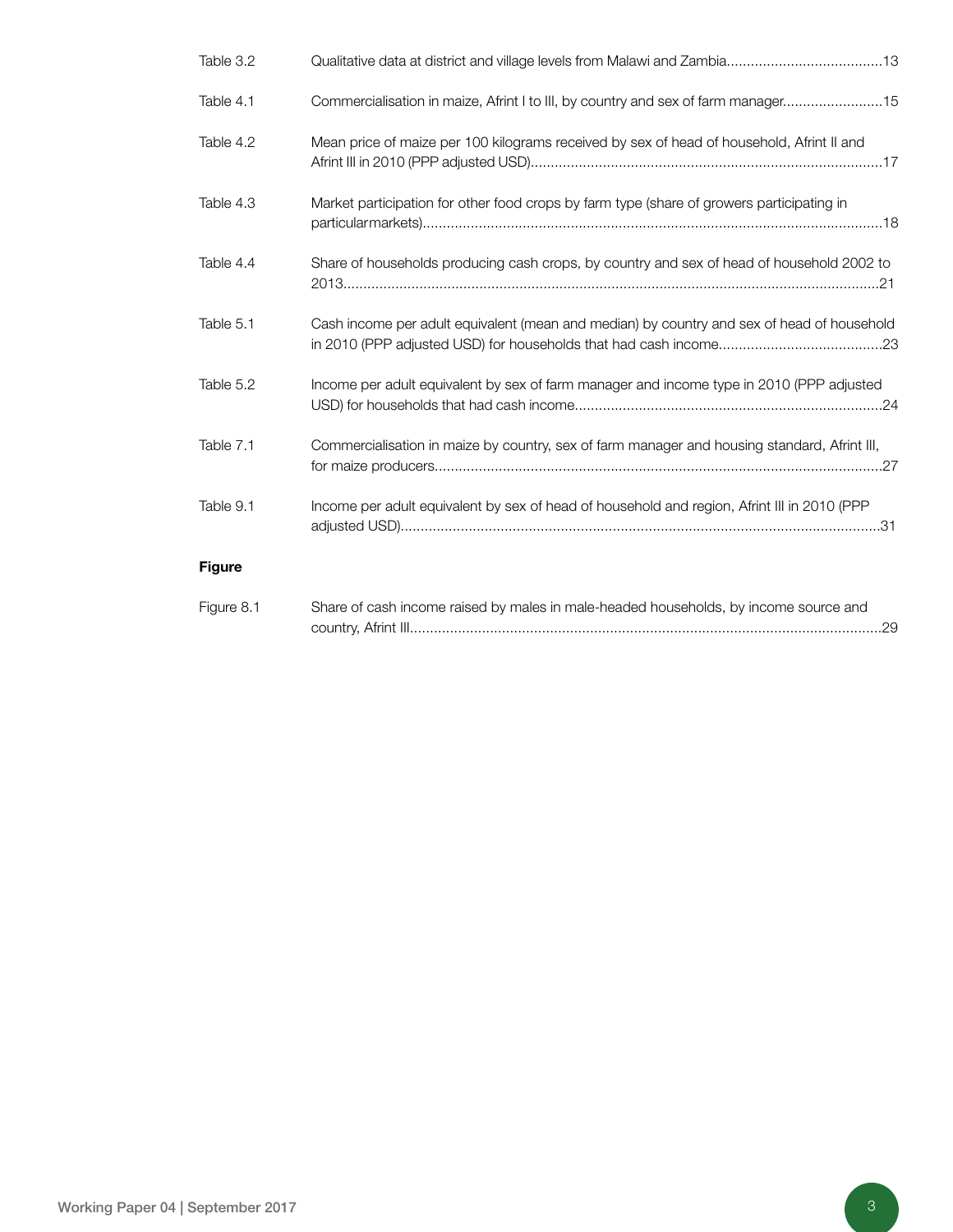| | | |
|---|---|---|
| Table 3.2 | Qualitative data at district and village levels from Malawi and Zambia | 13 |
| Table 4.1 | Commercialisation in maize, Afrint I to III, by country and sex of farm manager | 15 |
| Table 4.2 | Mean price of maize per 100 kilograms received by sex of head of household, Afrint II and Afrint III in 2010 (PPP adjusted USD) | 17 |
| Table 4.3 | Market participation for other food crops by farm type (share of growers participating in particularmarkets) | 18 |
| Table 4.4 | Share of households producing cash crops, by country and sex of head of household 2002 to 2013 | 21 |
| Table 5.1 | Cash income per adult equivalent (mean and median) by country and sex of head of household in 2010 (PPP adjusted USD) for households that had cash income | 23 |
| Table 5.2 | Income per adult equivalent by sex of farm manager and income type in 2010 (PPP adjusted USD) for households that had cash income | 24 |
| Table 7.1 | Commercialisation in maize by country, sex of farm manager and housing standard, Afrint III, for maize producers | 27 |
| Table 9.1 | Income per adult equivalent by sex of head of household and region, Afrint III in 2010 (PPP adjusted USD) | 31 |

**Figure**

| | | |
|---|---|---|
| Figure 8.1 | Share of cash income raised by males in male-headed households, by income source and country, Afrint III | 29 |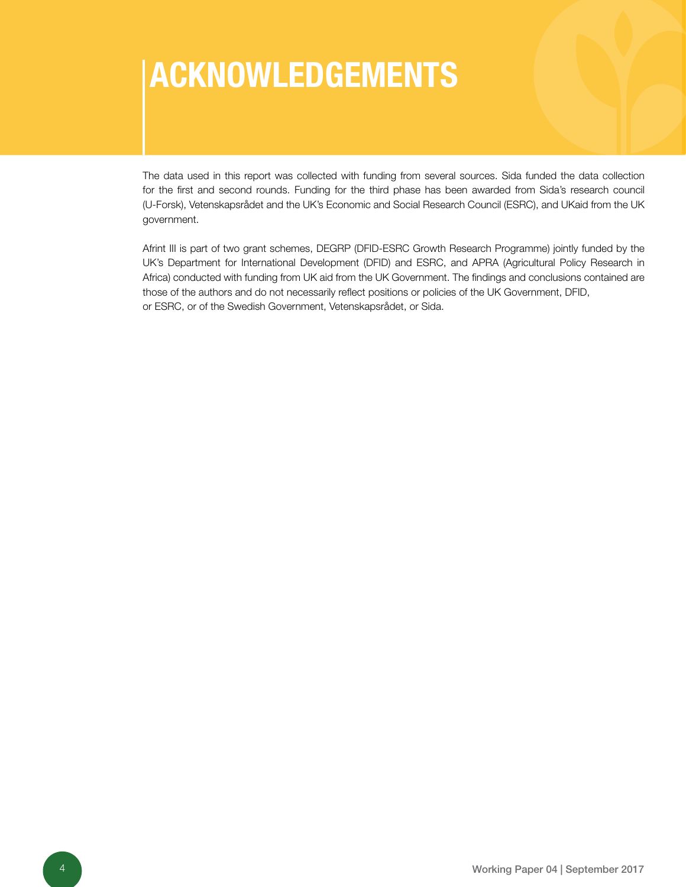# ACKNOWLEDGEMENTS

The data used in this report was collected with funding from several sources. Sida funded the data collection for the first and second rounds. Funding for the third phase has been awarded from Sida's research council (U-Forsk), Vetenskapsrådet and the UK's Economic and Social Research Council (ESRC), and UKaid from the UK government.

Afrint III is part of two grant schemes, DEGRP (DFID-ESRC Growth Research Programme) jointly funded by the UK's Department for International Development (DFID) and ESRC, and APRA (Agricultural Policy Research in Africa) conducted with funding from UK aid from the UK Government. The findings and conclusions contained are those of the authors and do not necessarily reflect positions or policies of the UK Government, DFID, or ESRC, or of the Swedish Government, Vetenskapsrådet, or Sida.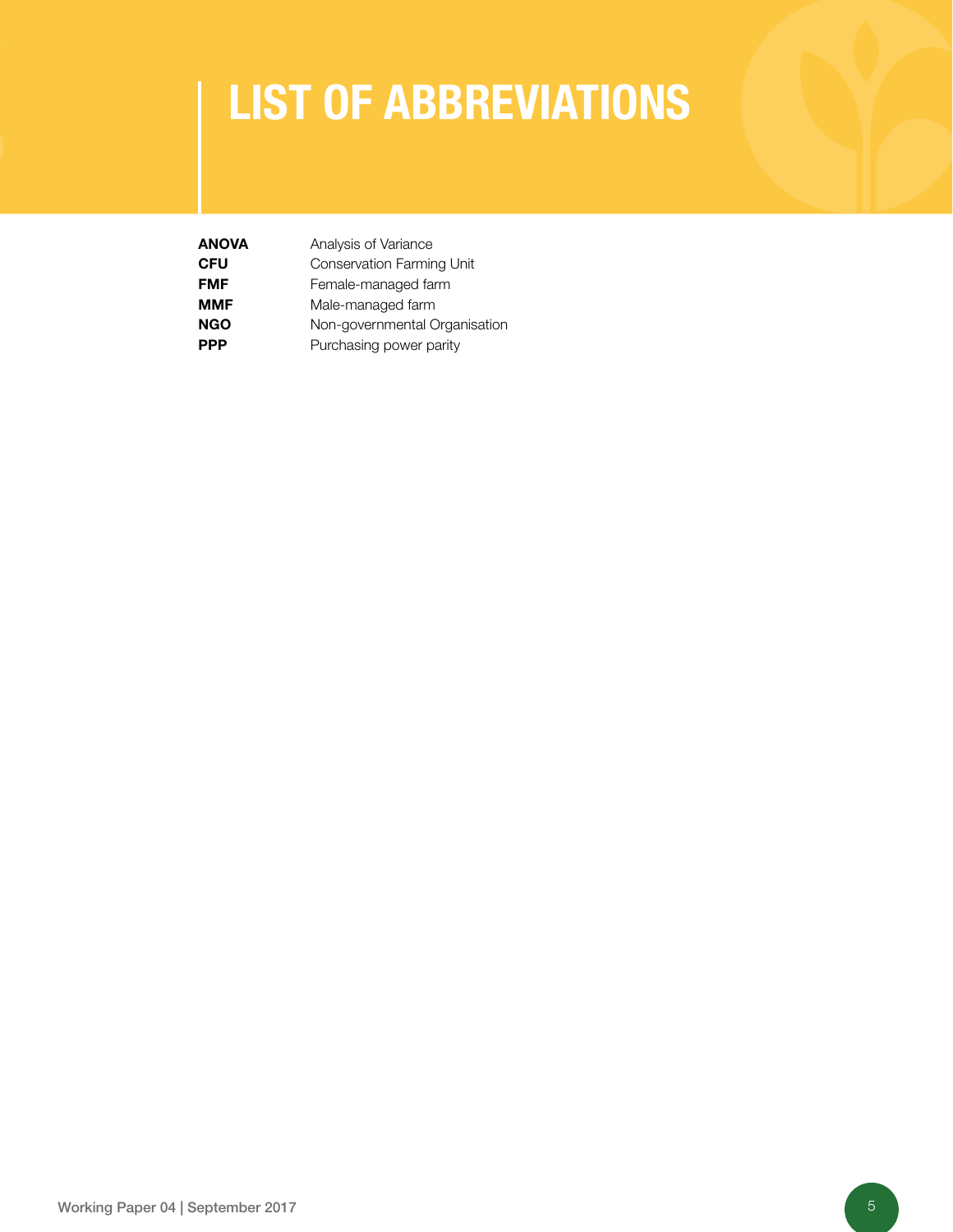# LIST OF ABBREVIATIONS

| | |
|---|---|
| **ANOVA** | Analysis of Variance |
| **CFU** | Conservation Farming Unit |
| **FMF** | Female-managed farm |
| **MMF** | Male-managed farm |
| **NGO** | Non-governmental Organisation |
| **PPP** | Purchasing power parity |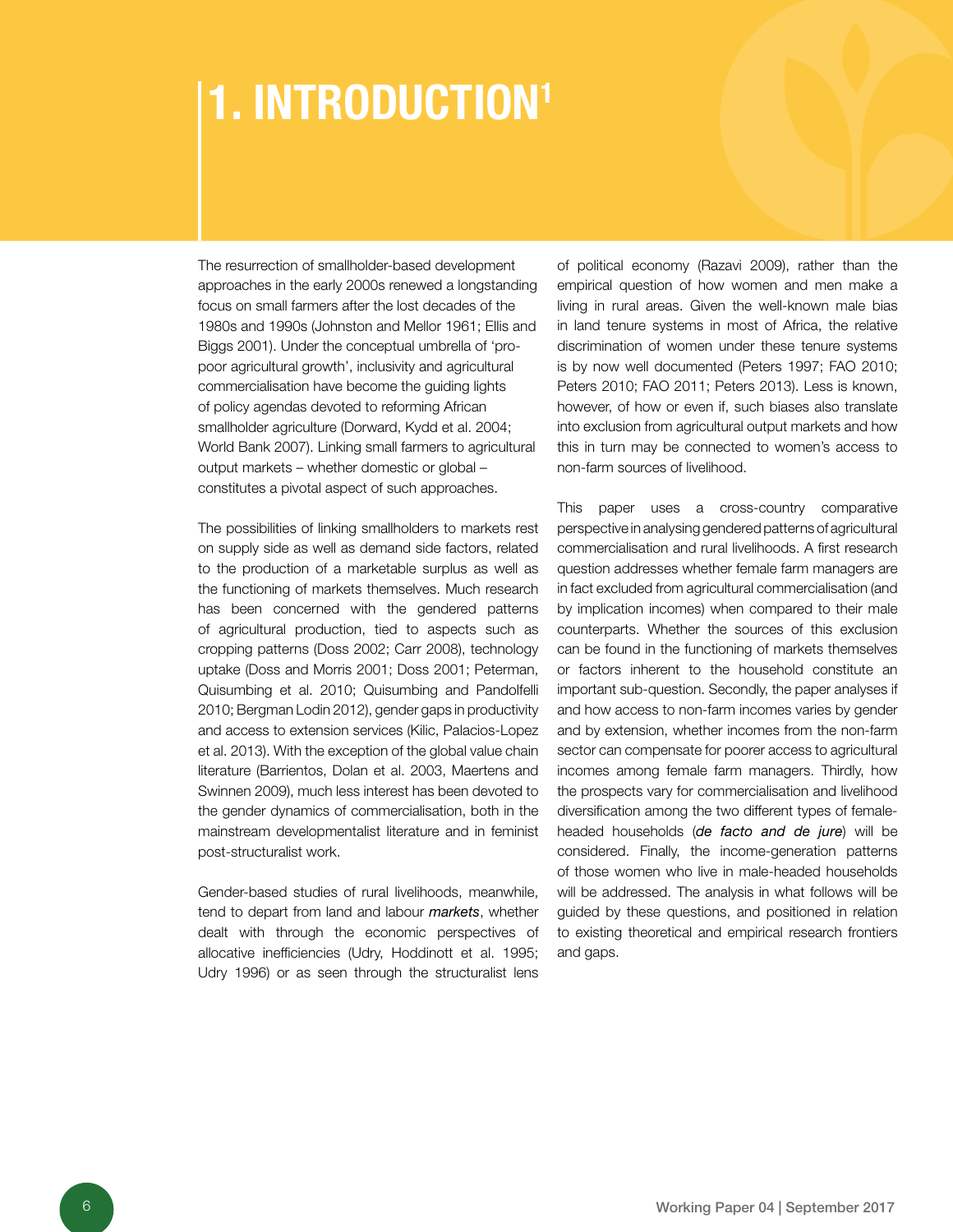# 1. INTRODUCTION[1]

The resurrection of smallholder-based development approaches in the early 2000s renewed a longstanding focus on small farmers after the lost decades of the 1980s and 1990s (Johnston and Mellor 1961; Ellis and Biggs 2001). Under the conceptual umbrella of 'pro-poor agricultural growth', inclusivity and agricultural commercialisation have become the guiding lights of policy agendas devoted to reforming African smallholder agriculture (Dorward, Kydd et al. 2004; World Bank 2007). Linking small farmers to agricultural output markets – whether domestic or global – constitutes a pivotal aspect of such approaches.

The possibilities of linking smallholders to markets rest on supply side as well as demand side factors, related to the production of a marketable surplus as well as the functioning of markets themselves. Much research has been concerned with the gendered patterns of agricultural production, tied to aspects such as cropping patterns (Doss 2002; Carr 2008), technology uptake (Doss and Morris 2001; Doss 2001; Peterman, Quisumbing et al. 2010; Quisumbing and Pandolfelli 2010; Bergman Lodin 2012), gender gaps in productivity and access to extension services (Kilic, Palacios-Lopez et al. 2013). With the exception of the global value chain literature (Barrientos, Dolan et al. 2003, Maertens and Swinnen 2009), much less interest has been devoted to the gender dynamics of commercialisation, both in the mainstream developmentalist literature and in feminist post-structuralist work.

Gender-based studies of rural livelihoods, meanwhile, tend to depart from land and labour ***markets***, whether dealt with through the economic perspectives of allocative inefficiencies (Udry, Hoddinott et al. 1995; Udry 1996) or as seen through the structuralist lens of political economy (Razavi 2009), rather than the empirical question of how women and men make a living in rural areas. Given the well-known male bias in land tenure systems in most of Africa, the relative discrimination of women under these tenure systems is by now well documented (Peters 1997; FAO 2010; Peters 2010; FAO 2011; Peters 2013). Less is known, however, of how or even if, such biases also translate into exclusion from agricultural output markets and how this in turn may be connected to women's access to non-farm sources of livelihood.

This paper uses a cross-country comparative perspective in analysing gendered patterns of agricultural commercialisation and rural livelihoods. A first research question addresses whether female farm managers are in fact excluded from agricultural commercialisation (and by implication incomes) when compared to their male counterparts. Whether the sources of this exclusion can be found in the functioning of markets themselves or factors inherent to the household constitute an important sub-question. Secondly, the paper analyses if and how access to non-farm incomes varies by gender and by extension, whether incomes from the non-farm sector can compensate for poorer access to agricultural incomes among female farm managers. Thirdly, how the prospects vary for commercialisation and livelihood diversification among the two different types of female-headed households (*de facto and de jure*) will be considered. Finally, the income-generation patterns of those women who live in male-headed households will be addressed. The analysis in what follows will be guided by these questions, and positioned in relation to existing theoretical and empirical research frontiers and gaps.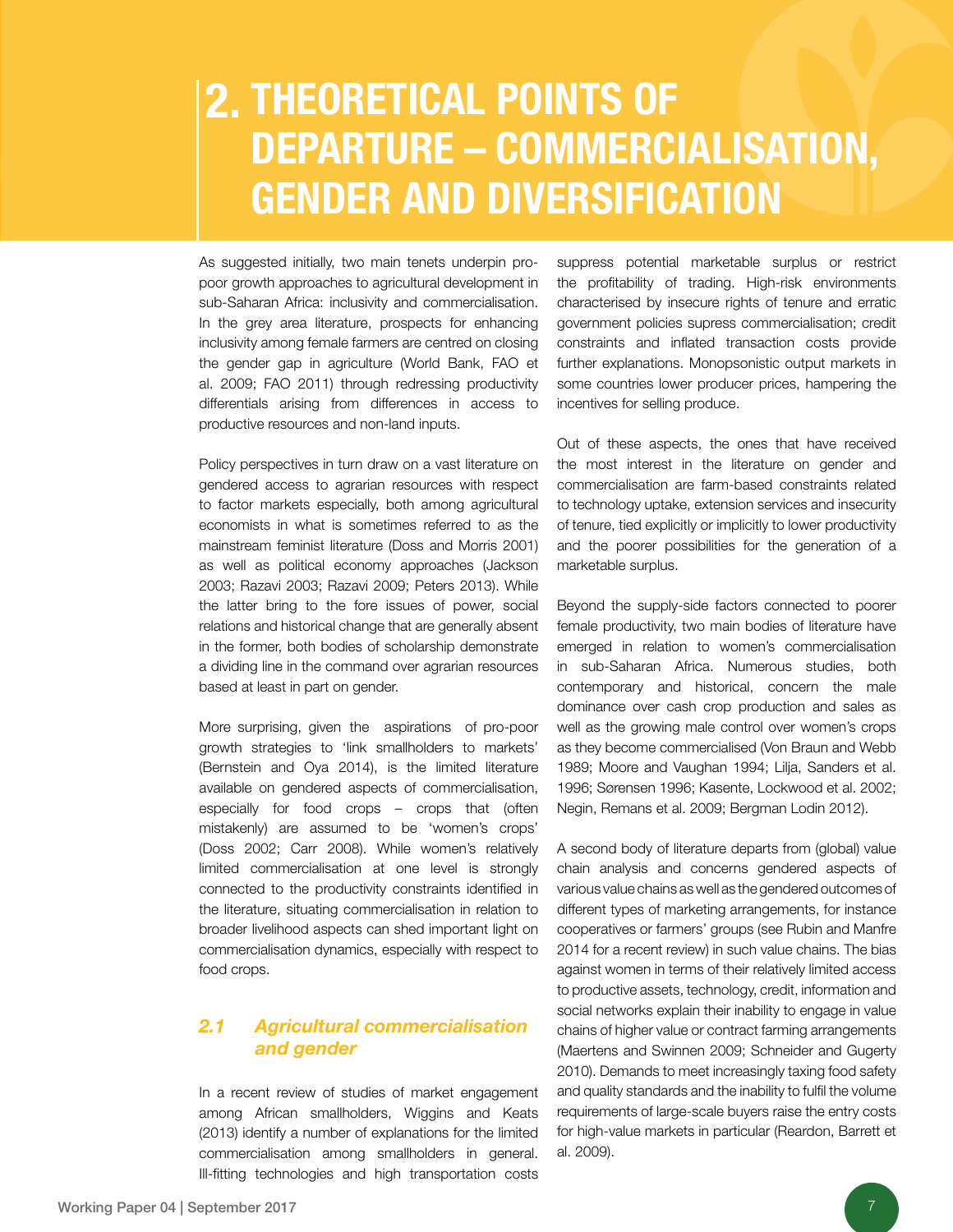# 2. THEORETICAL POINTS OF DEPARTURE – COMMERCIALISATION, GENDER AND DIVERSIFICATION

As suggested initially, two main tenets underpin pro-poor growth approaches to agricultural development in sub-Saharan Africa: inclusivity and commercialisation. In the grey area literature, prospects for enhancing inclusivity among female farmers are centred on closing the gender gap in agriculture (World Bank, FAO et al. 2009; FAO 2011) through redressing productivity differentials arising from differences in access to productive resources and non-land inputs.

Policy perspectives in turn draw on a vast literature on gendered access to agrarian resources with respect to factor markets especially, both among agricultural economists in what is sometimes referred to as the mainstream feminist literature (Doss and Morris 2001) as well as political economy approaches (Jackson 2003; Razavi 2003; Razavi 2009; Peters 2013). While the latter bring to the fore issues of power, social relations and historical change that are generally absent in the former, both bodies of scholarship demonstrate a dividing line in the command over agrarian resources based at least in part on gender.

More surprising, given the aspirations of pro-poor growth strategies to 'link smallholders to markets' (Bernstein and Oya 2014), is the limited literature available on gendered aspects of commercialisation, especially for food crops – crops that (often mistakenly) are assumed to be 'women's crops' (Doss 2002; Carr 2008). While women's relatively limited commercialisation at one level is strongly connected to the productivity constraints identified in the literature, situating commercialisation in relation to broader livelihood aspects can shed important light on commercialisation dynamics, especially with respect to food crops.

## *2.1 Agricultural commercialisation and gender*

In a recent review of studies of market engagement among African smallholders, Wiggins and Keats (2013) identify a number of explanations for the limited commercialisation among smallholders in general. Ill-fitting technologies and high transportation costs suppress potential marketable surplus or restrict the profitability of trading. High-risk environments characterised by insecure rights of tenure and erratic government policies supress commercialisation; credit constraints and inflated transaction costs provide further explanations. Monopsonistic output markets in some countries lower producer prices, hampering the incentives for selling produce.

Out of these aspects, the ones that have received the most interest in the literature on gender and commercialisation are farm-based constraints related to technology uptake, extension services and insecurity of tenure, tied explicitly or implicitly to lower productivity and the poorer possibilities for the generation of a marketable surplus.

Beyond the supply-side factors connected to poorer female productivity, two main bodies of literature have emerged in relation to women's commercialisation in sub-Saharan Africa. Numerous studies, both contemporary and historical, concern the male dominance over cash crop production and sales as well as the growing male control over women's crops as they become commercialised (Von Braun and Webb 1989; Moore and Vaughan 1994; Lilja, Sanders et al. 1996; Sørensen 1996; Kasente, Lockwood et al. 2002; Negin, Remans et al. 2009; Bergman Lodin 2012).

A second body of literature departs from (global) value chain analysis and concerns gendered aspects of various value chains as well as the gendered outcomes of different types of marketing arrangements, for instance cooperatives or farmers' groups (see Rubin and Manfre 2014 for a recent review) in such value chains. The bias against women in terms of their relatively limited access to productive assets, technology, credit, information and social networks explain their inability to engage in value chains of higher value or contract farming arrangements (Maertens and Swinnen 2009; Schneider and Gugerty 2010). Demands to meet increasingly taxing food safety and quality standards and the inability to fulfil the volume requirements of large-scale buyers raise the entry costs for high-value markets in particular (Reardon, Barrett et al. 2009).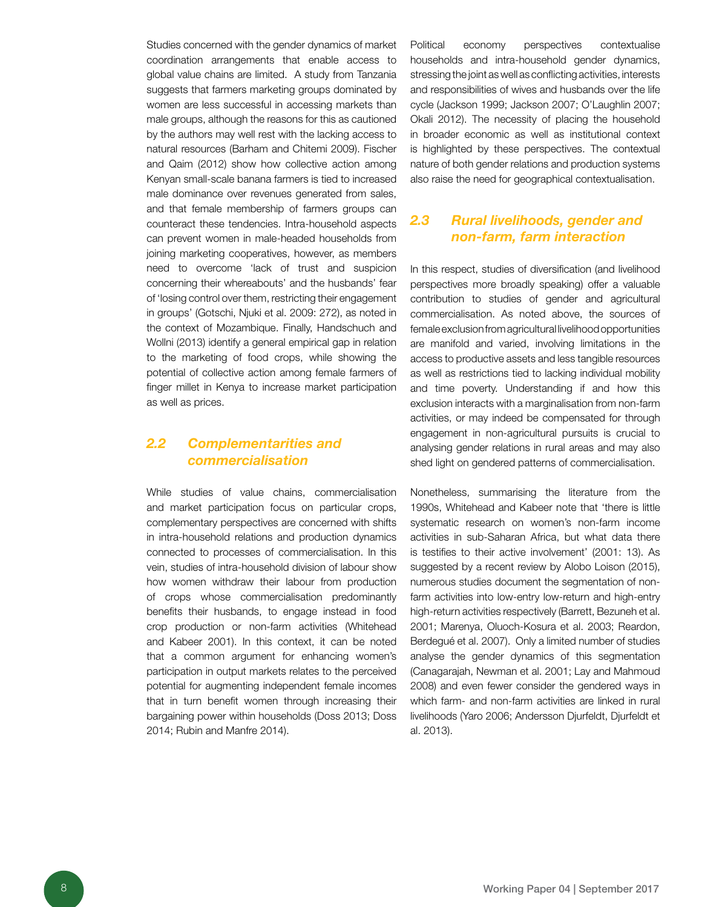Studies concerned with the gender dynamics of market coordination arrangements that enable access to global value chains are limited. A study from Tanzania suggests that farmers marketing groups dominated by women are less successful in accessing markets than male groups, although the reasons for this as cautioned by the authors may well rest with the lacking access to natural resources (Barham and Chitemi 2009). Fischer and Qaim (2012) show how collective action among Kenyan small-scale banana farmers is tied to increased male dominance over revenues generated from sales, and that female membership of farmers groups can counteract these tendencies. Intra-household aspects can prevent women in male-headed households from joining marketing cooperatives, however, as members need to overcome 'lack of trust and suspicion concerning their whereabouts' and the husbands' fear of 'losing control over them, restricting their engagement in groups' (Gotschi, Njuki et al. 2009: 272), as noted in the context of Mozambique. Finally, Handschuch and Wollni (2013) identify a general empirical gap in relation to the marketing of food crops, while showing the potential of collective action among female farmers of finger millet in Kenya to increase market participation as well as prices.

## 2.2 Complementarities and commercialisation

While studies of value chains, commercialisation and market participation focus on particular crops, complementary perspectives are concerned with shifts in intra-household relations and production dynamics connected to processes of commercialisation. In this vein, studies of intra-household division of labour show how women withdraw their labour from production of crops whose commercialisation predominantly benefits their husbands, to engage instead in food crop production or non-farm activities (Whitehead and Kabeer 2001). In this context, it can be noted that a common argument for enhancing women's participation in output markets relates to the perceived potential for augmenting independent female incomes that in turn benefit women through increasing their bargaining power within households (Doss 2013; Doss 2014; Rubin and Manfre 2014).

Political economy perspectives contextualise households and intra-household gender dynamics, stressing the joint as well as conflicting activities, interests and responsibilities of wives and husbands over the life cycle (Jackson 1999; Jackson 2007; O'Laughlin 2007; Okali 2012). The necessity of placing the household in broader economic as well as institutional context is highlighted by these perspectives. The contextual nature of both gender relations and production systems also raise the need for geographical contextualisation.

## 2.3 Rural livelihoods, gender and non-farm, farm interaction

In this respect, studies of diversification (and livelihood perspectives more broadly speaking) offer a valuable contribution to studies of gender and agricultural commercialisation. As noted above, the sources of female exclusion from agricultural livelihood opportunities are manifold and varied, involving limitations in the access to productive assets and less tangible resources as well as restrictions tied to lacking individual mobility and time poverty. Understanding if and how this exclusion interacts with a marginalisation from non-farm activities, or may indeed be compensated for through engagement in non-agricultural pursuits is crucial to analysing gender relations in rural areas and may also shed light on gendered patterns of commercialisation.

Nonetheless, summarising the literature from the 1990s, Whitehead and Kabeer note that 'there is little systematic research on women's non-farm income activities in sub-Saharan Africa, but what data there is testifies to their active involvement' (2001: 13). As suggested by a recent review by Alobo Loison (2015), numerous studies document the segmentation of non-farm activities into low-entry low-return and high-entry high-return activities respectively (Barrett, Bezuneh et al. 2001; Marenya, Oluoch-Kosura et al. 2003; Reardon, Berdegué et al. 2007). Only a limited number of studies analyse the gender dynamics of this segmentation (Canagarajah, Newman et al. 2001; Lay and Mahmoud 2008) and even fewer consider the gendered ways in which farm- and non-farm activities are linked in rural livelihoods (Yaro 2006; Andersson Djurfeldt, Djurfeldt et al. 2013).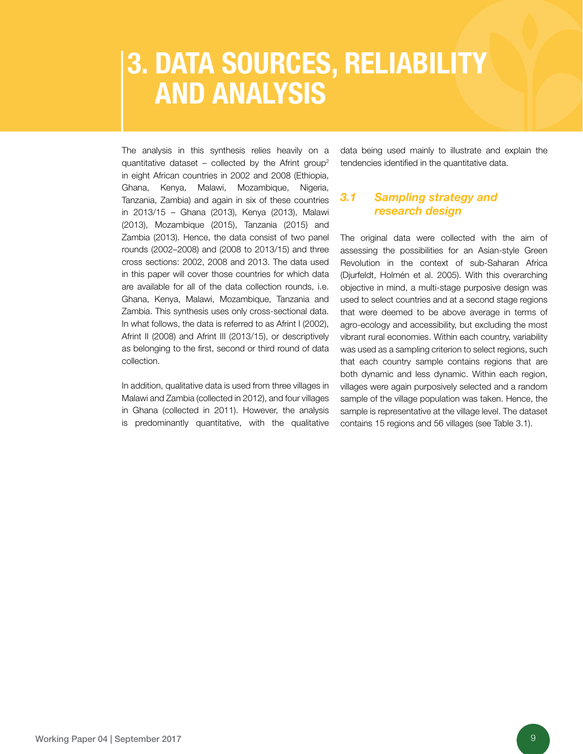# 3. DATA SOURCES, RELIABILITY AND ANALYSIS

The analysis in this synthesis relies heavily on a quantitative dataset – collected by the Afrint group[2] in eight African countries in 2002 and 2008 (Ethiopia, Ghana, Kenya, Malawi, Mozambique, Nigeria, Tanzania, Zambia) and again in six of these countries in 2013/15 – Ghana (2013), Kenya (2013), Malawi (2013), Mozambique (2015), Tanzania (2015) and Zambia (2013). Hence, the data consist of two panel rounds (2002–2008) and (2008 to 2013/15) and three cross sections: 2002, 2008 and 2013. The data used in this paper will cover those countries for which data are available for all of the data collection rounds, i.e. Ghana, Kenya, Malawi, Mozambique, Tanzania and Zambia. This synthesis uses only cross-sectional data. In what follows, the data is referred to as Afrint I (2002), Afrint II (2008) and Afrint III (2013/15), or descriptively as belonging to the first, second or third round of data collection.

In addition, qualitative data is used from three villages in Malawi and Zambia (collected in 2012), and four villages in Ghana (collected in 2011). However, the analysis is predominantly quantitative, with the qualitative data being used mainly to illustrate and explain the tendencies identified in the quantitative data.

## 3.1 Sampling strategy and research design

The original data were collected with the aim of assessing the possibilities for an Asian-style Green Revolution in the context of sub-Saharan Africa (Djurfeldt, Holmén et al. 2005). With this overarching objective in mind, a multi-stage purposive design was used to select countries and at a second stage regions that were deemed to be above average in terms of agro-ecology and accessibility, but excluding the most vibrant rural economies. Within each country, variability was used as a sampling criterion to select regions, such that each country sample contains regions that are both dynamic and less dynamic. Within each region, villages were again purposively selected and a random sample of the village population was taken. Hence, the sample is representative at the village level. The dataset contains 15 regions and 56 villages (see Table 3.1).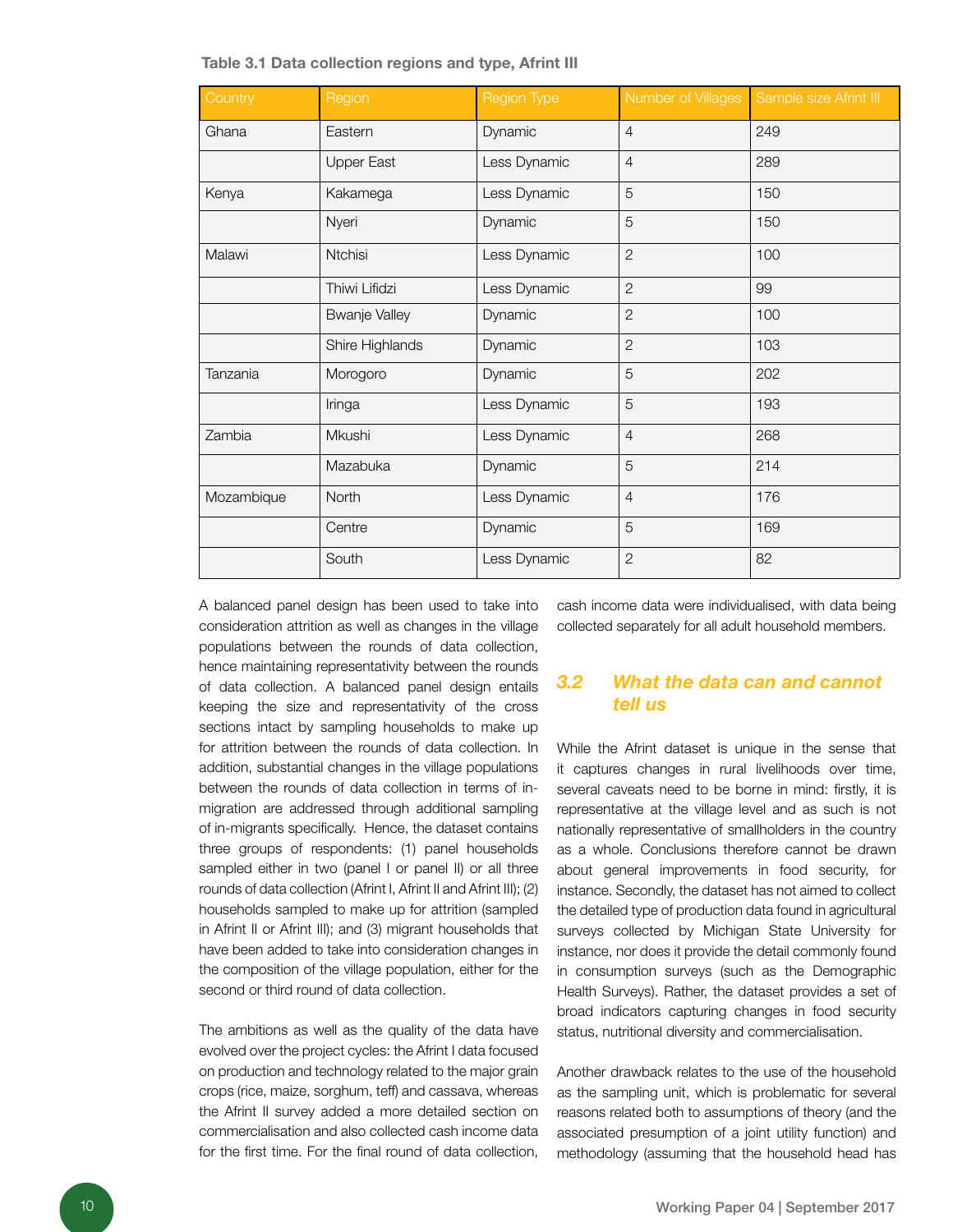**Table 3.1 Data collection regions and type, Afrint III**

| Country | Region | Region Type | Number of Villages | Sample size Afrint III |
|---|---|---|---|---|
| Ghana | Eastern | Dynamic | 4 | 249 |
| | Upper East | Less Dynamic | 4 | 289 |
| Kenya | Kakamega | Less Dynamic | 5 | 150 |
| | Nyeri | Dynamic | 5 | 150 |
| Malawi | Ntchisi | Less Dynamic | 2 | 100 |
| | Thiwi Lifidzi | Less Dynamic | 2 | 99 |
| | Bwanje Valley | Dynamic | 2 | 100 |
| | Shire Highlands | Dynamic | 2 | 103 |
| Tanzania | Morogoro | Dynamic | 5 | 202 |
| | Iringa | Less Dynamic | 5 | 193 |
| Zambia | Mkushi | Less Dynamic | 4 | 268 |
| | Mazabuka | Dynamic | 5 | 214 |
| Mozambique | North | Less Dynamic | 4 | 176 |
| | Centre | Dynamic | 5 | 169 |
| | South | Less Dynamic | 2 | 82 |

A balanced panel design has been used to take into consideration attrition as well as changes in the village populations between the rounds of data collection, hence maintaining representativity between the rounds of data collection. A balanced panel design entails keeping the size and representativity of the cross sections intact by sampling households to make up for attrition between the rounds of data collection. In addition, substantial changes in the village populations between the rounds of data collection in terms of in-migration are addressed through additional sampling of in-migrants specifically. Hence, the dataset contains three groups of respondents: (1) panel households sampled either in two (panel I or panel II) or all three rounds of data collection (Afrint I, Afrint II and Afrint III); (2) households sampled to make up for attrition (sampled in Afrint II or Afrint III); and (3) migrant households that have been added to take into consideration changes in the composition of the village population, either for the second or third round of data collection.

The ambitions as well as the quality of the data have evolved over the project cycles: the Afrint I data focused on production and technology related to the major grain crops (rice, maize, sorghum, teff) and cassava, whereas the Afrint II survey added a more detailed section on commercialisation and also collected cash income data for the first time. For the final round of data collection, cash income data were individualised, with data being collected separately for all adult household members.

## 3.2 What the data can and cannot tell us

While the Afrint dataset is unique in the sense that it captures changes in rural livelihoods over time, several caveats need to be borne in mind: firstly, it is representative at the village level and as such is not nationally representative of smallholders in the country as a whole. Conclusions therefore cannot be drawn about general improvements in food security, for instance. Secondly, the dataset has not aimed to collect the detailed type of production data found in agricultural surveys collected by Michigan State University for instance, nor does it provide the detail commonly found in consumption surveys (such as the Demographic Health Surveys). Rather, the dataset provides a set of broad indicators capturing changes in food security status, nutritional diversity and commercialisation.

Another drawback relates to the use of the household as the sampling unit, which is problematic for several reasons related both to assumptions of theory (and the associated presumption of a joint utility function) and methodology (assuming that the household head has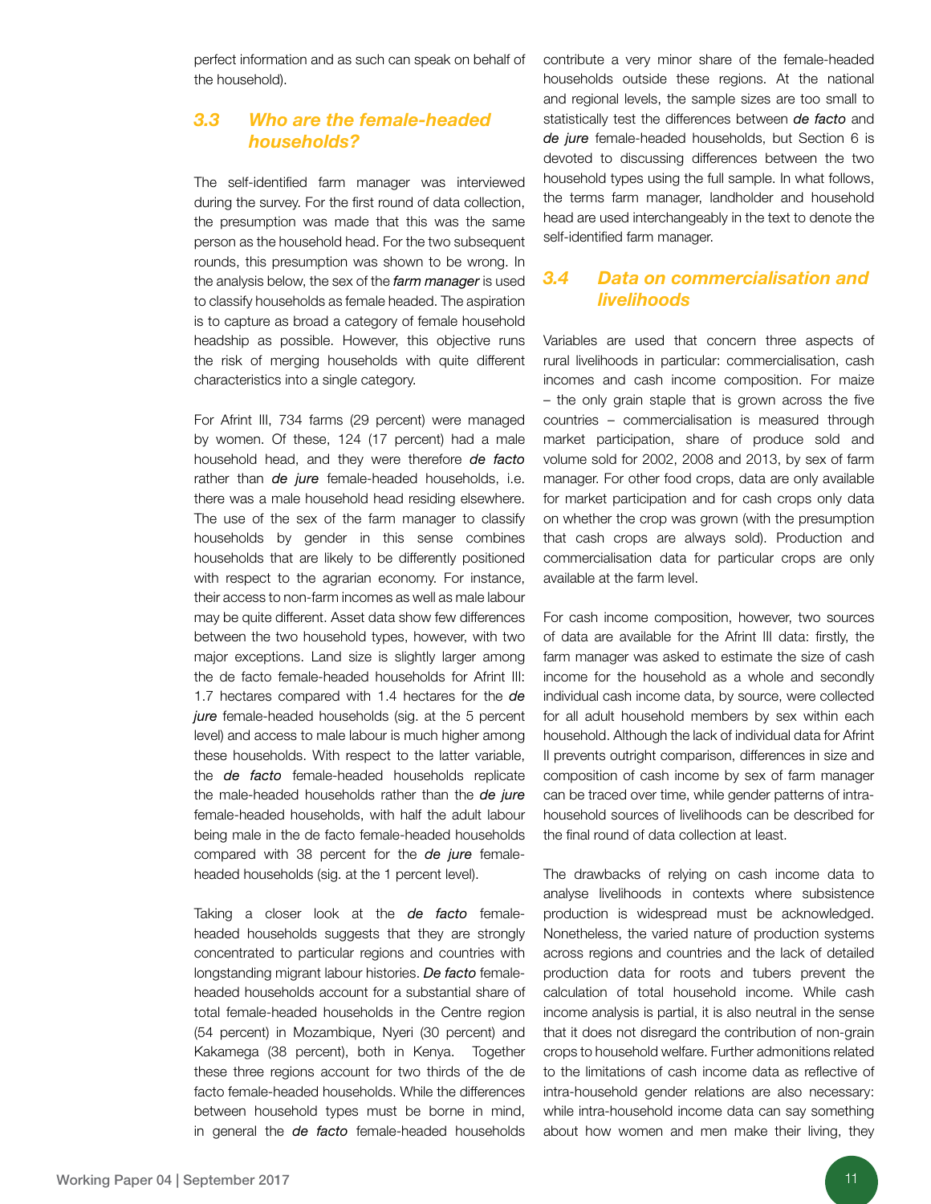perfect information and as such can speak on behalf of the household).

### 3.3 Who are the female-headed households?

The self-identified farm manager was interviewed during the survey. For the first round of data collection, the presumption was made that this was the same person as the household head. For the two subsequent rounds, this presumption was shown to be wrong. In the analysis below, the sex of the *farm manager* is used to classify households as female headed. The aspiration is to capture as broad a category of female household headship as possible. However, this objective runs the risk of merging households with quite different characteristics into a single category.

For Afrint III, 734 farms (29 percent) were managed by women. Of these, 124 (17 percent) had a male household head, and they were therefore ***de facto*** rather than ***de jure*** female-headed households, i.e. there was a male household head residing elsewhere. The use of the sex of the farm manager to classify households by gender in this sense combines households that are likely to be differently positioned with respect to the agrarian economy. For instance, their access to non-farm incomes as well as male labour may be quite different. Asset data show few differences between the two household types, however, with two major exceptions. Land size is slightly larger among the de facto female-headed households for Afrint III: 1.7 hectares compared with 1.4 hectares for the ***de jure*** female-headed households (sig. at the 5 percent level) and access to male labour is much higher among these households. With respect to the latter variable, the ***de facto*** female-headed households replicate the male-headed households rather than the ***de jure*** female-headed households, with half the adult labour being male in the de facto female-headed households compared with 38 percent for the ***de jure*** female-headed households (sig. at the 1 percent level).

Taking a closer look at the ***de facto*** female-headed households suggests that they are strongly concentrated to particular regions and countries with longstanding migrant labour histories. ***De facto*** female-headed households account for a substantial share of total female-headed households in the Centre region (54 percent) in Mozambique, Nyeri (30 percent) and Kakamega (38 percent), both in Kenya. Together these three regions account for two thirds of the de facto female-headed households. While the differences between household types must be borne in mind, in general the ***de facto*** female-headed households contribute a very minor share of the female-headed households outside these regions. At the national and regional levels, the sample sizes are too small to statistically test the differences between ***de facto*** and ***de jure*** female-headed households, but Section 6 is devoted to discussing differences between the two household types using the full sample. In what follows, the terms farm manager, landholder and household head are used interchangeably in the text to denote the self-identified farm manager.

### 3.4 Data on commercialisation and livelihoods

Variables are used that concern three aspects of rural livelihoods in particular: commercialisation, cash incomes and cash income composition. For maize – the only grain staple that is grown across the five countries – commercialisation is measured through market participation, share of produce sold and volume sold for 2002, 2008 and 2013, by sex of farm manager. For other food crops, data are only available for market participation and for cash crops only data on whether the crop was grown (with the presumption that cash crops are always sold). Production and commercialisation data for particular crops are only available at the farm level.

For cash income composition, however, two sources of data are available for the Afrint III data: firstly, the farm manager was asked to estimate the size of cash income for the household as a whole and secondly individual cash income data, by source, were collected for all adult household members by sex within each household. Although the lack of individual data for Afrint II prevents outright comparison, differences in size and composition of cash income by sex of farm manager can be traced over time, while gender patterns of intra-household sources of livelihoods can be described for the final round of data collection at least.

The drawbacks of relying on cash income data to analyse livelihoods in contexts where subsistence production is widespread must be acknowledged. Nonetheless, the varied nature of production systems across regions and countries and the lack of detailed production data for roots and tubers prevent the calculation of total household income. While cash income analysis is partial, it is also neutral in the sense that it does not disregard the contribution of non-grain crops to household welfare. Further admonitions related to the limitations of cash income data as reflective of intra-household gender relations are also necessary: while intra-household income data can say something about how women and men make their living, they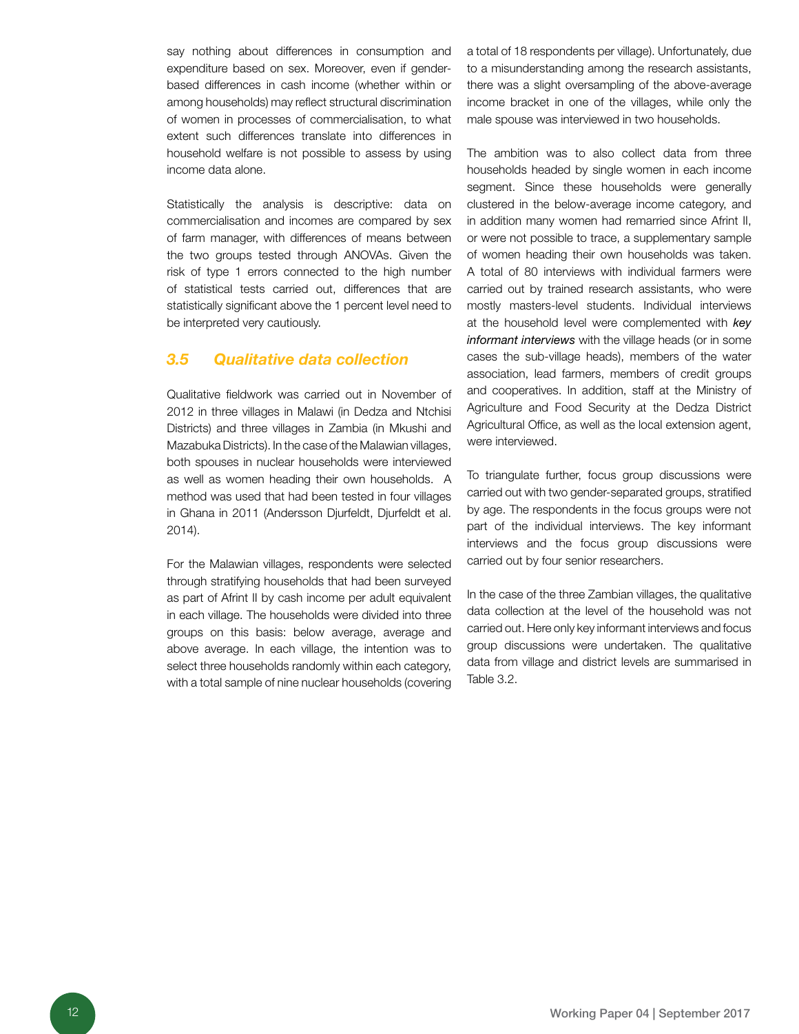say nothing about differences in consumption and expenditure based on sex. Moreover, even if gender-based differences in cash income (whether within or among households) may reflect structural discrimination of women in processes of commercialisation, to what extent such differences translate into differences in household welfare is not possible to assess by using income data alone.

Statistically the analysis is descriptive: data on commercialisation and incomes are compared by sex of farm manager, with differences of means between the two groups tested through ANOVAs. Given the risk of type 1 errors connected to the high number of statistical tests carried out, differences that are statistically significant above the 1 percent level need to be interpreted very cautiously.

## 3.5 Qualitative data collection

Qualitative fieldwork was carried out in November of 2012 in three villages in Malawi (in Dedza and Ntchisi Districts) and three villages in Zambia (in Mkushi and Mazabuka Districts). In the case of the Malawian villages, both spouses in nuclear households were interviewed as well as women heading their own households. A method was used that had been tested in four villages in Ghana in 2011 (Andersson Djurfeldt, Djurfeldt et al. 2014).

For the Malawian villages, respondents were selected through stratifying households that had been surveyed as part of Afrint II by cash income per adult equivalent in each village. The households were divided into three groups on this basis: below average, average and above average. In each village, the intention was to select three households randomly within each category, with a total sample of nine nuclear households (covering a total of 18 respondents per village). Unfortunately, due to a misunderstanding among the research assistants, there was a slight oversampling of the above-average income bracket in one of the villages, while only the male spouse was interviewed in two households.

The ambition was to also collect data from three households headed by single women in each income segment. Since these households were generally clustered in the below-average income category, and in addition many women had remarried since Afrint II, or were not possible to trace, a supplementary sample of women heading their own households was taken. A total of 80 interviews with individual farmers were carried out by trained research assistants, who were mostly masters-level students. Individual interviews at the household level were complemented with ***key informant interviews*** with the village heads (or in some cases the sub-village heads), members of the water association, lead farmers, members of credit groups and cooperatives. In addition, staff at the Ministry of Agriculture and Food Security at the Dedza District Agricultural Office, as well as the local extension agent, were interviewed.

To triangulate further, focus group discussions were carried out with two gender-separated groups, stratified by age. The respondents in the focus groups were not part of the individual interviews. The key informant interviews and the focus group discussions were carried out by four senior researchers.

In the case of the three Zambian villages, the qualitative data collection at the level of the household was not carried out. Here only key informant interviews and focus group discussions were undertaken. The qualitative data from village and district levels are summarised in Table 3.2.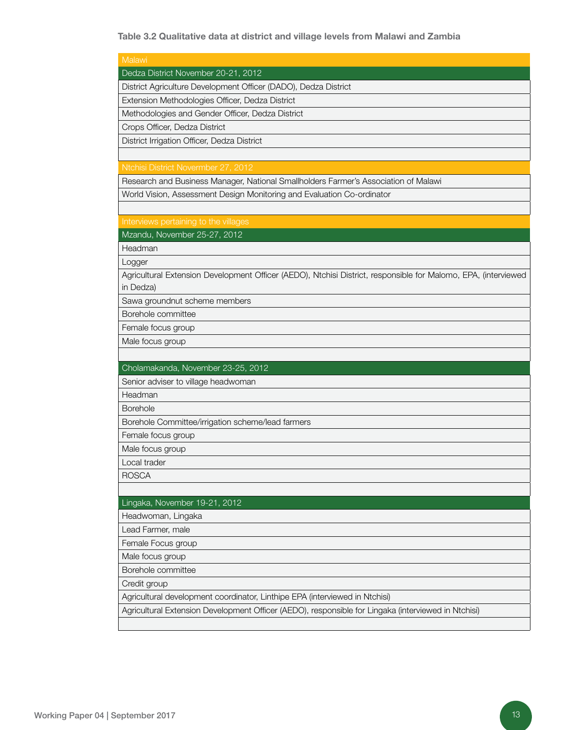**Table 3.2 Qualitative data at district and village levels from Malawi and Zambia**

| Malawi |
|---|
| Dedza District November 20-21, 2012 |
| District Agriculture Development Officer (DADO), Dedza District |
| Extension Methodologies Officer, Dedza District |
| Methodologies and Gender Officer, Dedza District |
| Crops Officer, Dedza District |
| District Irrigation Officer, Dedza District |
| |
| Ntchisi District Novermber 27, 2012 |
| Research and Business Manager, National Smallholders Farmer's Association of Malawi |
| World Vision, Assessment Design Monitoring and Evaluation Co-ordinator |
| |
| Interviews pertaining to the villages |
| Mzandu, November 25-27, 2012 |
| Headman |
| Logger |
| Agricultural Extension Development Officer (AEDO), Ntchisi District, responsible for Malomo, EPA, (interviewed in Dedza) |
| Sawa groundnut scheme members |
| Borehole committee |
| Female focus group |
| Male focus group |
| |
| Cholamakanda, November 23-25, 2012 |
| Senior adviser to village headwoman |
| Headman |
| Borehole |
| Borehole Committee/irrigation scheme/lead farmers |
| Female focus group |
| Male focus group |
| Local trader |
| ROSCA |
| |
| Lingaka, November 19-21, 2012 |
| Headwoman, Lingaka |
| Lead Farmer, male |
| Female Focus group |
| Male focus group |
| Borehole committee |
| Credit group |
| Agricultural development coordinator, Linthipe EPA (interviewed in Ntchisi) |
| Agricultural Extension Development Officer (AEDO), responsible for Lingaka (interviewed in Ntchisi) |
| |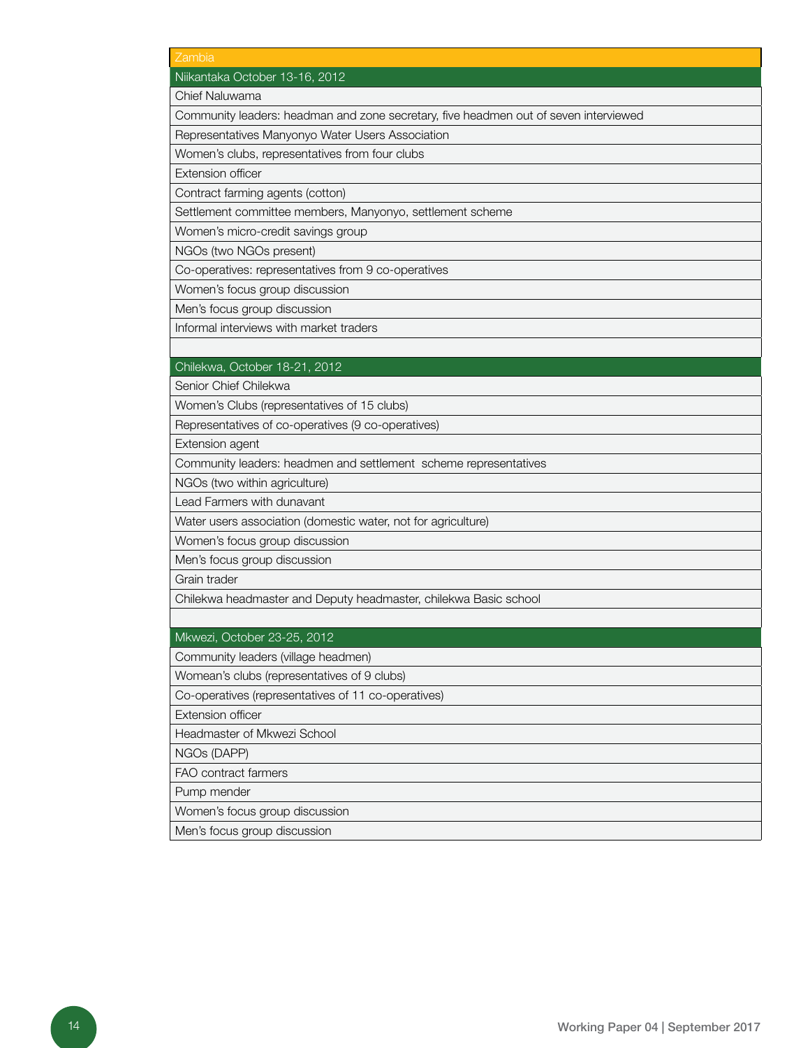| Zambia |
|---|
| **Niikantaka October 13-16, 2012** |
| Chief Naluwama |
| Community leaders: headman and zone secretary, five headmen out of seven interviewed |
| Representatives Manyonyo Water Users Association |
| Women's clubs, representatives from four clubs |
| Extension officer |
| Contract farming agents (cotton) |
| Settlement committee members, Manyonyo, settlement scheme |
| Women's micro-credit savings group |
| NGOs (two NGOs present) |
| Co-operatives: representatives from 9 co-operatives |
| Women's focus group discussion |
| Men's focus group discussion |
| Informal interviews with market traders |
| |
| **Chilekwa, October 18-21, 2012** |
| Senior Chief Chilekwa |
| Women's Clubs (representatives of 15 clubs) |
| Representatives of co-operatives (9 co-operatives) |
| Extension agent |
| Community leaders: headmen and settlement scheme representatives |
| NGOs (two within agriculture) |
| Lead Farmers with dunavant |
| Water users association (domestic water, not for agriculture) |
| Women's focus group discussion |
| Men's focus group discussion |
| Grain trader |
| Chilekwa headmaster and Deputy headmaster, chilekwa Basic school |
| |
| **Mkwezi, October 23-25, 2012** |
| Community leaders (village headmen) |
| Womean's clubs (representatives of 9 clubs) |
| Co-operatives (representatives of 11 co-operatives) |
| Extension officer |
| Headmaster of Mkwezi School |
| NGOs (DAPP) |
| FAO contract farmers |
| Pump mender |
| Women's focus group discussion |
| Men's focus group discussion |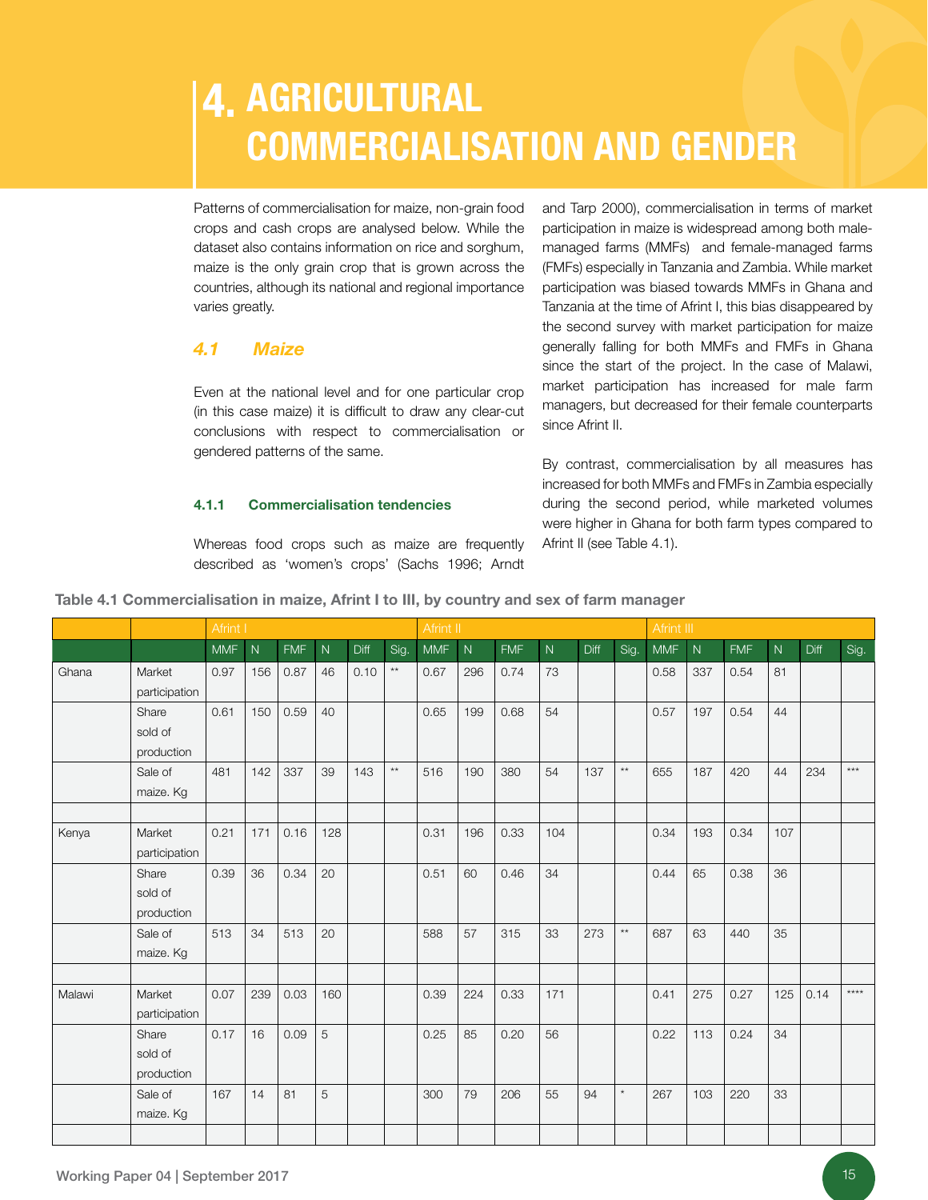# 4. AGRICULTURAL COMMERCIALISATION AND GENDER

Patterns of commercialisation for maize, non-grain food crops and cash crops are analysed below. While the dataset also contains information on rice and sorghum, maize is the only grain crop that is grown across the countries, although its national and regional importance varies greatly.

## *4.1 Maize*

Even at the national level and for one particular crop (in this case maize) it is difficult to draw any clear-cut conclusions with respect to commercialisation or gendered patterns of the same.

### 4.1.1 Commercialisation tendencies

Whereas food crops such as maize are frequently described as 'women's crops' (Sachs 1996; Arndt and Tarp 2000), commercialisation in terms of market participation in maize is widespread among both male-managed farms (MMFs) and female-managed farms (FMFs) especially in Tanzania and Zambia. While market participation was biased towards MMFs in Ghana and Tanzania at the time of Afrint I, this bias disappeared by the second survey with market participation for maize generally falling for both MMFs and FMFs in Ghana since the start of the project. In the case of Malawi, market participation has increased for male farm managers, but decreased for their female counterparts since Afrint II.

By contrast, commercialisation by all measures has increased for both MMFs and FMFs in Zambia especially during the second period, while marketed volumes were higher in Ghana for both farm types compared to Afrint II (see Table 4.1).

**Table 4.1 Commercialisation in maize, Afrint I to III, by country and sex of farm manager**

| | | Afrint I | | | | | | Afrint II | | | | | | Afrint III | | | | | |
|---|---|---|---|---|---|---|---|---|---|---|---|---|---|---|---|---|---|---|---|
| | | MMF | N | FMF | N | Diff | Sig. | MMF | N | FMF | N | Diff | Sig. | MMF | N | FMF | N | Diff | Sig. |
| Ghana | Market participation | 0.97 | 156 | 0.87 | 46 | 0.10 | ** | 0.67 | 296 | 0.74 | 73 | | | 0.58 | 337 | 0.54 | 81 | | |
| | Share sold of production | 0.61 | 150 | 0.59 | 40 | | | 0.65 | 199 | 0.68 | 54 | | | 0.57 | 197 | 0.54 | 44 | | |
| | Sale of maize. Kg | 481 | 142 | 337 | 39 | 143 | ** | 516 | 190 | 380 | 54 | 137 | ** | 655 | 187 | 420 | 44 | 234 | *** |
| | | | | | | | | | | | | | | | | | | | |
| Kenya | Market participation | 0.21 | 171 | 0.16 | 128 | | | 0.31 | 196 | 0.33 | 104 | | | 0.34 | 193 | 0.34 | 107 | | |
| | Share sold of production | 0.39 | 36 | 0.34 | 20 | | | 0.51 | 60 | 0.46 | 34 | | | 0.44 | 65 | 0.38 | 36 | | |
| | Sale of maize. Kg | 513 | 34 | 513 | 20 | | | 588 | 57 | 315 | 33 | 273 | ** | 687 | 63 | 440 | 35 | | |
| | | | | | | | | | | | | | | | | | | | |
| Malawi | Market participation | 0.07 | 239 | 0.03 | 160 | | | 0.39 | 224 | 0.33 | 171 | | | 0.41 | 275 | 0.27 | 125 | 0.14 | **** |
| | Share sold of production | 0.17 | 16 | 0.09 | 5 | | | 0.25 | 85 | 0.20 | 56 | | | 0.22 | 113 | 0.24 | 34 | | |
| | Sale of maize. Kg | 167 | 14 | 81 | 5 | | | 300 | 79 | 206 | 55 | 94 | * | 267 | 103 | 220 | 33 | | |
| | | | | | | | | | | | | | | | | | | | |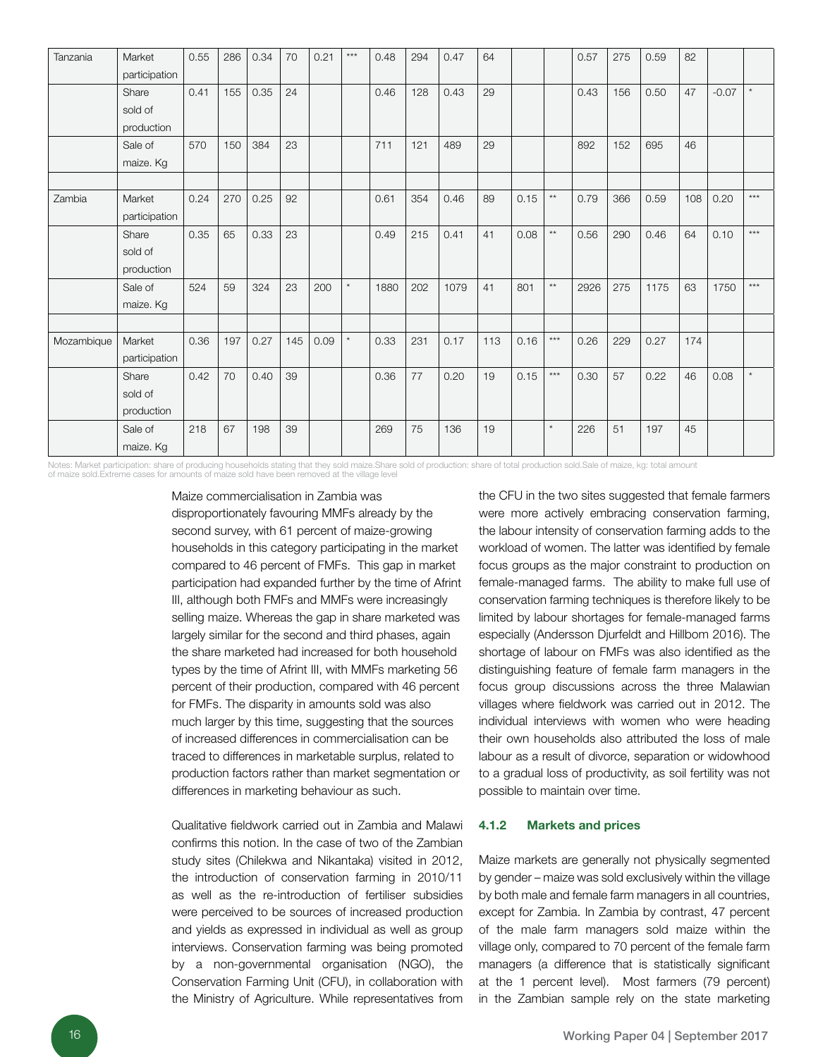| Tanzania | Market participation | 0.55 | 286 | 0.34 | 70 | 0.21 | *** | 0.48 | 294 | 0.47 | 64 | | | 0.57 | 275 | 0.59 | 82 | | |
|---|---|---|---|---|---|---|---|---|---|---|---|---|---|---|---|---|---|---|---|
| | Share sold of production | 0.41 | 155 | 0.35 | 24 | | | 0.46 | 128 | 0.43 | 29 | | | 0.43 | 156 | 0.50 | 47 | -0.07 | * |
| | Sale of maize. Kg | 570 | 150 | 384 | 23 | | | 711 | 121 | 489 | 29 | | | 892 | 152 | 695 | 46 | | |
| | | | | | | | | | | | | | | | | | | | |
| Zambia | Market participation | 0.24 | 270 | 0.25 | 92 | | | 0.61 | 354 | 0.46 | 89 | 0.15 | ** | 0.79 | 366 | 0.59 | 108 | 0.20 | *** |
| | Share sold of production | 0.35 | 65 | 0.33 | 23 | | | 0.49 | 215 | 0.41 | 41 | 0.08 | ** | 0.56 | 290 | 0.46 | 64 | 0.10 | *** |
| | Sale of maize. Kg | 524 | 59 | 324 | 23 | 200 | * | 1880 | 202 | 1079 | 41 | 801 | ** | 2926 | 275 | 1175 | 63 | 1750 | *** |
| | | | | | | | | | | | | | | | | | | | |
| Mozambique | Market participation | 0.36 | 197 | 0.27 | 145 | 0.09 | * | 0.33 | 231 | 0.17 | 113 | 0.16 | *** | 0.26 | 229 | 0.27 | 174 | | |
| | Share sold of production | 0.42 | 70 | 0.40 | 39 | | | 0.36 | 77 | 0.20 | 19 | 0.15 | *** | 0.30 | 57 | 0.22 | 46 | 0.08 | * |
| | Sale of maize. Kg | 218 | 67 | 198 | 39 | | | 269 | 75 | 136 | 19 | | * | 226 | 51 | 197 | 45 | | |

Notes: Market participation: share of producing households stating that they sold maize.Share sold of production: share of total production sold.Sale of maize, kg: total amount of maize sold.Extreme cases for amounts of maize sold have been removed at the village level

Maize commercialisation in Zambia was disproportionately favouring MMFs already by the second survey, with 61 percent of maize-growing households in this category participating in the market compared to 46 percent of FMFs. This gap in market participation had expanded further by the time of Afrint III, although both FMFs and MMFs were increasingly selling maize. Whereas the gap in share marketed was largely similar for the second and third phases, again the share marketed had increased for both household types by the time of Afrint III, with MMFs marketing 56 percent of their production, compared with 46 percent for FMFs. The disparity in amounts sold was also much larger by this time, suggesting that the sources of increased differences in commercialisation can be traced to differences in marketable surplus, related to production factors rather than market segmentation or differences in marketing behaviour as such.

Qualitative fieldwork carried out in Zambia and Malawi confirms this notion. In the case of two of the Zambian study sites (Chilekwa and Nikantaka) visited in 2012, the introduction of conservation farming in 2010/11 as well as the re-introduction of fertiliser subsidies were perceived to be sources of increased production and yields as expressed in individual as well as group interviews. Conservation farming was being promoted by a non-governmental organisation (NGO), the Conservation Farming Unit (CFU), in collaboration with the Ministry of Agriculture. While representatives from the CFU in the two sites suggested that female farmers were more actively embracing conservation farming, the labour intensity of conservation farming adds to the workload of women. The latter was identified by female focus groups as the major constraint to production on female-managed farms. The ability to make full use of conservation farming techniques is therefore likely to be limited by labour shortages for female-managed farms especially (Andersson Djurfeldt and Hillbom 2016). The shortage of labour on FMFs was also identified as the distinguishing feature of female farm managers in the focus group discussions across the three Malawian villages where fieldwork was carried out in 2012. The individual interviews with women who were heading their own households also attributed the loss of male labour as a result of divorce, separation or widowhood to a gradual loss of productivity, as soil fertility was not possible to maintain over time.

#### 4.1.2 Markets and prices

Maize markets are generally not physically segmented by gender – maize was sold exclusively within the village by both male and female farm managers in all countries, except for Zambia. In Zambia by contrast, 47 percent of the male farm managers sold maize within the village only, compared to 70 percent of the female farm managers (a difference that is statistically significant at the 1 percent level). Most farmers (79 percent) in the Zambian sample rely on the state marketing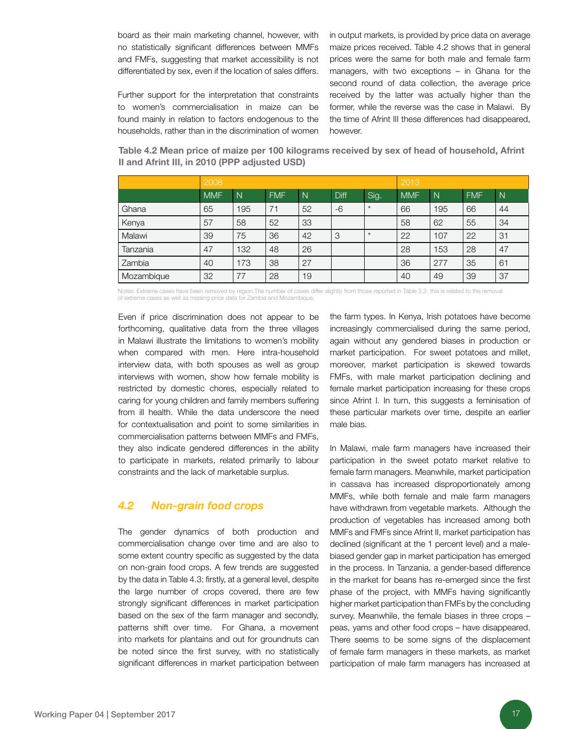board as their main marketing channel, however, with no statistically significant differences between MMFs and FMFs, suggesting that market accessibility is not differentiated by sex, even if the location of sales differs.

Further support for the interpretation that constraints to women's commercialisation in maize can be found mainly in relation to factors endogenous to the households, rather than in the discrimination of women in output markets, is provided by price data on average maize prices received. Table 4.2 shows that in general prices were the same for both male and female farm managers, with two exceptions – in Ghana for the second round of data collection, the average price received by the latter was actually higher than the former, while the reverse was the case in Malawi. By the time of Afrint III these differences had disappeared, however.

**Table 4.2 Mean price of maize per 100 kilograms received by sex of head of household, Afrint II and Afrint III, in 2010 (PPP adjusted USD)**

| | 2008 | | | | | | 2013 | | | |
|---|---|---|---|---|---|---|---|---|---|---|
| | MMF | N | FMF | N | Diff | Sig. | MMF | N | FMF | N |
| Ghana | 65 | 195 | 71 | 52 | -6 | * | 66 | 195 | 66 | 44 |
| Kenya | 57 | 58 | 52 | 33 | | | 58 | 62 | 55 | 34 |
| Malawi | 39 | 75 | 36 | 42 | 3 | * | 22 | 107 | 22 | 31 |
| Tanzania | 47 | 132 | 48 | 26 | | | 28 | 153 | 28 | 47 |
| Zambia | 40 | 173 | 38 | 27 | | | 36 | 277 | 35 | 61 |
| Mozambique | 32 | 77 | 28 | 19 | | | 40 | 49 | 39 | 37 |

Notes: Extreme cases have been removed by region.The number of cases differ slightly from those reported in Table 3.2: this is related to the removal of extreme cases as well as missing price data for Zambia and Mozambique.

Even if price discrimination does not appear to be forthcoming, qualitative data from the three villages in Malawi illustrate the limitations to women's mobility when compared with men. Here intra-household interview data, with both spouses as well as group interviews with women, show how female mobility is restricted by domestic chores, especially related to caring for young children and family members suffering from ill health. While the data underscore the need for contextualisation and point to some similarities in commercialisation patterns between MMFs and FMFs, they also indicate gendered differences in the ability to participate in markets, related primarily to labour constraints and the lack of marketable surplus.

## *4.2 Non-grain food crops*

The gender dynamics of both production and commercialisation change over time and are also to some extent country specific as suggested by the data on non-grain food crops. A few trends are suggested by the data in Table 4.3: firstly, at a general level, despite the large number of crops covered, there are few strongly significant differences in market participation based on the sex of the farm manager and secondly, patterns shift over time. For Ghana, a movement into markets for plantains and out for groundnuts can be noted since the first survey, with no statistically significant differences in market participation between the farm types. In Kenya, Irish potatoes have become increasingly commercialised during the same period, again without any gendered biases in production or market participation. For sweet potatoes and millet, moreover, market participation is skewed towards FMFs, with male market participation declining and female market participation increasing for these crops since Afrint I. In turn, this suggests a feminisation of these particular markets over time, despite an earlier male bias.

In Malawi, male farm managers have increased their participation in the sweet potato market relative to female farm managers. Meanwhile, market participation in cassava has increased disproportionately among MMFs, while both female and male farm managers have withdrawn from vegetable markets. Although the production of vegetables has increased among both MMFs and FMFs since Afrint II, market participation has declined (significant at the 1 percent level) and a male-biased gender gap in market participation has emerged in the process. In Tanzania, a gender-based difference in the market for beans has re-emerged since the first phase of the project, with MMFs having significantly higher market participation than FMFs by the concluding survey. Meanwhile, the female biases in three crops – peas, yams and other food crops – have disappeared. There seems to be some signs of the displacement of female farm managers in these markets, as market participation of male farm managers has increased at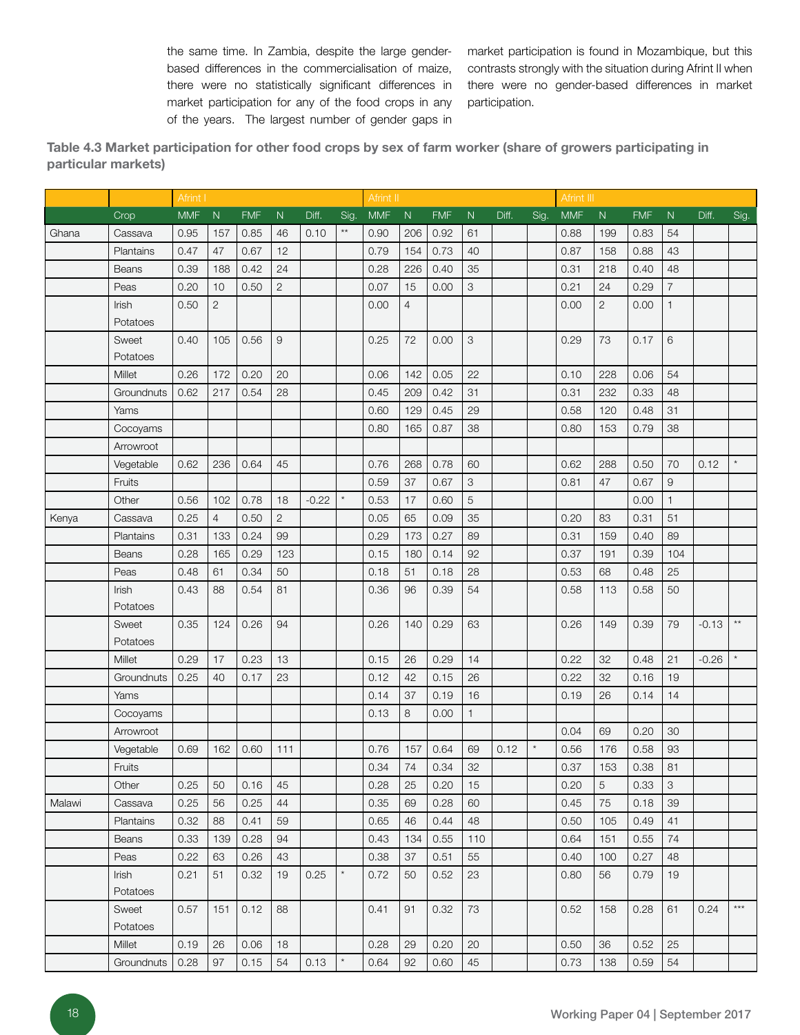the same time. In Zambia, despite the large gender-based differences in the commercialisation of maize, there were no statistically significant differences in market participation for any of the food crops in any of the years. The largest number of gender gaps in market participation is found in Mozambique, but this contrasts strongly with the situation during Afrint II when there were no gender-based differences in market participation.

**Table 4.3 Market participation for other food crops by sex of farm worker (share of growers participating in particular markets)**

| | | Afrint I | | | | | | Afrint II | | | | | | Afrint III | | | | | |
|---|---|---|---|---|---|---|---|---|---|---|---|---|---|---|---|---|---|---|---|
| | Crop | MMF | N | FMF | N | Diff. | Sig. | MMF | N | FMF | N | Diff. | Sig. | MMF | N | FMF | N | Diff. | Sig. |
| Ghana | Cassava | 0.95 | 157 | 0.85 | 46 | 0.10 | ** | 0.90 | 206 | 0.92 | 61 | | | 0.88 | 199 | 0.83 | 54 | | |
| | Plantains | 0.47 | 47 | 0.67 | 12 | | | 0.79 | 154 | 0.73 | 40 | | | 0.87 | 158 | 0.88 | 43 | | |
| | Beans | 0.39 | 188 | 0.42 | 24 | | | 0.28 | 226 | 0.40 | 35 | | | 0.31 | 218 | 0.40 | 48 | | |
| | Peas | 0.20 | 10 | 0.50 | 2 | | | 0.07 | 15 | 0.00 | 3 | | | 0.21 | 24 | 0.29 | 7 | | |
| | Irish Potatoes | 0.50 | 2 | | | | | 0.00 | 4 | | | | | 0.00 | 2 | 0.00 | 1 | | |
| | Sweet Potatoes | 0.40 | 105 | 0.56 | 9 | | | 0.25 | 72 | 0.00 | 3 | | | 0.29 | 73 | 0.17 | 6 | | |
| | Millet | 0.26 | 172 | 0.20 | 20 | | | 0.06 | 142 | 0.05 | 22 | | | 0.10 | 228 | 0.06 | 54 | | |
| | Groundnuts | 0.62 | 217 | 0.54 | 28 | | | 0.45 | 209 | 0.42 | 31 | | | 0.31 | 232 | 0.33 | 48 | | |
| | Yams | | | | | | | 0.60 | 129 | 0.45 | 29 | | | 0.58 | 120 | 0.48 | 31 | | |
| | Cocoyams | | | | | | | 0.80 | 165 | 0.87 | 38 | | | 0.80 | 153 | 0.79 | 38 | | |
| | Arrowroot | | | | | | | | | | | | | | | | | | |
| | Vegetable | 0.62 | 236 | 0.64 | 45 | | | 0.76 | 268 | 0.78 | 60 | | | 0.62 | 288 | 0.50 | 70 | 0.12 | * |
| | Fruits | | | | | | | 0.59 | 37 | 0.67 | 3 | | | 0.81 | 47 | 0.67 | 9 | | |
| | Other | 0.56 | 102 | 0.78 | 18 | -0.22 | * | 0.53 | 17 | 0.60 | 5 | | | | | 0.00 | 1 | | |
| Kenya | Cassava | 0.25 | 4 | 0.50 | 2 | | | 0.05 | 65 | 0.09 | 35 | | | 0.20 | 83 | 0.31 | 51 | | |
| | Plantains | 0.31 | 133 | 0.24 | 99 | | | 0.29 | 173 | 0.27 | 89 | | | 0.31 | 159 | 0.40 | 89 | | |
| | Beans | 0.28 | 165 | 0.29 | 123 | | | 0.15 | 180 | 0.14 | 92 | | | 0.37 | 191 | 0.39 | 104 | | |
| | Peas | 0.48 | 61 | 0.34 | 50 | | | 0.18 | 51 | 0.18 | 28 | | | 0.53 | 68 | 0.48 | 25 | | |
| | Irish Potatoes | 0.43 | 88 | 0.54 | 81 | | | 0.36 | 96 | 0.39 | 54 | | | 0.58 | 113 | 0.58 | 50 | | |
| | Sweet Potatoes | 0.35 | 124 | 0.26 | 94 | | | 0.26 | 140 | 0.29 | 63 | | | 0.26 | 149 | 0.39 | 79 | -0.13 | ** |
| | Millet | 0.29 | 17 | 0.23 | 13 | | | 0.15 | 26 | 0.29 | 14 | | | 0.22 | 32 | 0.48 | 21 | -0.26 | * |
| | Groundnuts | 0.25 | 40 | 0.17 | 23 | | | 0.12 | 42 | 0.15 | 26 | | | 0.22 | 32 | 0.16 | 19 | | |
| | Yams | | | | | | | 0.14 | 37 | 0.19 | 16 | | | 0.19 | 26 | 0.14 | 14 | | |
| | Cocoyams | | | | | | | 0.13 | 8 | 0.00 | 1 | | | | | | | | |
| | Arrowroot | | | | | | | | | | | | | 0.04 | 69 | 0.20 | 30 | | |
| | Vegetable | 0.69 | 162 | 0.60 | 111 | | | 0.76 | 157 | 0.64 | 69 | 0.12 | * | 0.56 | 176 | 0.58 | 93 | | |
| | Fruits | | | | | | | 0.34 | 74 | 0.34 | 32 | | | 0.37 | 153 | 0.38 | 81 | | |
| | Other | 0.25 | 50 | 0.16 | 45 | | | 0.28 | 25 | 0.20 | 15 | | | 0.20 | 5 | 0.33 | 3 | | |
| Malawi | Cassava | 0.25 | 56 | 0.25 | 44 | | | 0.35 | 69 | 0.28 | 60 | | | 0.45 | 75 | 0.18 | 39 | | |
| | Plantains | 0.32 | 88 | 0.41 | 59 | | | 0.65 | 46 | 0.44 | 48 | | | 0.50 | 105 | 0.49 | 41 | | |
| | Beans | 0.33 | 139 | 0.28 | 94 | | | 0.43 | 134 | 0.55 | 110 | | | 0.64 | 151 | 0.55 | 74 | | |
| | Peas | 0.22 | 63 | 0.26 | 43 | | | 0.38 | 37 | 0.51 | 55 | | | 0.40 | 100 | 0.27 | 48 | | |
| | Irish Potatoes | 0.21 | 51 | 0.32 | 19 | 0.25 | * | 0.72 | 50 | 0.52 | 23 | | | 0.80 | 56 | 0.79 | 19 | | |
| | Sweet Potatoes | 0.57 | 151 | 0.12 | 88 | | | 0.41 | 91 | 0.32 | 73 | | | 0.52 | 158 | 0.28 | 61 | 0.24 | *** |
| | Millet | 0.19 | 26 | 0.06 | 18 | | | 0.28 | 29 | 0.20 | 20 | | | 0.50 | 36 | 0.52 | 25 | | |
| | Groundnuts | 0.28 | 97 | 0.15 | 54 | 0.13 | * | 0.64 | 92 | 0.60 | 45 | | | 0.73 | 138 | 0.59 | 54 | | |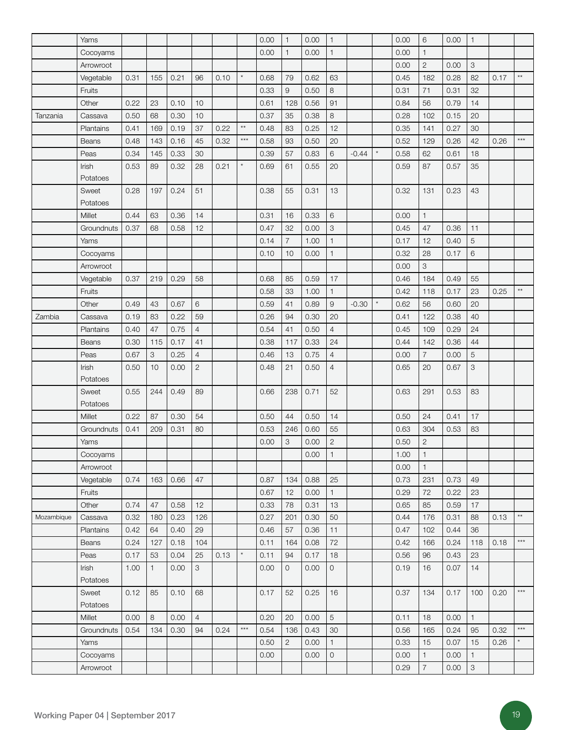| | | | | | | | | | | | | | | | | | | | |
|---|---|---|---|---|---|---|---|---|---|---|---|---|---|---|---|---|---|---|---|
| | Yams | | | | | | | 0.00 | 1 | 0.00 | 1 | | | 0.00 | 6 | 0.00 | 1 | | |
| | Cocoyams | | | | | | | 0.00 | 1 | 0.00 | 1 | | | 0.00 | 1 | | | | |
| | Arrowroot | | | | | | | | | | | | | 0.00 | 2 | 0.00 | 3 | | |
| | Vegetable | 0.31 | 155 | 0.21 | 96 | 0.10 | * | 0.68 | 79 | 0.62 | 63 | | | 0.45 | 182 | 0.28 | 82 | 0.17 | ** |
| | Fruits | | | | | | | 0.33 | 9 | 0.50 | 8 | | | 0.31 | 71 | 0.31 | 32 | | |
| | Other | 0.22 | 23 | 0.10 | 10 | | | 0.61 | 128 | 0.56 | 91 | | | 0.84 | 56 | 0.79 | 14 | | |
| Tanzania | Cassava | 0.50 | 68 | 0.30 | 10 | | | 0.37 | 35 | 0.38 | 8 | | | 0.28 | 102 | 0.15 | 20 | | |
| | Plantains | 0.41 | 169 | 0.19 | 37 | 0.22 | ** | 0.48 | 83 | 0.25 | 12 | | | 0.35 | 141 | 0.27 | 30 | | |
| | Beans | 0.48 | 143 | 0.16 | 45 | 0.32 | *** | 0.58 | 93 | 0.50 | 20 | | | 0.52 | 129 | 0.26 | 42 | 0.26 | *** |
| | Peas | 0.34 | 145 | 0.33 | 30 | | | 0.39 | 57 | 0.83 | 6 | -0.44 | * | 0.58 | 62 | 0.61 | 18 | | |
| | Irish Potatoes | 0.53 | 89 | 0.32 | 28 | 0.21 | * | 0.69 | 61 | 0.55 | 20 | | | 0.59 | 87 | 0.57 | 35 | | |
| | Sweet Potatoes | 0.28 | 197 | 0.24 | 51 | | | 0.38 | 55 | 0.31 | 13 | | | 0.32 | 131 | 0.23 | 43 | | |
| | Millet | 0.44 | 63 | 0.36 | 14 | | | 0.31 | 16 | 0.33 | 6 | | | 0.00 | 1 | | | | |
| | Groundnuts | 0.37 | 68 | 0.58 | 12 | | | 0.47 | 32 | 0.00 | 3 | | | 0.45 | 47 | 0.36 | 11 | | |
| | Yams | | | | | | | 0.14 | 7 | 1.00 | 1 | | | 0.17 | 12 | 0.40 | 5 | | |
| | Cocoyams | | | | | | | 0.10 | 10 | 0.00 | 1 | | | 0.32 | 28 | 0.17 | 6 | | |
| | Arrowroot | | | | | | | | | | | | | 0.00 | 3 | | | | |
| | Vegetable | 0.37 | 219 | 0.29 | 58 | | | 0.68 | 85 | 0.59 | 17 | | | 0.46 | 184 | 0.49 | 55 | | |
| | Fruits | | | | | | | 0.58 | 33 | 1.00 | 1 | | | 0.42 | 118 | 0.17 | 23 | 0.25 | ** |
| | Other | 0.49 | 43 | 0.67 | 6 | | | 0.59 | 41 | 0.89 | 9 | -0.30 | * | 0.62 | 56 | 0.60 | 20 | | |
| Zambia | Cassava | 0.19 | 83 | 0.22 | 59 | | | 0.26 | 94 | 0.30 | 20 | | | 0.41 | 122 | 0.38 | 40 | | |
| | Plantains | 0.40 | 47 | 0.75 | 4 | | | 0.54 | 41 | 0.50 | 4 | | | 0.45 | 109 | 0.29 | 24 | | |
| | Beans | 0.30 | 115 | 0.17 | 41 | | | 0.38 | 117 | 0.33 | 24 | | | 0.44 | 142 | 0.36 | 44 | | |
| | Peas | 0.67 | 3 | 0.25 | 4 | | | 0.46 | 13 | 0.75 | 4 | | | 0.00 | 7 | 0.00 | 5 | | |
| | Irish Potatoes | 0.50 | 10 | 0.00 | 2 | | | 0.48 | 21 | 0.50 | 4 | | | 0.65 | 20 | 0.67 | 3 | | |
| | Sweet Potatoes | 0.55 | 244 | 0.49 | 89 | | | 0.66 | 238 | 0.71 | 52 | | | 0.63 | 291 | 0.53 | 83 | | |
| | Millet | 0.22 | 87 | 0.30 | 54 | | | 0.50 | 44 | 0.50 | 14 | | | 0.50 | 24 | 0.41 | 17 | | |
| | Groundnuts | 0.41 | 209 | 0.31 | 80 | | | 0.53 | 246 | 0.60 | 55 | | | 0.63 | 304 | 0.53 | 83 | | |
| | Yams | | | | | | | 0.00 | 3 | 0.00 | 2 | | | 0.50 | 2 | | | | |
| | Cocoyams | | | | | | | | | 0.00 | 1 | | | 1.00 | 1 | | | | |
| | Arrowroot | | | | | | | | | | | | | 0.00 | 1 | | | | |
| | Vegetable | 0.74 | 163 | 0.66 | 47 | | | 0.87 | 134 | 0.88 | 25 | | | 0.73 | 231 | 0.73 | 49 | | |
| | Fruits | | | | | | | 0.67 | 12 | 0.00 | 1 | | | 0.29 | 72 | 0.22 | 23 | | |
| | Other | 0.74 | 47 | 0.58 | 12 | | | 0.33 | 78 | 0.31 | 13 | | | 0.65 | 85 | 0.59 | 17 | | |
| Mozambique | Cassava | 0.32 | 180 | 0.23 | 126 | | | 0.27 | 201 | 0.30 | 50 | | | 0.44 | 176 | 0.31 | 88 | 0.13 | ** |
| | Plantains | 0.42 | 64 | 0.40 | 29 | | | 0.46 | 57 | 0.36 | 11 | | | 0.47 | 102 | 0.44 | 36 | | |
| | Beans | 0.24 | 127 | 0.18 | 104 | | | 0.11 | 164 | 0.08 | 72 | | | 0.42 | 166 | 0.24 | 118 | 0.18 | *** |
| | Peas | 0.17 | 53 | 0.04 | 25 | 0.13 | * | 0.11 | 94 | 0.17 | 18 | | | 0.56 | 96 | 0.43 | 23 | | |
| | Irish Potatoes | 1.00 | 1 | 0.00 | 3 | | | 0.00 | 0 | 0.00 | 0 | | | 0.19 | 16 | 0.07 | 14 | | |
| | Sweet Potatoes | 0.12 | 85 | 0.10 | 68 | | | 0.17 | 52 | 0.25 | 16 | | | 0.37 | 134 | 0.17 | 100 | 0.20 | *** |
| | Millet | 0.00 | 8 | 0.00 | 4 | | | 0.20 | 20 | 0.00 | 5 | | | 0.11 | 18 | 0.00 | 1 | | |
| | Groundnuts | 0.54 | 134 | 0.30 | 94 | 0.24 | *** | 0.54 | 136 | 0.43 | 30 | | | 0.56 | 165 | 0.24 | 95 | 0.32 | *** |
| | Yams | | | | | | | 0.50 | 2 | 0.00 | 1 | | | 0.33 | 15 | 0.07 | 15 | 0.26 | * |
| | Cocoyams | | | | | | | 0.00 | | 0.00 | 0 | | | 0.00 | 1 | 0.00 | 1 | | |
| | Arrowroot | | | | | | | | | | | | | 0.29 | 7 | 0.00 | 3 | | |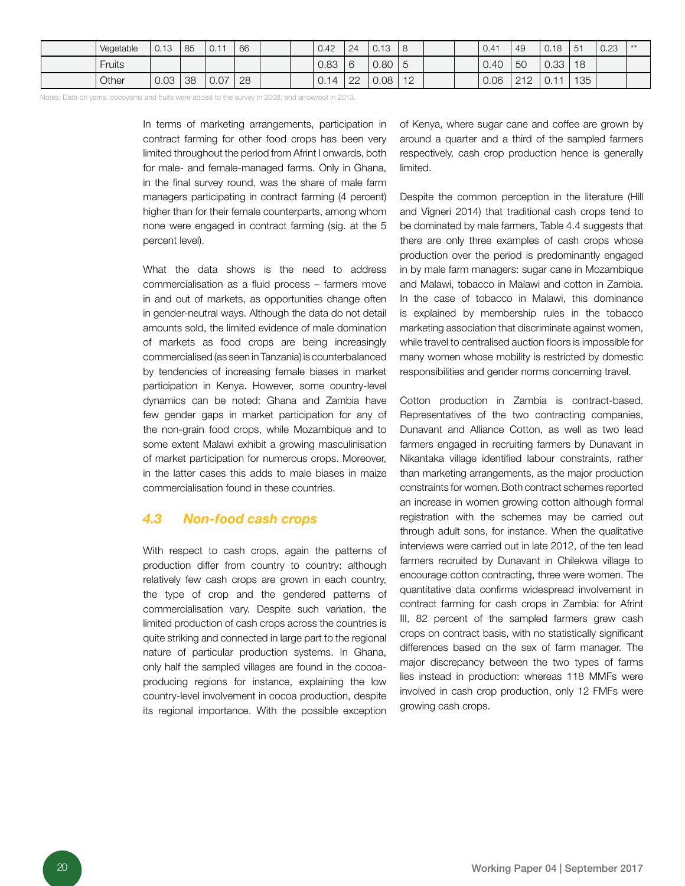| | | | | | | | | | | | | | | | | | | | |
|---|---|---|---|---|---|---|---|---|---|---|---|---|---|---|---|---|---|---|---|
| | Vegetable | 0.13 | 85 | 0.11 | 66 | | | 0.42 | 24 | 0.13 | 8 | | | 0.41 | 49 | 0.18 | 51 | 0.23 | ** |
| | Fruits | | | | | | | 0.83 | 6 | 0.80 | 5 | | | 0.40 | 50 | 0.33 | 18 | | |
| | Other | 0.03 | 38 | 0.07 | 28 | | | 0.14 | 22 | 0.08 | 12 | | | 0.06 | 212 | 0.11 | 135 | | |

Notes: Data on yams, cocoyams and fruits were added to the survey in 2008, and arrowroot in 2013.

In terms of marketing arrangements, participation in contract farming for other food crops has been very limited throughout the period from Afrint I onwards, both for male- and female-managed farms. Only in Ghana, in the final survey round, was the share of male farm managers participating in contract farming (4 percent) higher than for their female counterparts, among whom none were engaged in contract farming (sig. at the 5 percent level).

What the data shows is the need to address commercialisation as a fluid process – farmers move in and out of markets, as opportunities change often in gender-neutral ways. Although the data do not detail amounts sold, the limited evidence of male domination of markets as food crops are being increasingly commercialised (as seen in Tanzania) is counterbalanced by tendencies of increasing female biases in market participation in Kenya. However, some country-level dynamics can be noted: Ghana and Zambia have few gender gaps in market participation for any of the non-grain food crops, while Mozambique and to some extent Malawi exhibit a growing masculinisation of market participation for numerous crops. Moreover, in the latter cases this adds to male biases in maize commercialisation found in these countries.

## 4.3 Non-food cash crops

With respect to cash crops, again the patterns of production differ from country to country: although relatively few cash crops are grown in each country, the type of crop and the gendered patterns of commercialisation vary. Despite such variation, the limited production of cash crops across the countries is quite striking and connected in large part to the regional nature of particular production systems. In Ghana, only half the sampled villages are found in the cocoa-producing regions for instance, explaining the low country-level involvement in cocoa production, despite its regional importance. With the possible exception of Kenya, where sugar cane and coffee are grown by around a quarter and a third of the sampled farmers respectively, cash crop production hence is generally limited.

Despite the common perception in the literature (Hill and Vigneri 2014) that traditional cash crops tend to be dominated by male farmers, Table 4.4 suggests that there are only three examples of cash crops whose production over the period is predominantly engaged in by male farm managers: sugar cane in Mozambique and Malawi, tobacco in Malawi and cotton in Zambia. In the case of tobacco in Malawi, this dominance is explained by membership rules in the tobacco marketing association that discriminate against women, while travel to centralised auction floors is impossible for many women whose mobility is restricted by domestic responsibilities and gender norms concerning travel.

Cotton production in Zambia is contract-based. Representatives of the two contracting companies, Dunavant and Alliance Cotton, as well as two lead farmers engaged in recruiting farmers by Dunavant in Nikantaka village identified labour constraints, rather than marketing arrangements, as the major production constraints for women. Both contract schemes reported an increase in women growing cotton although formal registration with the schemes may be carried out through adult sons, for instance. When the qualitative interviews were carried out in late 2012, of the ten lead farmers recruited by Dunavant in Chilekwa village to encourage cotton contracting, three were women. The quantitative data confirms widespread involvement in contract farming for cash crops in Zambia: for Afrint III, 82 percent of the sampled farmers grew cash crops on contract basis, with no statistically significant differences based on the sex of farm manager. The major discrepancy between the two types of farms lies instead in production: whereas 118 MMFs were involved in cash crop production, only 12 FMFs were growing cash crops.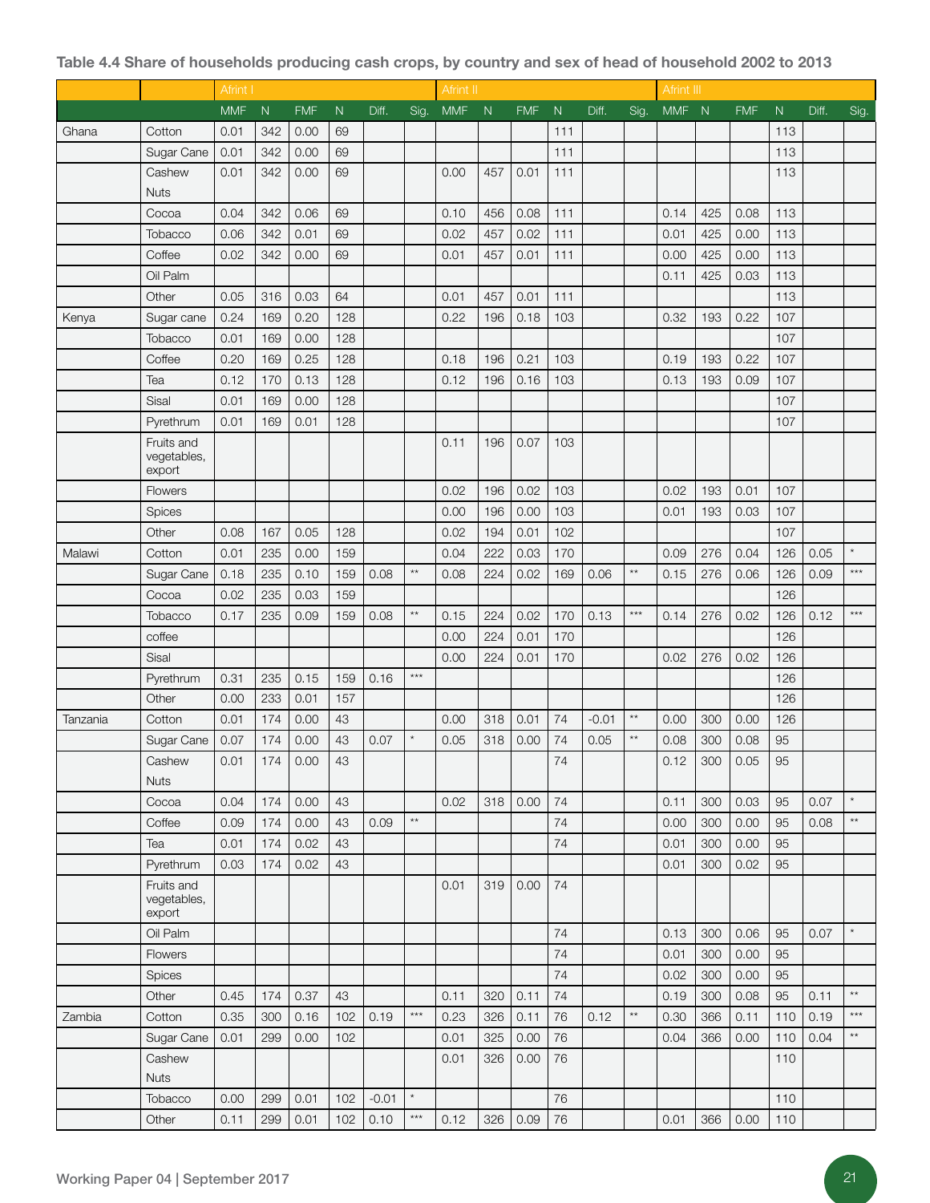**Table 4.4 Share of households producing cash crops, by country and sex of head of household 2002 to 2013**

| | | Afrint I | | | | | | Afrint II | | | | | | Afrint III | | | | | |
|---|---|---|---|---|---|---|---|---|---|---|---|---|---|---|---|---|---|---|---|
| | | MMF | N | FMF | N | Diff. | Sig. | MMF | N | FMF | N | Diff. | Sig. | MMF | N | FMF | N | Diff. | Sig. |
| Ghana | Cotton | 0.01 | 342 | 0.00 | 69 | | | | | | 111 | | | | | | 113 | | |
| | Sugar Cane | 0.01 | 342 | 0.00 | 69 | | | | | | 111 | | | | | | 113 | | |
| | Cashew Nuts | 0.01 | 342 | 0.00 | 69 | | | 0.00 | 457 | 0.01 | 111 | | | | | | 113 | | |
| | Cocoa | 0.04 | 342 | 0.06 | 69 | | | 0.10 | 456 | 0.08 | 111 | | | 0.14 | 425 | 0.08 | 113 | | |
| | Tobacco | 0.06 | 342 | 0.01 | 69 | | | 0.02 | 457 | 0.02 | 111 | | | 0.01 | 425 | 0.00 | 113 | | |
| | Coffee | 0.02 | 342 | 0.00 | 69 | | | 0.01 | 457 | 0.01 | 111 | | | 0.00 | 425 | 0.00 | 113 | | |
| | Oil Palm | | | | | | | | | | | | | 0.11 | 425 | 0.03 | 113 | | |
| | Other | 0.05 | 316 | 0.03 | 64 | | | 0.01 | 457 | 0.01 | 111 | | | | | | 113 | | |
| Kenya | Sugar cane | 0.24 | 169 | 0.20 | 128 | | | 0.22 | 196 | 0.18 | 103 | | | 0.32 | 193 | 0.22 | 107 | | |
| | Tobacco | 0.01 | 169 | 0.00 | 128 | | | | | | | | | | | | 107 | | |
| | Coffee | 0.20 | 169 | 0.25 | 128 | | | 0.18 | 196 | 0.21 | 103 | | | 0.19 | 193 | 0.22 | 107 | | |
| | Tea | 0.12 | 170 | 0.13 | 128 | | | 0.12 | 196 | 0.16 | 103 | | | 0.13 | 193 | 0.09 | 107 | | |
| | Sisal | 0.01 | 169 | 0.00 | 128 | | | | | | | | | | | | 107 | | |
| | Pyrethrum | 0.01 | 169 | 0.01 | 128 | | | | | | | | | | | | 107 | | |
| | Fruits and vegetables, export | | | | | | | 0.11 | 196 | 0.07 | 103 | | | | | | | | |
| | Flowers | | | | | | | 0.02 | 196 | 0.02 | 103 | | | 0.02 | 193 | 0.01 | 107 | | |
| | Spices | | | | | | | 0.00 | 196 | 0.00 | 103 | | | 0.01 | 193 | 0.03 | 107 | | |
| | Other | 0.08 | 167 | 0.05 | 128 | | | 0.02 | 194 | 0.01 | 102 | | | | | | 107 | | |
| Malawi | Cotton | 0.01 | 235 | 0.00 | 159 | | | 0.04 | 222 | 0.03 | 170 | | | 0.09 | 276 | 0.04 | 126 | 0.05 | * |
| | Sugar Cane | 0.18 | 235 | 0.10 | 159 | 0.08 | ** | 0.08 | 224 | 0.02 | 169 | 0.06 | ** | 0.15 | 276 | 0.06 | 126 | 0.09 | *** |
| | Cocoa | 0.02 | 235 | 0.03 | 159 | | | | | | | | | | | | 126 | | |
| | Tobacco | 0.17 | 235 | 0.09 | 159 | 0.08 | ** | 0.15 | 224 | 0.02 | 170 | 0.13 | *** | 0.14 | 276 | 0.02 | 126 | 0.12 | *** |
| | coffee | | | | | | | 0.00 | 224 | 0.01 | 170 | | | | | | 126 | | |
| | Sisal | | | | | | | 0.00 | 224 | 0.01 | 170 | | | 0.02 | 276 | 0.02 | 126 | | |
| | Pyrethrum | 0.31 | 235 | 0.15 | 159 | 0.16 | *** | | | | | | | | | | 126 | | |
| | Other | 0.00 | 233 | 0.01 | 157 | | | | | | | | | | | | 126 | | |
| Tanzania | Cotton | 0.01 | 174 | 0.00 | 43 | | | 0.00 | 318 | 0.01 | 74 | -0.01 | ** | 0.00 | 300 | 0.00 | 126 | | |
| | Sugar Cane | 0.07 | 174 | 0.00 | 43 | 0.07 | * | 0.05 | 318 | 0.00 | 74 | 0.05 | ** | 0.08 | 300 | 0.08 | 95 | | |
| | Cashew Nuts | 0.01 | 174 | 0.00 | 43 | | | | | | 74 | | | 0.12 | 300 | 0.05 | 95 | | |
| | Cocoa | 0.04 | 174 | 0.00 | 43 | | | 0.02 | 318 | 0.00 | 74 | | | 0.11 | 300 | 0.03 | 95 | 0.07 | * |
| | Coffee | 0.09 | 174 | 0.00 | 43 | 0.09 | ** | | | | 74 | | | 0.00 | 300 | 0.00 | 95 | 0.08 | ** |
| | Tea | 0.01 | 174 | 0.02 | 43 | | | | | | 74 | | | 0.01 | 300 | 0.00 | 95 | | |
| | Pyrethrum | 0.03 | 174 | 0.02 | 43 | | | | | | | | | 0.01 | 300 | 0.02 | 95 | | |
| | Fruits and vegetables, export | | | | | | | 0.01 | 319 | 0.00 | 74 | | | | | | | | |
| | Oil Palm | | | | | | | | | | 74 | | | 0.13 | 300 | 0.06 | 95 | 0.07 | * |
| | Flowers | | | | | | | | | | 74 | | | 0.01 | 300 | 0.00 | 95 | | |
| | Spices | | | | | | | | | | 74 | | | 0.02 | 300 | 0.00 | 95 | | |
| | Other | 0.45 | 174 | 0.37 | 43 | | | 0.11 | 320 | 0.11 | 74 | | | 0.19 | 300 | 0.08 | 95 | 0.11 | ** |
| Zambia | Cotton | 0.35 | 300 | 0.16 | 102 | 0.19 | *** | 0.23 | 326 | 0.11 | 76 | 0.12 | ** | 0.30 | 366 | 0.11 | 110 | 0.19 | *** |
| | Sugar Cane | 0.01 | 299 | 0.00 | 102 | | | 0.01 | 325 | 0.00 | 76 | | | 0.04 | 366 | 0.00 | 110 | 0.04 | ** |
| | Cashew Nuts | | | | | | | 0.01 | 326 | 0.00 | 76 | | | | | | 110 | | |
| | Tobacco | 0.00 | 299 | 0.01 | 102 | -0.01 | * | | | | 76 | | | | | | 110 | | |
| | Other | 0.11 | 299 | 0.01 | 102 | 0.10 | *** | 0.12 | 326 | 0.09 | 76 | | | 0.01 | 366 | 0.00 | 110 | | |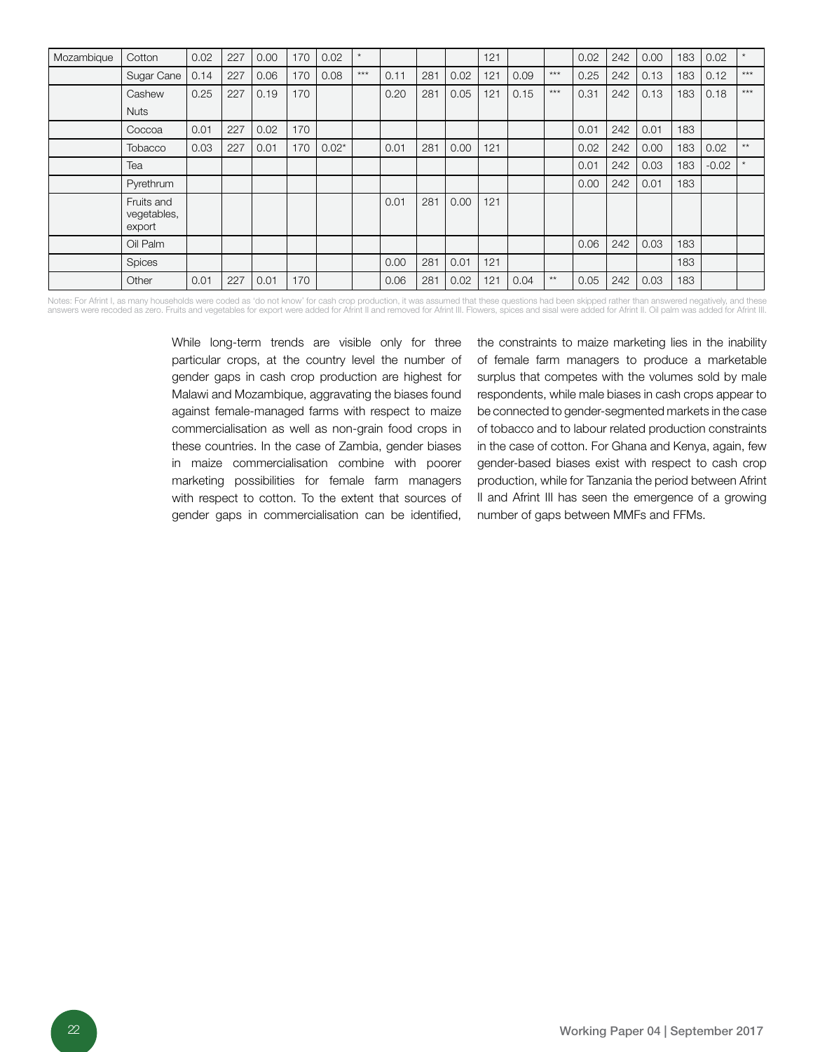| Mozambique | Cotton | 0.02 | 227 | 0.00 | 170 | 0.02 | * | | | | 121 | | | 0.02 | 242 | 0.00 | 183 | 0.02 | * |
|---|---|---|---|---|---|---|---|---|---|---|---|---|---|---|---|---|---|---|---|
| | Sugar Cane | 0.14 | 227 | 0.06 | 170 | 0.08 | *** | 0.11 | 281 | 0.02 | 121 | 0.09 | *** | 0.25 | 242 | 0.13 | 183 | 0.12 | *** |
| | Cashew Nuts | 0.25 | 227 | 0.19 | 170 | | | 0.20 | 281 | 0.05 | 121 | 0.15 | *** | 0.31 | 242 | 0.13 | 183 | 0.18 | *** |
| | Coccoa | 0.01 | 227 | 0.02 | 170 | | | | | | | | | 0.01 | 242 | 0.01 | 183 | | |
| | Tobacco | 0.03 | 227 | 0.01 | 170 | 0.02* | | 0.01 | 281 | 0.00 | 121 | | | 0.02 | 242 | 0.00 | 183 | 0.02 | ** |
| | Tea | | | | | | | | | | | | | 0.01 | 242 | 0.03 | 183 | -0.02 | * |
| | Pyrethrum | | | | | | | | | | | | | 0.00 | 242 | 0.01 | 183 | | |
| | Fruits and vegetables, export | | | | | | | 0.01 | 281 | 0.00 | 121 | | | | | | | | |
| | Oil Palm | | | | | | | | | | | | | 0.06 | 242 | 0.03 | 183 | | |
| | Spices | | | | | | | 0.00 | 281 | 0.01 | 121 | | | | | | 183 | | |
| | Other | 0.01 | 227 | 0.01 | 170 | | | 0.06 | 281 | 0.02 | 121 | 0.04 | ** | 0.05 | 242 | 0.03 | 183 | | |

Notes: For Afrint I, as many households were coded as 'do not know' for cash crop production, it was assumed that these questions had been skipped rather than answered negatively, and these answers were recoded as zero. Fruits and vegetables for export were added for Afrint II and removed for Afrint III. Flowers, spices and sisal were added for Afrint II. Oil palm was added for Afrint III.

While long-term trends are visible only for three particular crops, at the country level the number of gender gaps in cash crop production are highest for Malawi and Mozambique, aggravating the biases found against female-managed farms with respect to maize commercialisation as well as non-grain food crops in these countries. In the case of Zambia, gender biases in maize commercialisation combine with poorer marketing possibilities for female farm managers with respect to cotton. To the extent that sources of gender gaps in commercialisation can be identified, the constraints to maize marketing lies in the inability of female farm managers to produce a marketable surplus that competes with the volumes sold by male respondents, while male biases in cash crops appear to be connected to gender-segmented markets in the case of tobacco and to labour related production constraints in the case of cotton. For Ghana and Kenya, again, few gender-based biases exist with respect to cash crop production, while for Tanzania the period between Afrint II and Afrint III has seen the emergence of a growing number of gaps between MMFs and FFMs.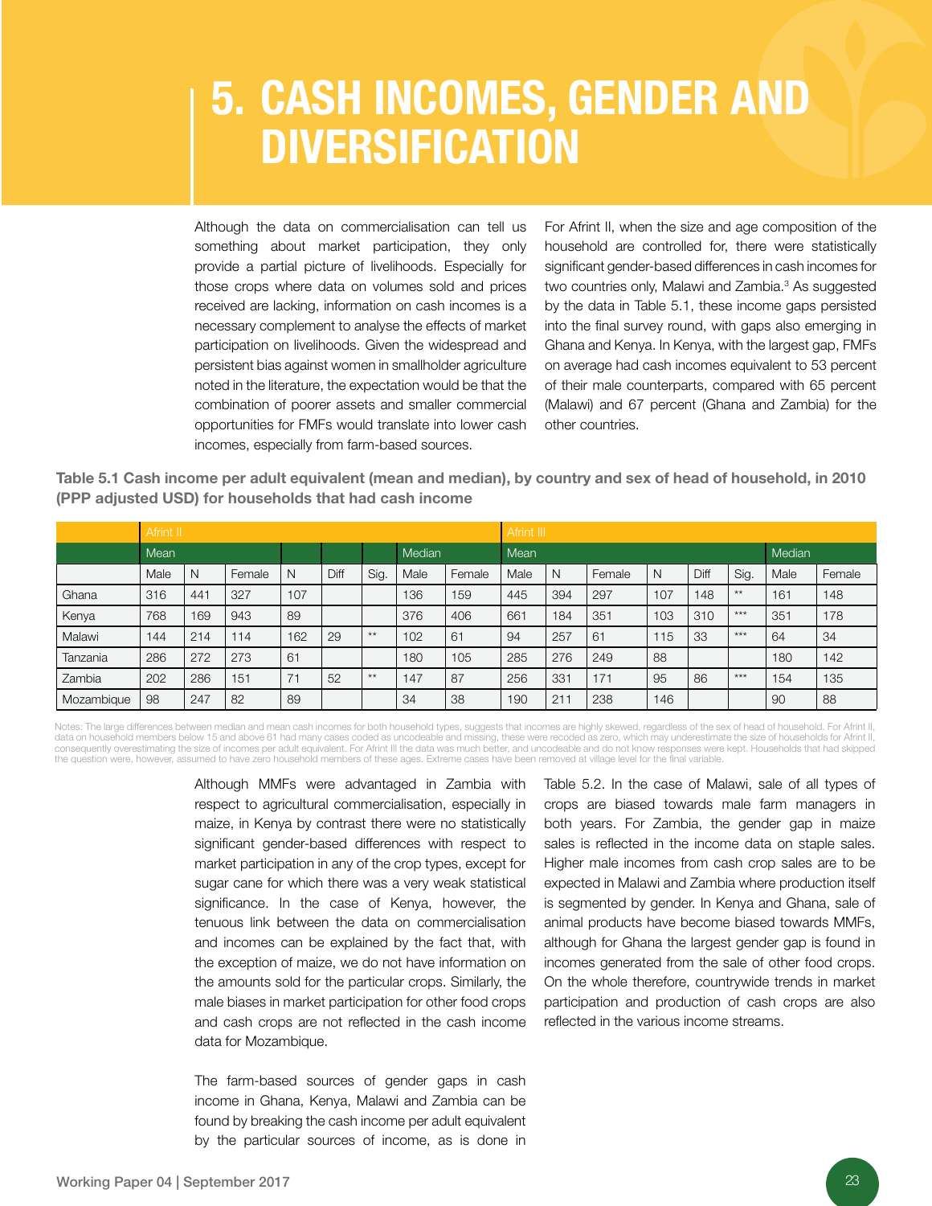# 5. CASH INCOMES, GENDER AND DIVERSIFICATION

Although the data on commercialisation can tell us something about market participation, they only provide a partial picture of livelihoods. Especially for those crops where data on volumes sold and prices received are lacking, information on cash incomes is a necessary complement to analyse the effects of market participation on livelihoods. Given the widespread and persistent bias against women in smallholder agriculture noted in the literature, the expectation would be that the combination of poorer assets and smaller commercial opportunities for FMFs would translate into lower cash incomes, especially from farm-based sources.

For Afrint II, when the size and age composition of the household are controlled for, there were statistically significant gender-based differences in cash incomes for two countries only, Malawi and Zambia.[3] As suggested by the data in Table 5.1, these income gaps persisted into the final survey round, with gaps also emerging in Ghana and Kenya. In Kenya, with the largest gap, FMFs on average had cash incomes equivalent to 53 percent of their male counterparts, compared with 65 percent (Malawi) and 67 percent (Ghana and Zambia) for the other countries.

**Table 5.1 Cash income per adult equivalent (mean and median), by country and sex of head of household, in 2010 (PPP adjusted USD) for households that had cash income**

| | Afrint II | | | | | | | | Afrint III | | | | | | | |
|---|---|---|---|---|---|---|---|---|---|---|---|---|---|---|---|---|
| | Mean | | | | | | Median | | Mean | | | | | | Median | |
| | Male | N | Female | N | Diff | Sig. | Male | Female | Male | N | Female | N | Diff | Sig. | Male | Female |
| Ghana | 316 | 441 | 327 | 107 | | | 136 | 159 | 445 | 394 | 297 | 107 | 148 | ** | 161 | 148 |
| Kenya | 768 | 169 | 943 | 89 | | | 376 | 406 | 661 | 184 | 351 | 103 | 310 | *** | 351 | 178 |
| Malawi | 144 | 214 | 114 | 162 | 29 | ** | 102 | 61 | 94 | 257 | 61 | 115 | 33 | *** | 64 | 34 |
| Tanzania | 286 | 272 | 273 | 61 | | | 180 | 105 | 285 | 276 | 249 | 88 | | | 180 | 142 |
| Zambia | 202 | 286 | 151 | 71 | 52 | ** | 147 | 87 | 256 | 331 | 171 | 95 | 86 | *** | 154 | 135 |
| Mozambique | 98 | 247 | 82 | 89 | | | 34 | 38 | 190 | 211 | 238 | 146 | | | 90 | 88 |

Notes: The large differences between median and mean cash incomes for both household types, suggests that incomes are highly skewed, regardless of the sex of head of household. For Afrint II, data on household members below 15 and above 61 had many cases coded as uncodeable and missing, these were recoded as zero, which may underestimate the size of households for Afrint II, consequently overestimating the size of incomes per adult equivalent. For Afrint III the data was much better, and uncodeable and do not know responses were kept. Households that had skipped the question were, however, assumed to have zero household members of these ages. Extreme cases have been removed at village level for the final variable.

Although MMFs were advantaged in Zambia with respect to agricultural commercialisation, especially in maize, in Kenya by contrast there were no statistically significant gender-based differences with respect to market participation in any of the crop types, except for sugar cane for which there was a very weak statistical significance. In the case of Kenya, however, the tenuous link between the data on commercialisation and incomes can be explained by the fact that, with the exception of maize, we do not have information on the amounts sold for the particular crops. Similarly, the male biases in market participation for other food crops and cash crops are not reflected in the cash income data for Mozambique.

The farm-based sources of gender gaps in cash income in Ghana, Kenya, Malawi and Zambia can be found by breaking the cash income per adult equivalent by the particular sources of income, as is done in Table 5.2. In the case of Malawi, sale of all types of crops are biased towards male farm managers in both years. For Zambia, the gender gap in maize sales is reflected in the income data on staple sales. Higher male incomes from cash crop sales are to be expected in Malawi and Zambia where production itself is segmented by gender. In Kenya and Ghana, sale of animal products have become biased towards MMFs, although for Ghana the largest gender gap is found in incomes generated from the sale of other food crops. On the whole therefore, countrywide trends in market participation and production of cash crops are also reflected in the various income streams.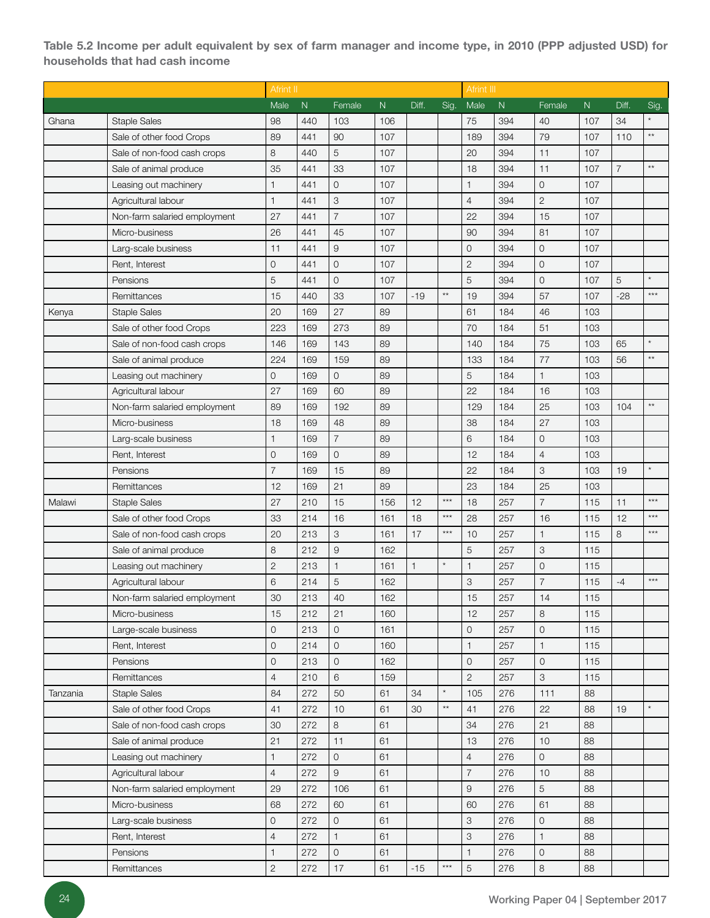**Table 5.2 Income per adult equivalent by sex of farm manager and income type, in 2010 (PPP adjusted USD) for households that had cash income**

| | | Afrint II | | | | | | Afrint III | | | | | |
|---|---|---|---|---|---|---|---|---|---|---|---|---|---|
| | | Male | N | Female | N | Diff. | Sig. | Male | N | Female | N | Diff. | Sig. |
| Ghana | Staple Sales | 98 | 440 | 103 | 106 | | | 75 | 394 | 40 | 107 | 34 | * |
| | Sale of other food Crops | 89 | 441 | 90 | 107 | | | 189 | 394 | 79 | 107 | 110 | ** |
| | Sale of non-food cash crops | 8 | 440 | 5 | 107 | | | 20 | 394 | 11 | 107 | | |
| | Sale of animal produce | 35 | 441 | 33 | 107 | | | 18 | 394 | 11 | 107 | 7 | ** |
| | Leasing out machinery | 1 | 441 | 0 | 107 | | | 1 | 394 | 0 | 107 | | |
| | Agricultural labour | 1 | 441 | 3 | 107 | | | 4 | 394 | 2 | 107 | | |
| | Non-farm salaried employment | 27 | 441 | 7 | 107 | | | 22 | 394 | 15 | 107 | | |
| | Micro-business | 26 | 441 | 45 | 107 | | | 90 | 394 | 81 | 107 | | |
| | Larg-scale business | 11 | 441 | 9 | 107 | | | 0 | 394 | 0 | 107 | | |
| | Rent, Interest | 0 | 441 | 0 | 107 | | | 2 | 394 | 0 | 107 | | |
| | Pensions | 5 | 441 | 0 | 107 | | | 5 | 394 | 0 | 107 | 5 | * |
| | Remittances | 15 | 440 | 33 | 107 | -19 | ** | 19 | 394 | 57 | 107 | -28 | *** |
| Kenya | Staple Sales | 20 | 169 | 27 | 89 | | | 61 | 184 | 46 | 103 | | |
| | Sale of other food Crops | 223 | 169 | 273 | 89 | | | 70 | 184 | 51 | 103 | | |
| | Sale of non-food cash crops | 146 | 169 | 143 | 89 | | | 140 | 184 | 75 | 103 | 65 | * |
| | Sale of animal produce | 224 | 169 | 159 | 89 | | | 133 | 184 | 77 | 103 | 56 | ** |
| | Leasing out machinery | 0 | 169 | 0 | 89 | | | 5 | 184 | 1 | 103 | | |
| | Agricultural labour | 27 | 169 | 60 | 89 | | | 22 | 184 | 16 | 103 | | |
| | Non-farm salaried employment | 89 | 169 | 192 | 89 | | | 129 | 184 | 25 | 103 | 104 | ** |
| | Micro-business | 18 | 169 | 48 | 89 | | | 38 | 184 | 27 | 103 | | |
| | Larg-scale business | 1 | 169 | 7 | 89 | | | 6 | 184 | 0 | 103 | | |
| | Rent, Interest | 0 | 169 | 0 | 89 | | | 12 | 184 | 4 | 103 | | |
| | Pensions | 7 | 169 | 15 | 89 | | | 22 | 184 | 3 | 103 | 19 | * |
| | Remittances | 12 | 169 | 21 | 89 | | | 23 | 184 | 25 | 103 | | |
| Malawi | Staple Sales | 27 | 210 | 15 | 156 | 12 | *** | 18 | 257 | 7 | 115 | 11 | *** |
| | Sale of other food Crops | 33 | 214 | 16 | 161 | 18 | *** | 28 | 257 | 16 | 115 | 12 | *** |
| | Sale of non-food cash crops | 20 | 213 | 3 | 161 | 17 | *** | 10 | 257 | 1 | 115 | 8 | *** |
| | Sale of animal produce | 8 | 212 | 9 | 162 | | | 5 | 257 | 3 | 115 | | |
| | Leasing out machinery | 2 | 213 | 1 | 161 | 1 | * | 1 | 257 | 0 | 115 | | |
| | Agricultural labour | 6 | 214 | 5 | 162 | | | 3 | 257 | 7 | 115 | -4 | *** |
| | Non-farm salaried employment | 30 | 213 | 40 | 162 | | | 15 | 257 | 14 | 115 | | |
| | Micro-business | 15 | 212 | 21 | 160 | | | 12 | 257 | 8 | 115 | | |
| | Large-scale business | 0 | 213 | 0 | 161 | | | 0 | 257 | 0 | 115 | | |
| | Rent, Interest | 0 | 214 | 0 | 160 | | | 1 | 257 | 1 | 115 | | |
| | Pensions | 0 | 213 | 0 | 162 | | | 0 | 257 | 0 | 115 | | |
| | Remittances | 4 | 210 | 6 | 159 | | | 2 | 257 | 3 | 115 | | |
| Tanzania | Staple Sales | 84 | 272 | 50 | 61 | 34 | * | 105 | 276 | 111 | 88 | | |
| | Sale of other food Crops | 41 | 272 | 10 | 61 | 30 | ** | 41 | 276 | 22 | 88 | 19 | * |
| | Sale of non-food cash crops | 30 | 272 | 8 | 61 | | | 34 | 276 | 21 | 88 | | |
| | Sale of animal produce | 21 | 272 | 11 | 61 | | | 13 | 276 | 10 | 88 | | |
| | Leasing out machinery | 1 | 272 | 0 | 61 | | | 4 | 276 | 0 | 88 | | |
| | Agricultural labour | 4 | 272 | 9 | 61 | | | 7 | 276 | 10 | 88 | | |
| | Non-farm salaried employment | 29 | 272 | 106 | 61 | | | 9 | 276 | 5 | 88 | | |
| | Micro-business | 68 | 272 | 60 | 61 | | | 60 | 276 | 61 | 88 | | |
| | Larg-scale business | 0 | 272 | 0 | 61 | | | 3 | 276 | 0 | 88 | | |
| | Rent, Interest | 4 | 272 | 1 | 61 | | | 3 | 276 | 1 | 88 | | |
| | Pensions | 1 | 272 | 0 | 61 | | | 1 | 276 | 0 | 88 | | |
| | Remittances | 2 | 272 | 17 | 61 | -15 | *** | 5 | 276 | 8 | 88 | | |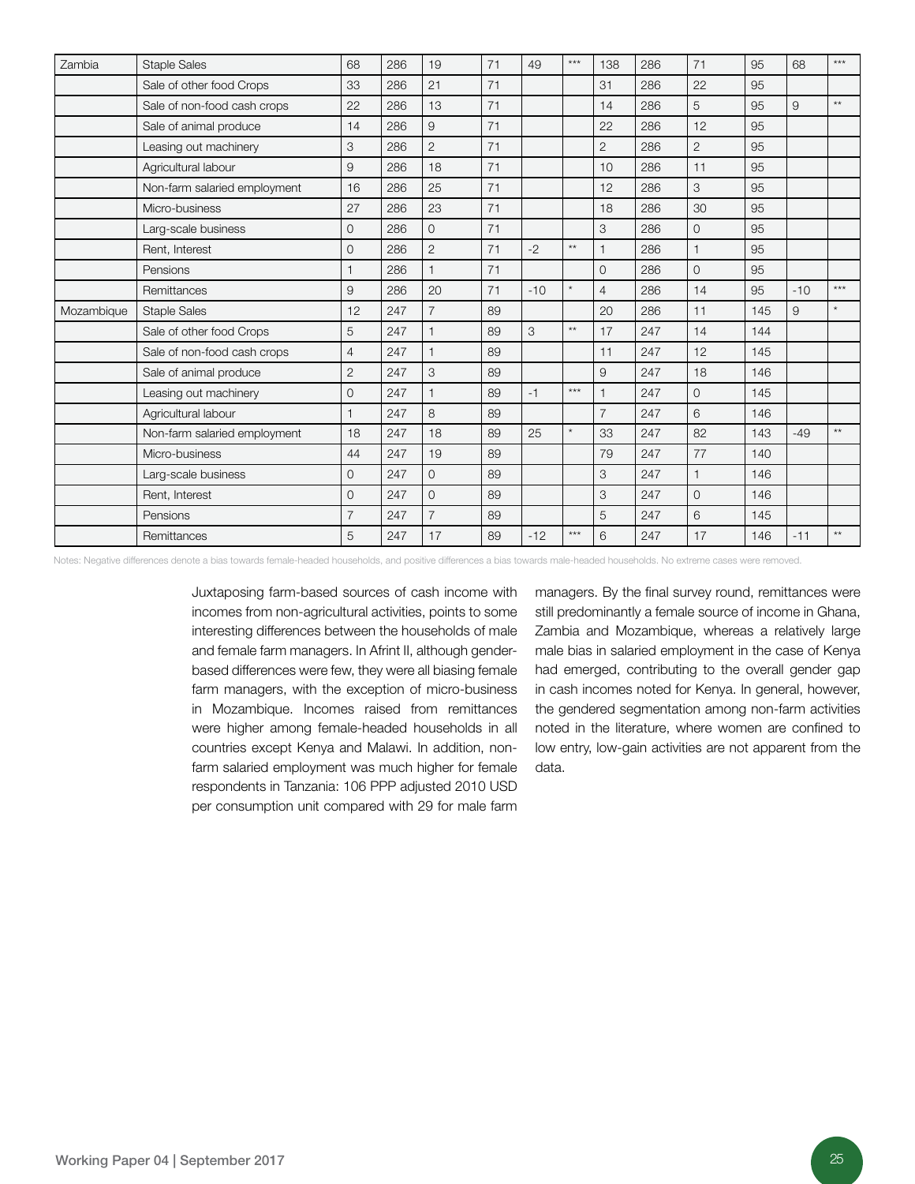| Zambia | Staple Sales | 68 | 286 | 19 | 71 | 49 | *** | 138 | 286 | 71 | 95 | 68 | *** |
|---|---|---|---|---|---|---|---|---|---|---|---|---|---|
| | Sale of other food Crops | 33 | 286 | 21 | 71 | | | 31 | 286 | 22 | 95 | | |
| | Sale of non-food cash crops | 22 | 286 | 13 | 71 | | | 14 | 286 | 5 | 95 | 9 | ** |
| | Sale of animal produce | 14 | 286 | 9 | 71 | | | 22 | 286 | 12 | 95 | | |
| | Leasing out machinery | 3 | 286 | 2 | 71 | | | 2 | 286 | 2 | 95 | | |
| | Agricultural labour | 9 | 286 | 18 | 71 | | | 10 | 286 | 11 | 95 | | |
| | Non-farm salaried employment | 16 | 286 | 25 | 71 | | | 12 | 286 | 3 | 95 | | |
| | Micro-business | 27 | 286 | 23 | 71 | | | 18 | 286 | 30 | 95 | | |
| | Larg-scale business | 0 | 286 | 0 | 71 | | | 3 | 286 | 0 | 95 | | |
| | Rent, Interest | 0 | 286 | 2 | 71 | -2 | ** | 1 | 286 | 1 | 95 | | |
| | Pensions | 1 | 286 | 1 | 71 | | | 0 | 286 | 0 | 95 | | |
| | Remittances | 9 | 286 | 20 | 71 | -10 | * | 4 | 286 | 14 | 95 | -10 | *** |
| Mozambique | Staple Sales | 12 | 247 | 7 | 89 | | | 20 | 286 | 11 | 145 | 9 | * |
| | Sale of other food Crops | 5 | 247 | 1 | 89 | 3 | ** | 17 | 247 | 14 | 144 | | |
| | Sale of non-food cash crops | 4 | 247 | 1 | 89 | | | 11 | 247 | 12 | 145 | | |
| | Sale of animal produce | 2 | 247 | 3 | 89 | | | 9 | 247 | 18 | 146 | | |
| | Leasing out machinery | 0 | 247 | 1 | 89 | -1 | *** | 1 | 247 | 0 | 145 | | |
| | Agricultural labour | 1 | 247 | 8 | 89 | | | 7 | 247 | 6 | 146 | | |
| | Non-farm salaried employment | 18 | 247 | 18 | 89 | 25 | * | 33 | 247 | 82 | 143 | -49 | ** |
| | Micro-business | 44 | 247 | 19 | 89 | | | 79 | 247 | 77 | 140 | | |
| | Larg-scale business | 0 | 247 | 0 | 89 | | | 3 | 247 | 1 | 146 | | |
| | Rent, Interest | 0 | 247 | 0 | 89 | | | 3 | 247 | 0 | 146 | | |
| | Pensions | 7 | 247 | 7 | 89 | | | 5 | 247 | 6 | 145 | | |
| | Remittances | 5 | 247 | 17 | 89 | -12 | *** | 6 | 247 | 17 | 146 | -11 | ** |

Notes: Negative differences denote a bias towards female-headed households, and positive differences a bias towards male-headed households. No extreme cases were removed.

Juxtaposing farm-based sources of cash income with incomes from non-agricultural activities, points to some interesting differences between the households of male and female farm managers. In Afrint II, although gender-based differences were few, they were all biasing female farm managers, with the exception of micro-business in Mozambique. Incomes raised from remittances were higher among female-headed households in all countries except Kenya and Malawi. In addition, non-farm salaried employment was much higher for female respondents in Tanzania: 106 PPP adjusted 2010 USD per consumption unit compared with 29 for male farm managers. By the final survey round, remittances were still predominantly a female source of income in Ghana, Zambia and Mozambique, whereas a relatively large male bias in salaried employment in the case of Kenya had emerged, contributing to the overall gender gap in cash incomes noted for Kenya. In general, however, the gendered segmentation among non-farm activities noted in the literature, where women are confined to low entry, low-gain activities are not apparent from the data.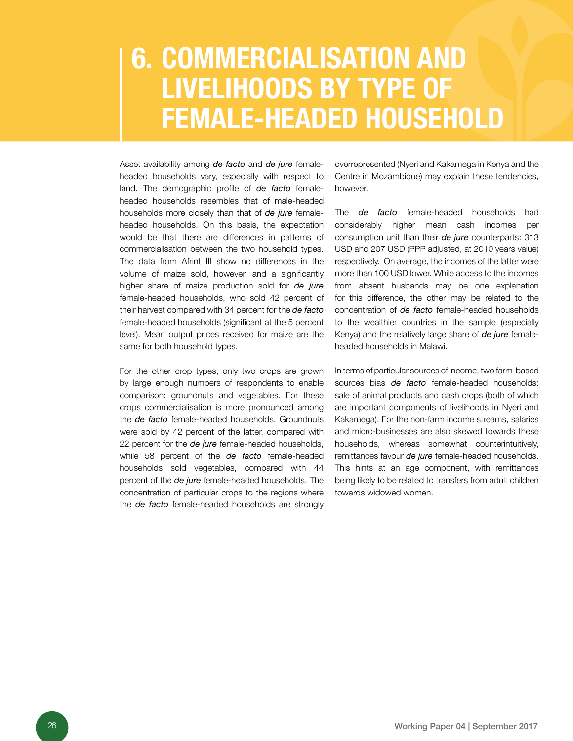# 6. COMMERCIALISATION AND LIVELIHOODS BY TYPE OF FEMALE-HEADED HOUSEHOLD

Asset availability among ***de facto*** and ***de jure*** female-headed households vary, especially with respect to land. The demographic profile of ***de facto*** female-headed households resembles that of male-headed households more closely than that of ***de jure*** female-headed households. On this basis, the expectation would be that there are differences in patterns of commercialisation between the two household types. The data from Afrint III show no differences in the volume of maize sold, however, and a significantly higher share of maize production sold for ***de jure*** female-headed households, who sold 42 percent of their harvest compared with 34 percent for the ***de facto*** female-headed households (significant at the 5 percent level). Mean output prices received for maize are the same for both household types.

For the other crop types, only two crops are grown by large enough numbers of respondents to enable comparison: groundnuts and vegetables. For these crops commercialisation is more pronounced among the ***de facto*** female-headed households. Groundnuts were sold by 42 percent of the latter, compared with 22 percent for the ***de jure*** female-headed households, while 58 percent of the ***de facto*** female-headed households sold vegetables, compared with 44 percent of the ***de jure*** female-headed households. The concentration of particular crops to the regions where the ***de facto*** female-headed households are strongly overrepresented (Nyeri and Kakamega in Kenya and the Centre in Mozambique) may explain these tendencies, however.

The ***de facto*** female-headed households had considerably higher mean cash incomes per consumption unit than their ***de jure*** counterparts: 313 USD and 207 USD (PPP adjusted, at 2010 years value) respectively. On average, the incomes of the latter were more than 100 USD lower. While access to the incomes from absent husbands may be one explanation for this difference, the other may be related to the concentration of ***de facto*** female-headed households to the wealthier countries in the sample (especially Kenya) and the relatively large share of ***de jure*** female-headed households in Malawi.

In terms of particular sources of income, two farm-based sources bias ***de facto*** female-headed households: sale of animal products and cash crops (both of which are important components of livelihoods in Nyeri and Kakamega). For the non-farm income streams, salaries and micro-businesses are also skewed towards these households, whereas somewhat counterintuitively, remittances favour ***de jure*** female-headed households. This hints at an age component, with remittances being likely to be related to transfers from adult children towards widowed women.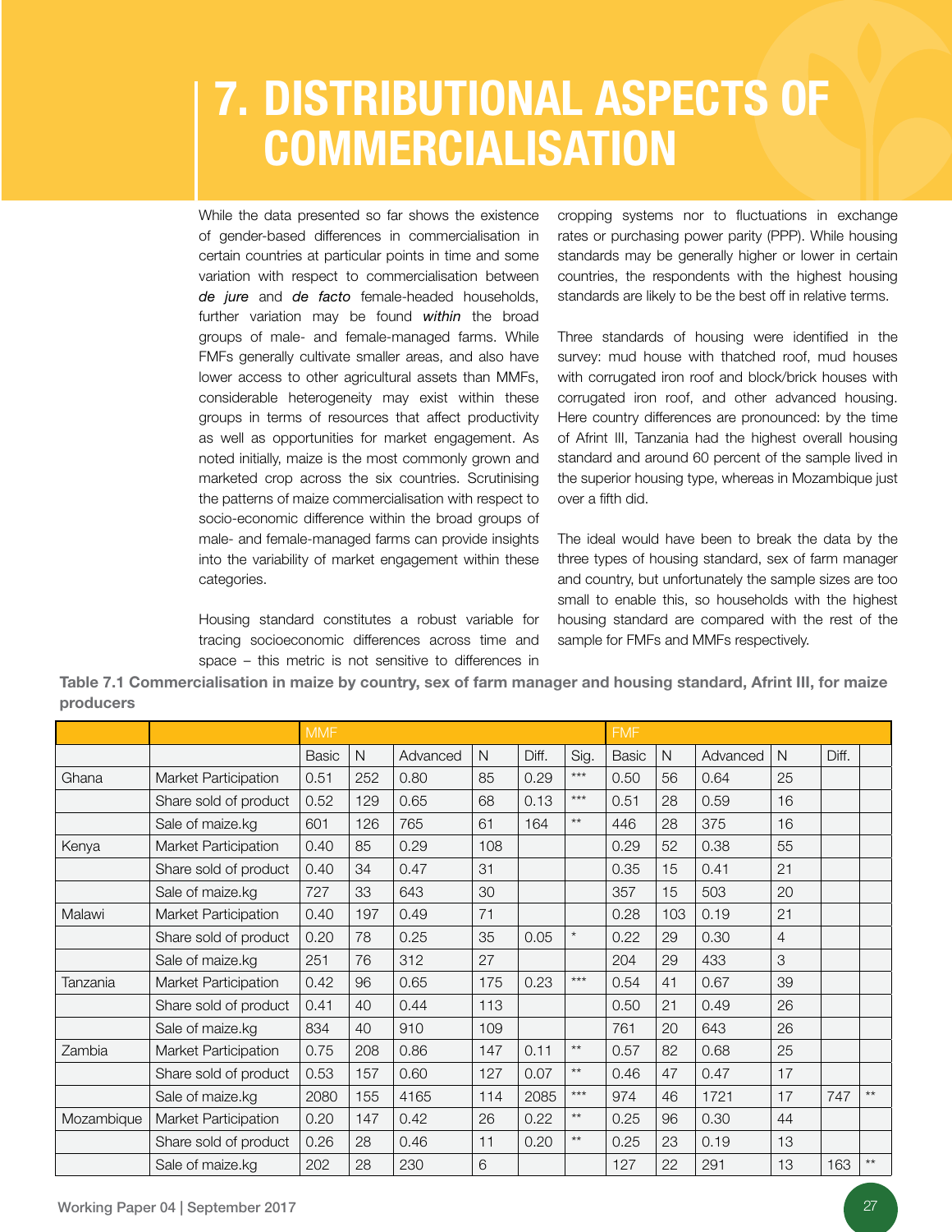# 7. DISTRIBUTIONAL ASPECTS OF COMMERCIALISATION

While the data presented so far shows the existence of gender-based differences in commercialisation in certain countries at particular points in time and some variation with respect to commercialisation between *de jure* and *de facto* female-headed households, further variation may be found ***within*** the broad groups of male- and female-managed farms. While FMFs generally cultivate smaller areas, and also have lower access to other agricultural assets than MMFs, considerable heterogeneity may exist within these groups in terms of resources that affect productivity as well as opportunities for market engagement. As noted initially, maize is the most commonly grown and marketed crop across the six countries. Scrutinising the patterns of maize commercialisation with respect to socio-economic difference within the broad groups of male- and female-managed farms can provide insights into the variability of market engagement within these categories.

Housing standard constitutes a robust variable for tracing socioeconomic differences across time and space – this metric is not sensitive to differences in cropping systems nor to fluctuations in exchange rates or purchasing power parity (PPP). While housing standards may be generally higher or lower in certain countries, the respondents with the highest housing standards are likely to be the best off in relative terms.

Three standards of housing were identified in the survey: mud house with thatched roof, mud houses with corrugated iron roof and block/brick houses with corrugated iron roof, and other advanced housing. Here country differences are pronounced: by the time of Afrint III, Tanzania had the highest overall housing standard and around 60 percent of the sample lived in the superior housing type, whereas in Mozambique just over a fifth did.

The ideal would have been to break the data by the three types of housing standard, sex of farm manager and country, but unfortunately the sample sizes are too small to enable this, so households with the highest housing standard are compared with the rest of the sample for FMFs and MMFs respectively.

**Table 7.1 Commercialisation in maize by country, sex of farm manager and housing standard, Afrint III, for maize producers**

| | | MMF | | | | | | FMF | | | | | |
|---|---|---|---|---|---|---|---|---|---|---|---|---|---|
| | | Basic | N | Advanced | N | Diff. | Sig. | Basic | N | Advanced | N | Diff. | |
| Ghana | Market Participation | 0.51 | 252 | 0.80 | 85 | 0.29 | *** | 0.50 | 56 | 0.64 | 25 | | |
| | Share sold of product | 0.52 | 129 | 0.65 | 68 | 0.13 | *** | 0.51 | 28 | 0.59 | 16 | | |
| | Sale of maize.kg | 601 | 126 | 765 | 61 | 164 | ** | 446 | 28 | 375 | 16 | | |
| Kenya | Market Participation | 0.40 | 85 | 0.29 | 108 | | | 0.29 | 52 | 0.38 | 55 | | |
| | Share sold of product | 0.40 | 34 | 0.47 | 31 | | | 0.35 | 15 | 0.41 | 21 | | |
| | Sale of maize.kg | 727 | 33 | 643 | 30 | | | 357 | 15 | 503 | 20 | | |
| Malawi | Market Participation | 0.40 | 197 | 0.49 | 71 | | | 0.28 | 103 | 0.19 | 21 | | |
| | Share sold of product | 0.20 | 78 | 0.25 | 35 | 0.05 | * | 0.22 | 29 | 0.30 | 4 | | |
| | Sale of maize.kg | 251 | 76 | 312 | 27 | | | 204 | 29 | 433 | 3 | | |
| Tanzania | Market Participation | 0.42 | 96 | 0.65 | 175 | 0.23 | *** | 0.54 | 41 | 0.67 | 39 | | |
| | Share sold of product | 0.41 | 40 | 0.44 | 113 | | | 0.50 | 21 | 0.49 | 26 | | |
| | Sale of maize.kg | 834 | 40 | 910 | 109 | | | 761 | 20 | 643 | 26 | | |
| Zambia | Market Participation | 0.75 | 208 | 0.86 | 147 | 0.11 | ** | 0.57 | 82 | 0.68 | 25 | | |
| | Share sold of product | 0.53 | 157 | 0.60 | 127 | 0.07 | ** | 0.46 | 47 | 0.47 | 17 | | |
| | Sale of maize.kg | 2080 | 155 | 4165 | 114 | 2085 | *** | 974 | 46 | 1721 | 17 | 747 | ** |
| Mozambique | Market Participation | 0.20 | 147 | 0.42 | 26 | 0.22 | ** | 0.25 | 96 | 0.30 | 44 | | |
| | Share sold of product | 0.26 | 28 | 0.46 | 11 | 0.20 | ** | 0.25 | 23 | 0.19 | 13 | | |
| | Sale of maize.kg | 202 | 28 | 230 | 6 | | | 127 | 22 | 291 | 13 | 163 | ** |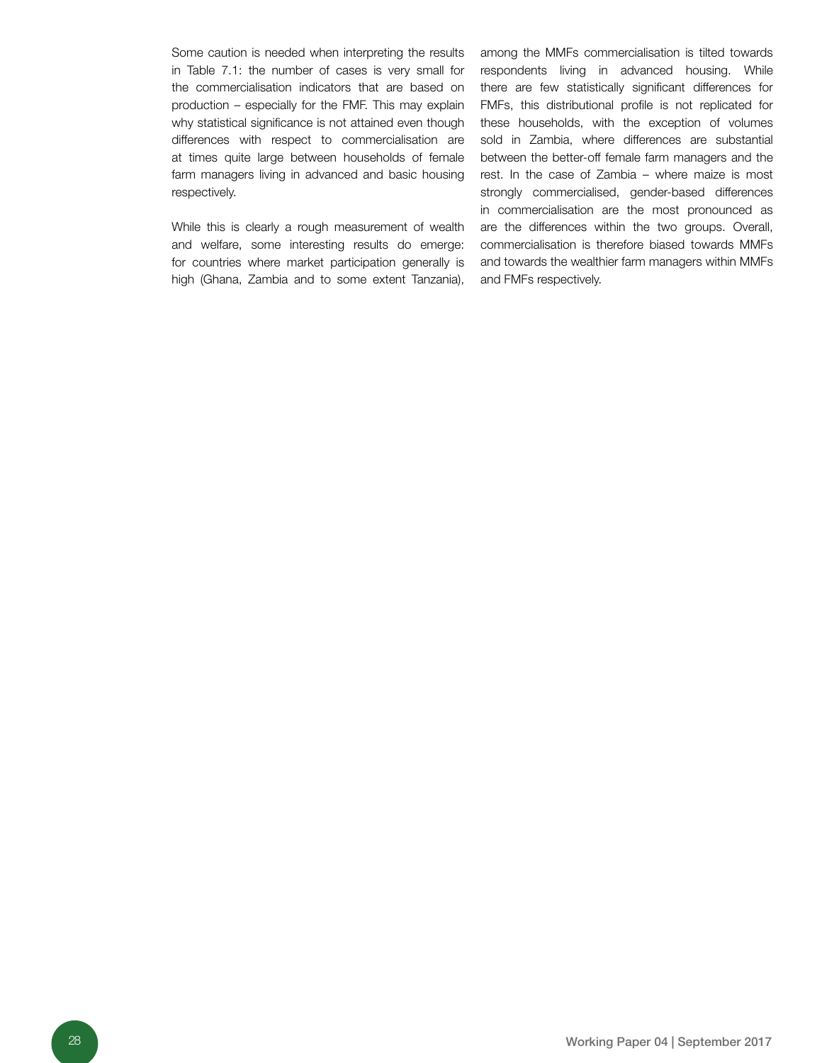Some caution is needed when interpreting the results in Table 7.1: the number of cases is very small for the commercialisation indicators that are based on production – especially for the FMF. This may explain why statistical significance is not attained even though differences with respect to commercialisation are at times quite large between households of female farm managers living in advanced and basic housing respectively.

While this is clearly a rough measurement of wealth and welfare, some interesting results do emerge: for countries where market participation generally is high (Ghana, Zambia and to some extent Tanzania), among the MMFs commercialisation is tilted towards respondents living in advanced housing. While there are few statistically significant differences for FMFs, this distributional profile is not replicated for these households, with the exception of volumes sold in Zambia, where differences are substantial between the better-off female farm managers and the rest. In the case of Zambia – where maize is most strongly commercialised, gender-based differences in commercialisation are the most pronounced as are the differences within the two groups. Overall, commercialisation is therefore biased towards MMFs and towards the wealthier farm managers within MMFs and FMFs respectively.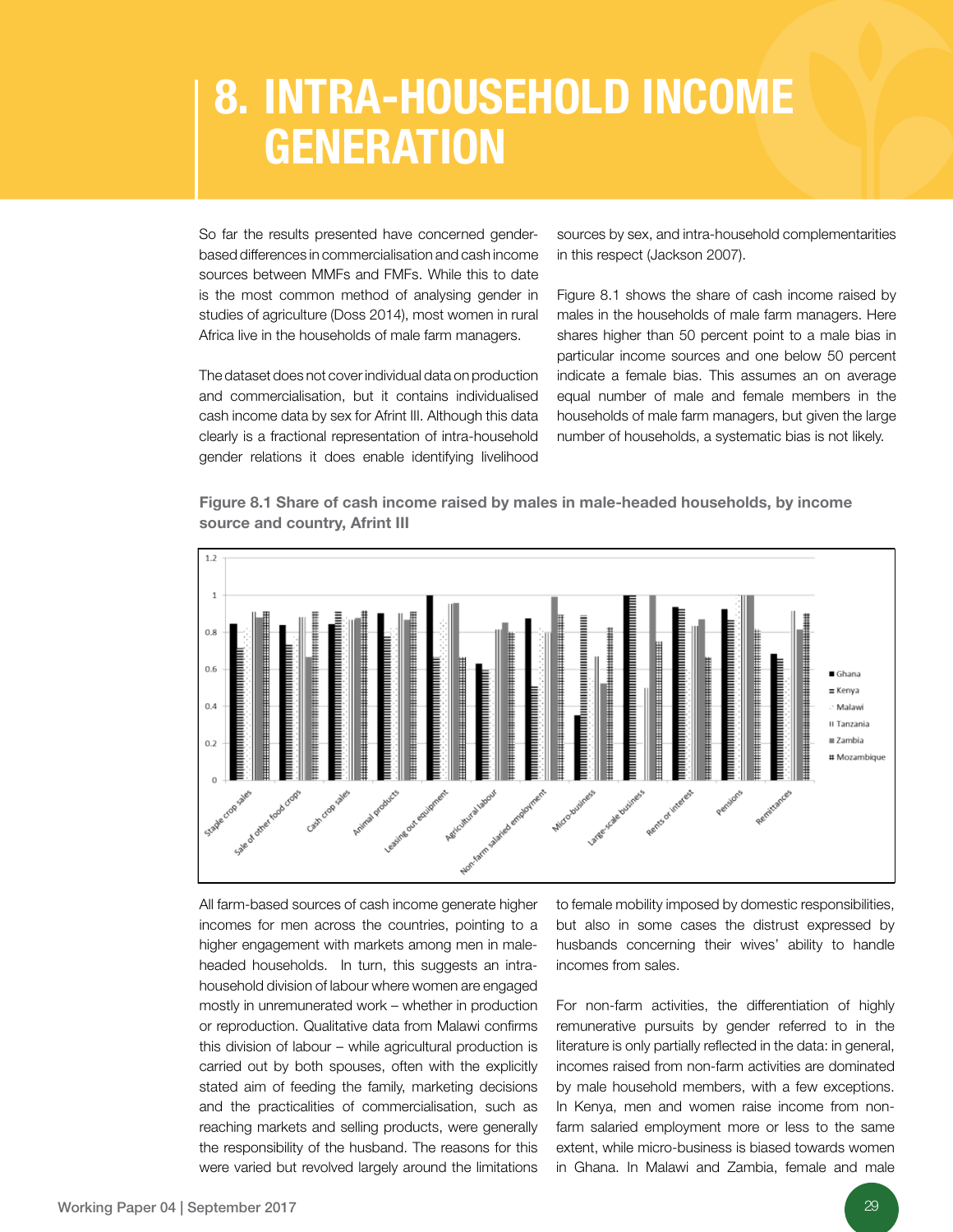# 8. INTRA-HOUSEHOLD INCOME GENERATION

So far the results presented have concerned gender-based differences in commercialisation and cash income sources between MMFs and FMFs. While this to date is the most common method of analysing gender in studies of agriculture (Doss 2014), most women in rural Africa live in the households of male farm managers.

The dataset does not cover individual data on production and commercialisation, but it contains individualised cash income data by sex for Afrint III. Although this data clearly is a fractional representation of intra-household gender relations it does enable identifying livelihood sources by sex, and intra-household complementarities in this respect (Jackson 2007).

Figure 8.1 shows the share of cash income raised by males in the households of male farm managers. Here shares higher than 50 percent point to a male bias in particular income sources and one below 50 percent indicate a female bias. This assumes an on average equal number of male and female members in the households of male farm managers, but given the large number of households, a systematic bias is not likely.

**Figure 8.1 Share of cash income raised by males in male-headed households, by income source and country, Afrint III**

All farm-based sources of cash income generate higher incomes for men across the countries, pointing to a higher engagement with markets among men in male-headed households. In turn, this suggests an intra-household division of labour where women are engaged mostly in unremunerated work – whether in production or reproduction. Qualitative data from Malawi confirms this division of labour – while agricultural production is carried out by both spouses, often with the explicitly stated aim of feeding the family, marketing decisions and the practicalities of commercialisation, such as reaching markets and selling products, were generally the responsibility of the husband. The reasons for this were varied but revolved largely around the limitations to female mobility imposed by domestic responsibilities, but also in some cases the distrust expressed by husbands concerning their wives' ability to handle incomes from sales.

For non-farm activities, the differentiation of highly remunerative pursuits by gender referred to in the literature is only partially reflected in the data: in general, incomes raised from non-farm activities are dominated by male household members, with a few exceptions. In Kenya, men and women raise income from non-farm salaried employment more or less to the same extent, while micro-business is biased towards women in Ghana. In Malawi and Zambia, female and male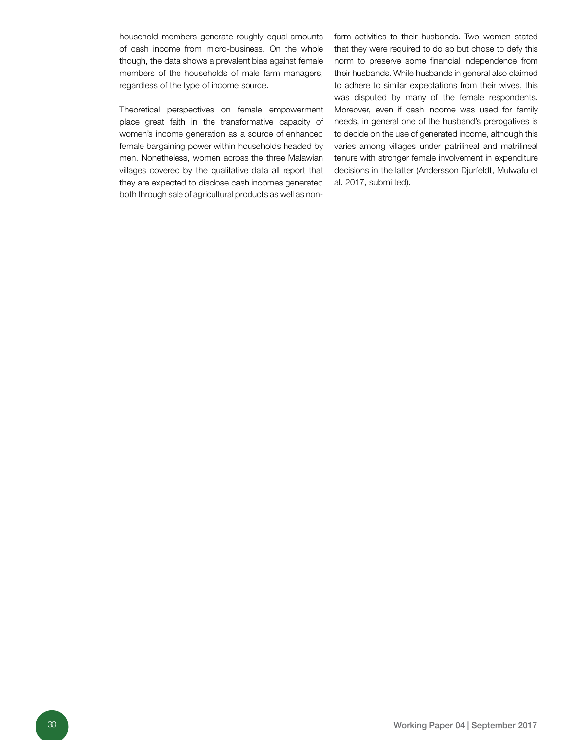household members generate roughly equal amounts of cash income from micro-business. On the whole though, the data shows a prevalent bias against female members of the households of male farm managers, regardless of the type of income source.

Theoretical perspectives on female empowerment place great faith in the transformative capacity of women's income generation as a source of enhanced female bargaining power within households headed by men. Nonetheless, women across the three Malawian villages covered by the qualitative data all report that they are expected to disclose cash incomes generated both through sale of agricultural products as well as non-farm activities to their husbands. Two women stated that they were required to do so but chose to defy this norm to preserve some financial independence from their husbands. While husbands in general also claimed to adhere to similar expectations from their wives, this was disputed by many of the female respondents. Moreover, even if cash income was used for family needs, in general one of the husband's prerogatives is to decide on the use of generated income, although this varies among villages under patrilineal and matrilineal tenure with stronger female involvement in expenditure decisions in the latter (Andersson Djurfeldt, Mulwafu et al. 2017, submitted).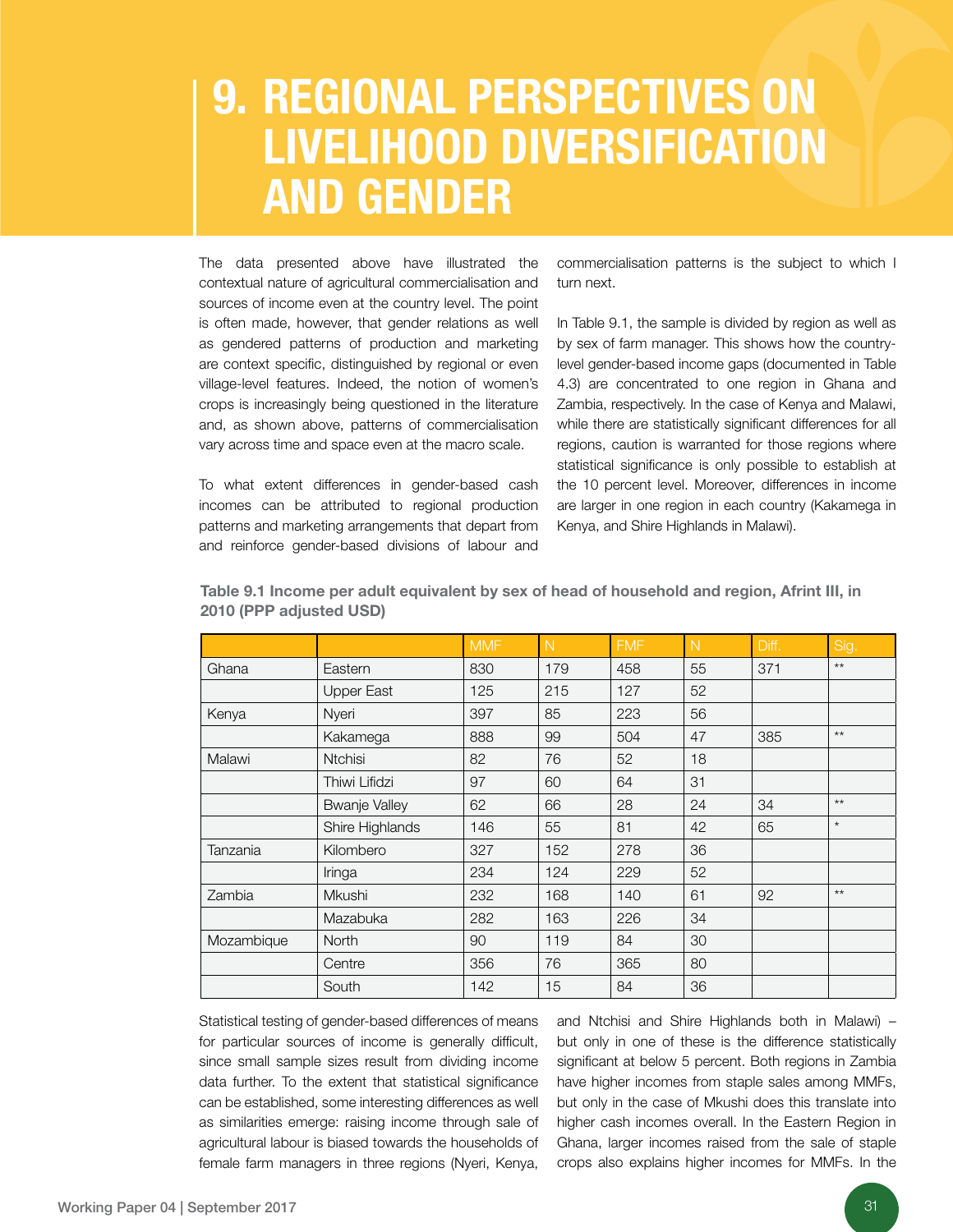# 9. REGIONAL PERSPECTIVES ON LIVELIHOOD DIVERSIFICATION AND GENDER

The data presented above have illustrated the contextual nature of agricultural commercialisation and sources of income even at the country level. The point is often made, however, that gender relations as well as gendered patterns of production and marketing are context specific, distinguished by regional or even village-level features. Indeed, the notion of women's crops is increasingly being questioned in the literature and, as shown above, patterns of commercialisation vary across time and space even at the macro scale.

To what extent differences in gender-based cash incomes can be attributed to regional production patterns and marketing arrangements that depart from and reinforce gender-based divisions of labour and commercialisation patterns is the subject to which I turn next.

In Table 9.1, the sample is divided by region as well as by sex of farm manager. This shows how the country-level gender-based income gaps (documented in Table 4.3) are concentrated to one region in Ghana and Zambia, respectively. In the case of Kenya and Malawi, while there are statistically significant differences for all regions, caution is warranted for those regions where statistical significance is only possible to establish at the 10 percent level. Moreover, differences in income are larger in one region in each country (Kakamega in Kenya, and Shire Highlands in Malawi).

**Table 9.1 Income per adult equivalent by sex of head of household and region, Afrint III, in 2010 (PPP adjusted USD)**

| | | MMF | N | FMF | N | Diff. | Sig. |
|---|---|---|---|---|---|---|---|
| Ghana | Eastern | 830 | 179 | 458 | 55 | 371 | ** |
| | Upper East | 125 | 215 | 127 | 52 | | |
| Kenya | Nyeri | 397 | 85 | 223 | 56 | | |
| | Kakamega | 888 | 99 | 504 | 47 | 385 | ** |
| Malawi | Ntchisi | 82 | 76 | 52 | 18 | | |
| | Thiwi Lifidzi | 97 | 60 | 64 | 31 | | |
| | Bwanje Valley | 62 | 66 | 28 | 24 | 34 | ** |
| | Shire Highlands | 146 | 55 | 81 | 42 | 65 | * |
| Tanzania | Kilombero | 327 | 152 | 278 | 36 | | |
| | Iringa | 234 | 124 | 229 | 52 | | |
| Zambia | Mkushi | 232 | 168 | 140 | 61 | 92 | ** |
| | Mazabuka | 282 | 163 | 226 | 34 | | |
| Mozambique | North | 90 | 119 | 84 | 30 | | |
| | Centre | 356 | 76 | 365 | 80 | | |
| | South | 142 | 15 | 84 | 36 | | |

Statistical testing of gender-based differences of means for particular sources of income is generally difficult, since small sample sizes result from dividing income data further. To the extent that statistical significance can be established, some interesting differences as well as similarities emerge: raising income through sale of agricultural labour is biased towards the households of female farm managers in three regions (Nyeri, Kenya, and Ntchisi and Shire Highlands both in Malawi) – but only in one of these is the difference statistically significant at below 5 percent. Both regions in Zambia have higher incomes from staple sales among MMFs, but only in the case of Mkushi does this translate into higher cash incomes overall. In the Eastern Region in Ghana, larger incomes raised from the sale of staple crops also explains higher incomes for MMFs. In the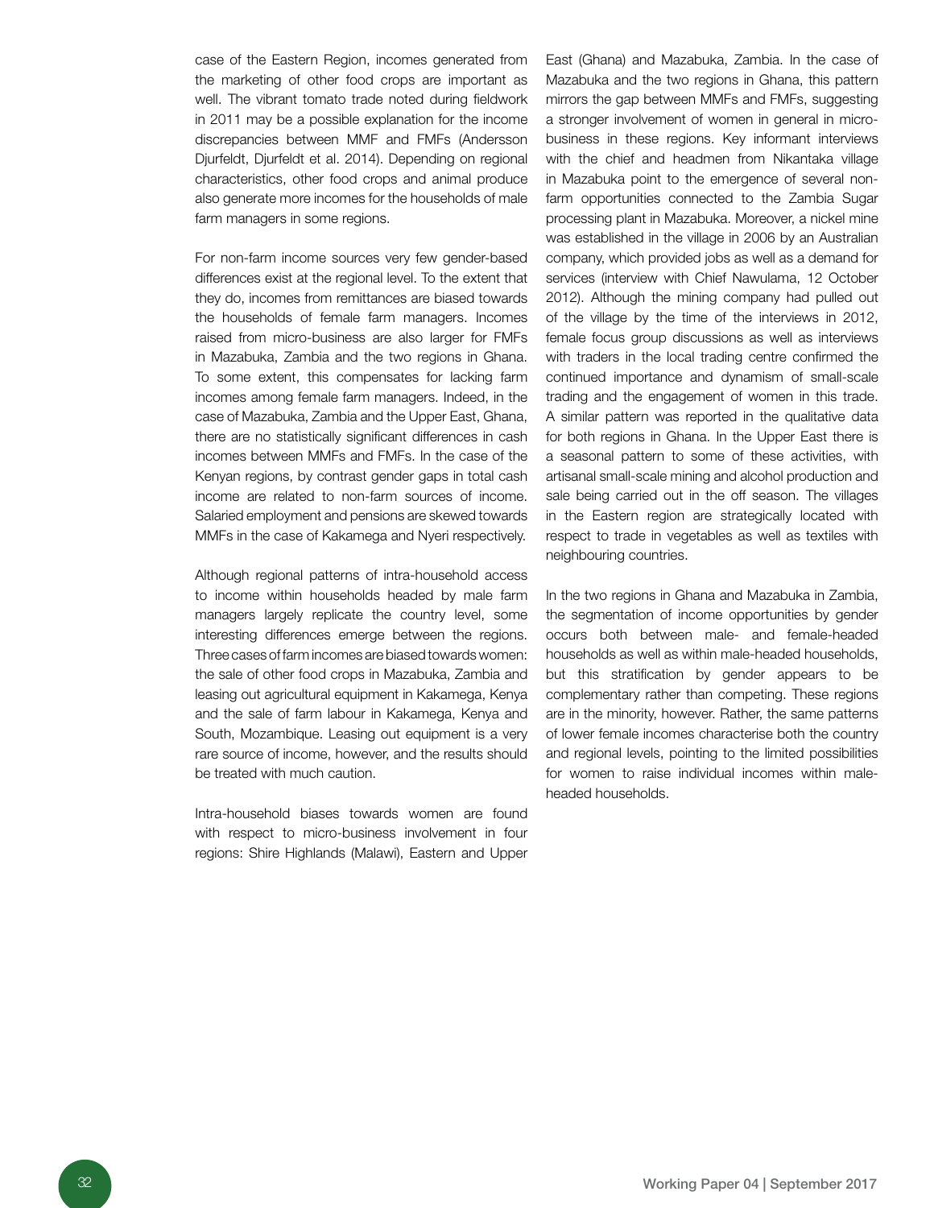case of the Eastern Region, incomes generated from the marketing of other food crops are important as well. The vibrant tomato trade noted during fieldwork in 2011 may be a possible explanation for the income discrepancies between MMF and FMFs (Andersson Djurfeldt, Djurfeldt et al. 2014). Depending on regional characteristics, other food crops and animal produce also generate more incomes for the households of male farm managers in some regions.

For non-farm income sources very few gender-based differences exist at the regional level. To the extent that they do, incomes from remittances are biased towards the households of female farm managers. Incomes raised from micro-business are also larger for FMFs in Mazabuka, Zambia and the two regions in Ghana. To some extent, this compensates for lacking farm incomes among female farm managers. Indeed, in the case of Mazabuka, Zambia and the Upper East, Ghana, there are no statistically significant differences in cash incomes between MMFs and FMFs. In the case of the Kenyan regions, by contrast gender gaps in total cash income are related to non-farm sources of income. Salaried employment and pensions are skewed towards MMFs in the case of Kakamega and Nyeri respectively.

Although regional patterns of intra-household access to income within households headed by male farm managers largely replicate the country level, some interesting differences emerge between the regions. Three cases of farm incomes are biased towards women: the sale of other food crops in Mazabuka, Zambia and leasing out agricultural equipment in Kakamega, Kenya and the sale of farm labour in Kakamega, Kenya and South, Mozambique. Leasing out equipment is a very rare source of income, however, and the results should be treated with much caution.

Intra-household biases towards women are found with respect to micro-business involvement in four regions: Shire Highlands (Malawi), Eastern and Upper East (Ghana) and Mazabuka, Zambia. In the case of Mazabuka and the two regions in Ghana, this pattern mirrors the gap between MMFs and FMFs, suggesting a stronger involvement of women in general in micro-business in these regions. Key informant interviews with the chief and headmen from Nikantaka village in Mazabuka point to the emergence of several non-farm opportunities connected to the Zambia Sugar processing plant in Mazabuka. Moreover, a nickel mine was established in the village in 2006 by an Australian company, which provided jobs as well as a demand for services (interview with Chief Nawulama, 12 October 2012). Although the mining company had pulled out of the village by the time of the interviews in 2012, female focus group discussions as well as interviews with traders in the local trading centre confirmed the continued importance and dynamism of small-scale trading and the engagement of women in this trade. A similar pattern was reported in the qualitative data for both regions in Ghana. In the Upper East there is a seasonal pattern to some of these activities, with artisanal small-scale mining and alcohol production and sale being carried out in the off season. The villages in the Eastern region are strategically located with respect to trade in vegetables as well as textiles with neighbouring countries.

In the two regions in Ghana and Mazabuka in Zambia, the segmentation of income opportunities by gender occurs both between male- and female-headed households as well as within male-headed households, but this stratification by gender appears to be complementary rather than competing. These regions are in the minority, however. Rather, the same patterns of lower female incomes characterise both the country and regional levels, pointing to the limited possibilities for women to raise individual incomes within male-headed households.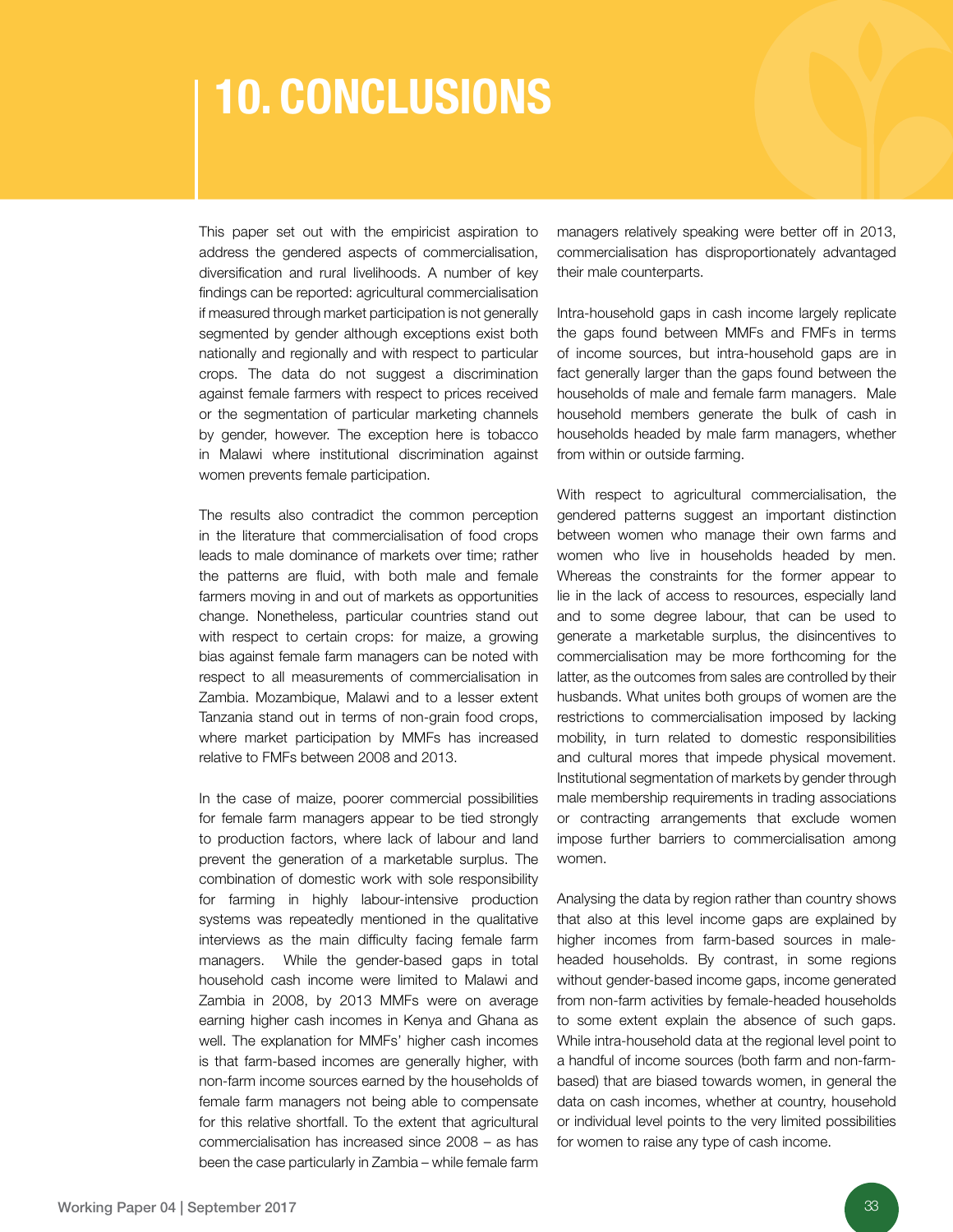# 10. CONCLUSIONS

This paper set out with the empiricist aspiration to address the gendered aspects of commercialisation, diversification and rural livelihoods. A number of key findings can be reported: agricultural commercialisation if measured through market participation is not generally segmented by gender although exceptions exist both nationally and regionally and with respect to particular crops. The data do not suggest a discrimination against female farmers with respect to prices received or the segmentation of particular marketing channels by gender, however. The exception here is tobacco in Malawi where institutional discrimination against women prevents female participation.

The results also contradict the common perception in the literature that commercialisation of food crops leads to male dominance of markets over time; rather the patterns are fluid, with both male and female farmers moving in and out of markets as opportunities change. Nonetheless, particular countries stand out with respect to certain crops: for maize, a growing bias against female farm managers can be noted with respect to all measurements of commercialisation in Zambia. Mozambique, Malawi and to a lesser extent Tanzania stand out in terms of non-grain food crops, where market participation by MMFs has increased relative to FMFs between 2008 and 2013.

In the case of maize, poorer commercial possibilities for female farm managers appear to be tied strongly to production factors, where lack of labour and land prevent the generation of a marketable surplus. The combination of domestic work with sole responsibility for farming in highly labour-intensive production systems was repeatedly mentioned in the qualitative interviews as the main difficulty facing female farm managers. While the gender-based gaps in total household cash income were limited to Malawi and Zambia in 2008, by 2013 MMFs were on average earning higher cash incomes in Kenya and Ghana as well. The explanation for MMFs' higher cash incomes is that farm-based incomes are generally higher, with non-farm income sources earned by the households of female farm managers not being able to compensate for this relative shortfall. To the extent that agricultural commercialisation has increased since 2008 – as has been the case particularly in Zambia – while female farm managers relatively speaking were better off in 2013, commercialisation has disproportionately advantaged their male counterparts.

Intra-household gaps in cash income largely replicate the gaps found between MMFs and FMFs in terms of income sources, but intra-household gaps are in fact generally larger than the gaps found between the households of male and female farm managers. Male household members generate the bulk of cash in households headed by male farm managers, whether from within or outside farming.

With respect to agricultural commercialisation, the gendered patterns suggest an important distinction between women who manage their own farms and women who live in households headed by men. Whereas the constraints for the former appear to lie in the lack of access to resources, especially land and to some degree labour, that can be used to generate a marketable surplus, the disincentives to commercialisation may be more forthcoming for the latter, as the outcomes from sales are controlled by their husbands. What unites both groups of women are the restrictions to commercialisation imposed by lacking mobility, in turn related to domestic responsibilities and cultural mores that impede physical movement. Institutional segmentation of markets by gender through male membership requirements in trading associations or contracting arrangements that exclude women impose further barriers to commercialisation among women.

Analysing the data by region rather than country shows that also at this level income gaps are explained by higher incomes from farm-based sources in male-headed households. By contrast, in some regions without gender-based income gaps, income generated from non-farm activities by female-headed households to some extent explain the absence of such gaps. While intra-household data at the regional level point to a handful of income sources (both farm and non-farm-based) that are biased towards women, in general the data on cash incomes, whether at country, household or individual level points to the very limited possibilities for women to raise any type of cash income.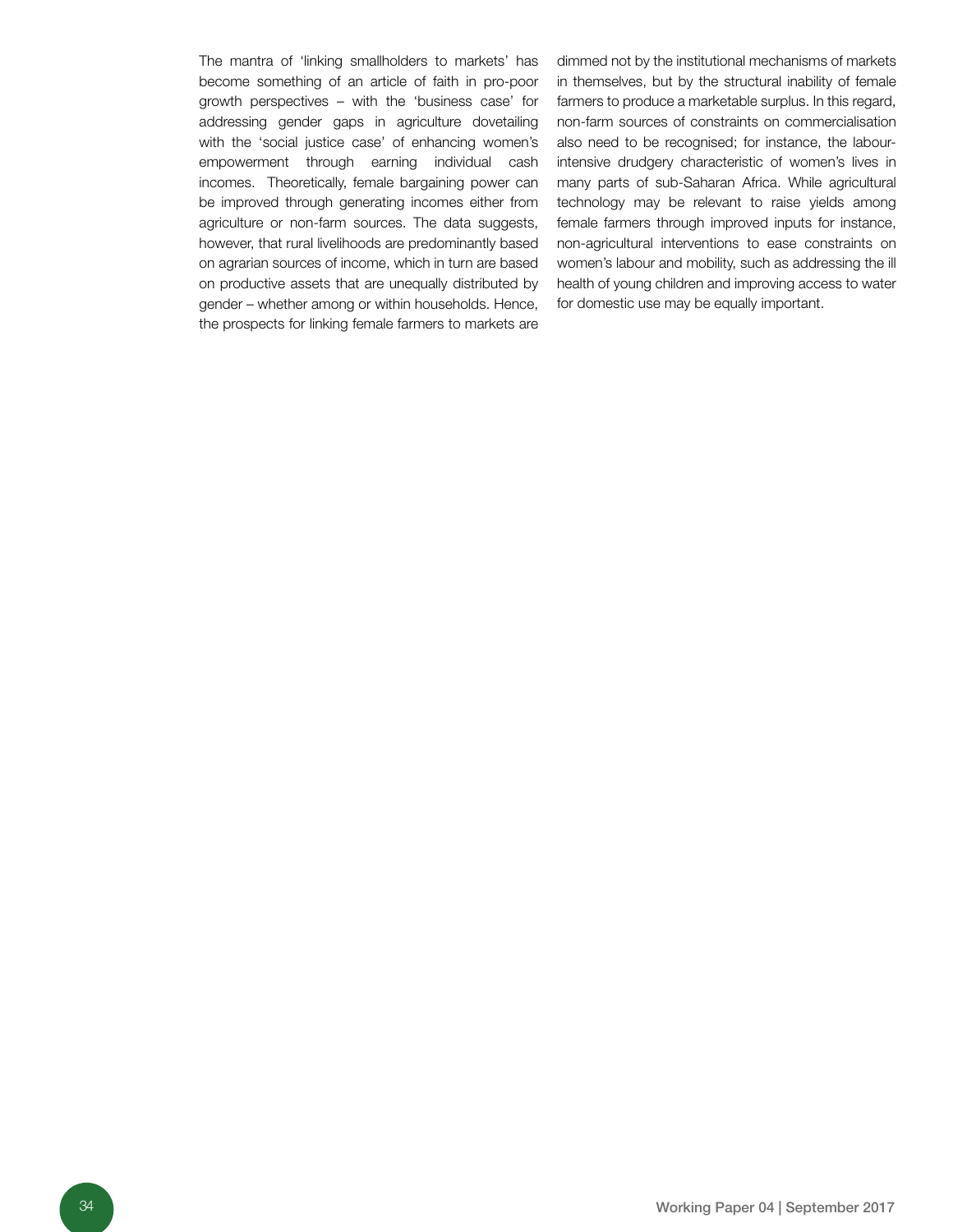The mantra of 'linking smallholders to markets' has become something of an article of faith in pro-poor growth perspectives – with the 'business case' for addressing gender gaps in agriculture dovetailing with the 'social justice case' of enhancing women's empowerment through earning individual cash incomes. Theoretically, female bargaining power can be improved through generating incomes either from agriculture or non-farm sources. The data suggests, however, that rural livelihoods are predominantly based on agrarian sources of income, which in turn are based on productive assets that are unequally distributed by gender – whether among or within households. Hence, the prospects for linking female farmers to markets are dimmed not by the institutional mechanisms of markets in themselves, but by the structural inability of female farmers to produce a marketable surplus. In this regard, non-farm sources of constraints on commercialisation also need to be recognised; for instance, the labour-intensive drudgery characteristic of women's lives in many parts of sub-Saharan Africa. While agricultural technology may be relevant to raise yields among female farmers through improved inputs for instance, non-agricultural interventions to ease constraints on women's labour and mobility, such as addressing the ill health of young children and improving access to water for domestic use may be equally important.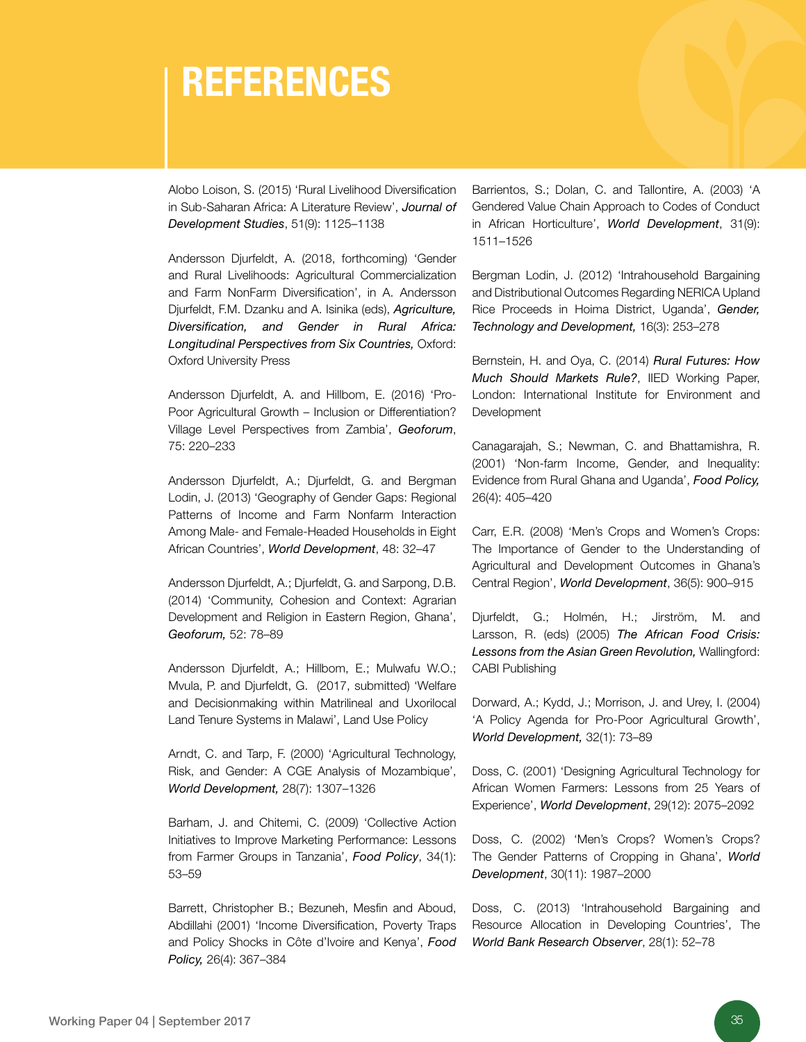# REFERENCES

Alobo Loison, S. (2015) 'Rural Livelihood Diversification in Sub-Saharan Africa: A Literature Review', *Journal of Development Studies*, 51(9): 1125–1138

Andersson Djurfeldt, A. (2018, forthcoming) 'Gender and Rural Livelihoods: Agricultural Commercialization and Farm NonFarm Diversification', in A. Andersson Djurfeldt, F.M. Dzanku and A. Isinika (eds), ***Agriculture, Diversification, and Gender in Rural Africa: Longitudinal Perspectives from Six Countries,*** Oxford: Oxford University Press

Andersson Djurfeldt, A. and Hillbom, E. (2016) 'Pro-Poor Agricultural Growth – Inclusion or Differentiation? Village Level Perspectives from Zambia', *Geoforum*, 75: 220–233

Andersson Djurfeldt, A.; Djurfeldt, G. and Bergman Lodin, J. (2013) 'Geography of Gender Gaps: Regional Patterns of Income and Farm Nonfarm Interaction Among Male- and Female-Headed Households in Eight African Countries', *World Development*, 48: 32–47

Andersson Djurfeldt, A.; Djurfeldt, G. and Sarpong, D.B. (2014) 'Community, Cohesion and Context: Agrarian Development and Religion in Eastern Region, Ghana', *Geoforum,* 52: 78–89

Andersson Djurfeldt, A.; Hillbom, E.; Mulwafu W.O.; Mvula, P. and Djurfeldt, G. (2017, submitted) 'Welfare and Decisionmaking within Matrilineal and Uxorilocal Land Tenure Systems in Malawi', Land Use Policy

Arndt, C. and Tarp, F. (2000) 'Agricultural Technology, Risk, and Gender: A CGE Analysis of Mozambique', *World Development,* 28(7): 1307–1326

Barham, J. and Chitemi, C. (2009) 'Collective Action Initiatives to Improve Marketing Performance: Lessons from Farmer Groups in Tanzania', *Food Policy*, 34(1): 53–59

Barrett, Christopher B.; Bezuneh, Mesfin and Aboud, Abdillahi (2001) 'Income Diversification, Poverty Traps and Policy Shocks in Côte d'Ivoire and Kenya', *Food Policy,* 26(4): 367–384

Barrientos, S.; Dolan, C. and Tallontire, A. (2003) 'A Gendered Value Chain Approach to Codes of Conduct in African Horticulture', *World Development*, 31(9): 1511–1526

Bergman Lodin, J. (2012) 'Intrahousehold Bargaining and Distributional Outcomes Regarding NERICA Upland Rice Proceeds in Hoima District, Uganda', *Gender, Technology and Development,* 16(3): 253–278

Bernstein, H. and Oya, C. (2014) ***Rural Futures: How Much Should Markets Rule?***, IIED Working Paper, London: International Institute for Environment and Development

Canagarajah, S.; Newman, C. and Bhattamishra, R. (2001) 'Non-farm Income, Gender, and Inequality: Evidence from Rural Ghana and Uganda', *Food Policy,* 26(4): 405–420

Carr, E.R. (2008) 'Men's Crops and Women's Crops: The Importance of Gender to the Understanding of Agricultural and Development Outcomes in Ghana's Central Region', *World Development*, 36(5): 900–915

Djurfeldt, G.; Holmén, H.; Jirström, M. and Larsson, R. (eds) (2005) ***The African Food Crisis: Lessons from the Asian Green Revolution,*** Wallingford: CABI Publishing

Dorward, A.; Kydd, J.; Morrison, J. and Urey, I. (2004) 'A Policy Agenda for Pro-Poor Agricultural Growth', *World Development,* 32(1): 73–89

Doss, C. (2001) 'Designing Agricultural Technology for African Women Farmers: Lessons from 25 Years of Experience', *World Development*, 29(12): 2075–2092

Doss, C. (2002) 'Men's Crops? Women's Crops? The Gender Patterns of Cropping in Ghana', *World Development*, 30(11): 1987–2000

Doss, C. (2013) 'Intrahousehold Bargaining and Resource Allocation in Developing Countries', The *World Bank Research Observer*, 28(1): 52–78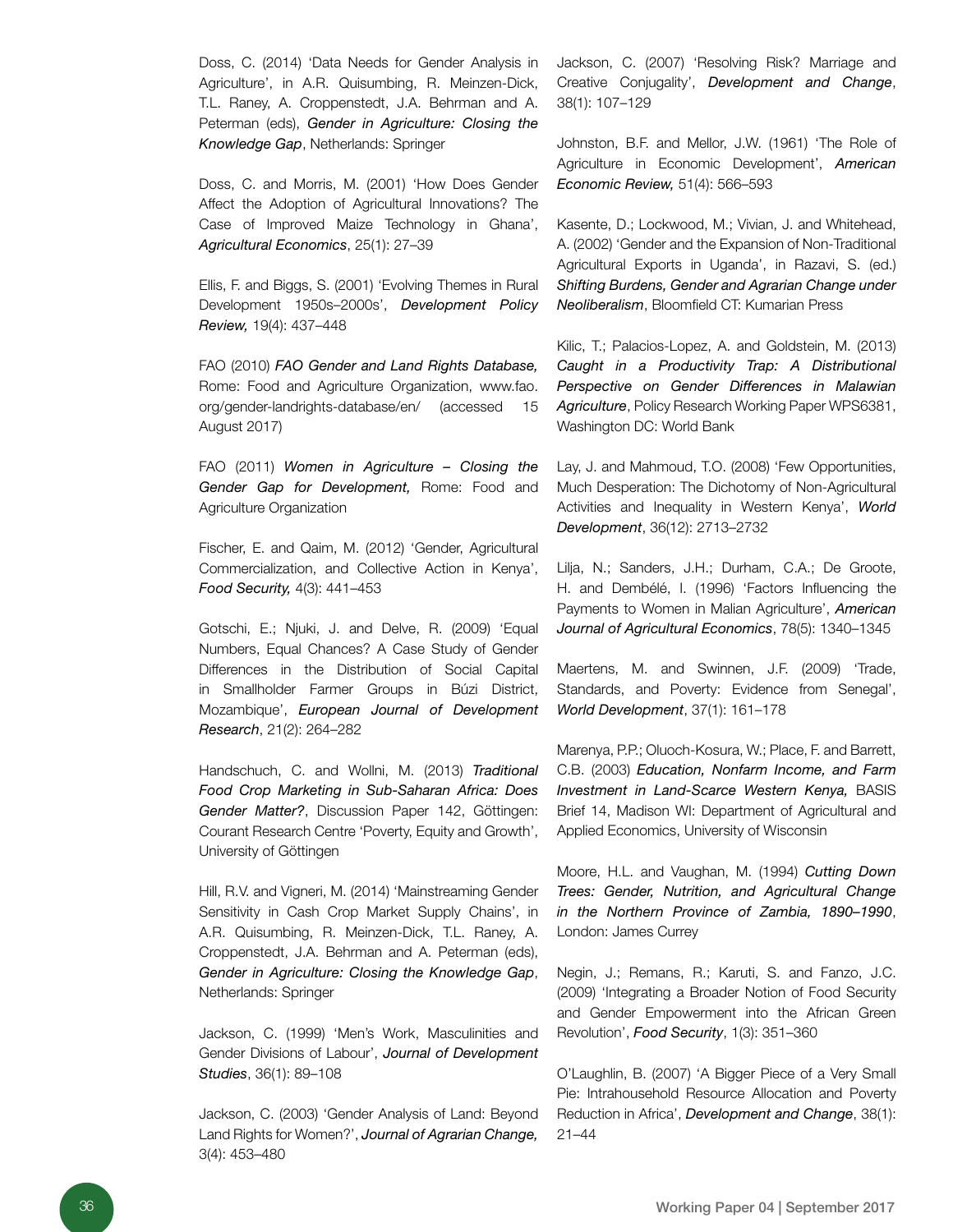Doss, C. (2014) 'Data Needs for Gender Analysis in Agriculture', in A.R. Quisumbing, R. Meinzen-Dick, T.L. Raney, A. Croppenstedt, J.A. Behrman and A. Peterman (eds), ***Gender in Agriculture: Closing the Knowledge Gap***, Netherlands: Springer

Doss, C. and Morris, M. (2001) 'How Does Gender Affect the Adoption of Agricultural Innovations? The Case of Improved Maize Technology in Ghana', ***Agricultural Economics***, 25(1): 27–39

Ellis, F. and Biggs, S. (2001) 'Evolving Themes in Rural Development 1950s–2000s', ***Development Policy Review,*** 19(4): 437–448

FAO (2010) ***FAO Gender and Land Rights Database,*** Rome: Food and Agriculture Organization, www.fao.org/gender-landrights-database/en/ (accessed 15 August 2017)

FAO (2011) ***Women in Agriculture – Closing the Gender Gap for Development,*** Rome: Food and Agriculture Organization

Fischer, E. and Qaim, M. (2012) 'Gender, Agricultural Commercialization, and Collective Action in Kenya', ***Food Security,*** 4(3): 441–453

Gotschi, E.; Njuki, J. and Delve, R. (2009) 'Equal Numbers, Equal Chances? A Case Study of Gender Differences in the Distribution of Social Capital in Smallholder Farmer Groups in Búzi District, Mozambique', ***European Journal of Development Research***, 21(2): 264–282

Handschuch, C. and Wollni, M. (2013) ***Traditional Food Crop Marketing in Sub-Saharan Africa: Does Gender Matter?***, Discussion Paper 142, Göttingen: Courant Research Centre 'Poverty, Equity and Growth', University of Göttingen

Hill, R.V. and Vigneri, M. (2014) 'Mainstreaming Gender Sensitivity in Cash Crop Market Supply Chains', in A.R. Quisumbing, R. Meinzen-Dick, T.L. Raney, A. Croppenstedt, J.A. Behrman and A. Peterman (eds), ***Gender in Agriculture: Closing the Knowledge Gap***, Netherlands: Springer

Jackson, C. (1999) 'Men's Work, Masculinities and Gender Divisions of Labour', ***Journal of Development Studies***, 36(1): 89–108

Jackson, C. (2003) 'Gender Analysis of Land: Beyond Land Rights for Women?', ***Journal of Agrarian Change,*** 3(4): 453–480

Jackson, C. (2007) 'Resolving Risk? Marriage and Creative Conjugality', ***Development and Change***, 38(1): 107–129

Johnston, B.F. and Mellor, J.W. (1961) 'The Role of Agriculture in Economic Development', ***American Economic Review,*** 51(4): 566–593

Kasente, D.; Lockwood, M.; Vivian, J. and Whitehead, A. (2002) 'Gender and the Expansion of Non-Traditional Agricultural Exports in Uganda', in Razavi, S. (ed.) ***Shifting Burdens, Gender and Agrarian Change under Neoliberalism***, Bloomfield CT: Kumarian Press

Kilic, T.; Palacios-Lopez, A. and Goldstein, M. (2013) ***Caught in a Productivity Trap: A Distributional Perspective on Gender Differences in Malawian Agriculture***, Policy Research Working Paper WPS6381, Washington DC: World Bank

Lay, J. and Mahmoud, T.O. (2008) 'Few Opportunities, Much Desperation: The Dichotomy of Non-Agricultural Activities and Inequality in Western Kenya', ***World Development***, 36(12): 2713–2732

Lilja, N.; Sanders, J.H.; Durham, C.A.; De Groote, H. and Dembélé, I. (1996) 'Factors Influencing the Payments to Women in Malian Agriculture', ***American Journal of Agricultural Economics***, 78(5): 1340–1345

Maertens, M. and Swinnen, J.F. (2009) 'Trade, Standards, and Poverty: Evidence from Senegal', ***World Development***, 37(1): 161–178

Marenya, P.P.; Oluoch-Kosura, W.; Place, F. and Barrett, C.B. (2003) ***Education, Nonfarm Income, and Farm Investment in Land-Scarce Western Kenya,*** BASIS Brief 14, Madison WI: Department of Agricultural and Applied Economics, University of Wisconsin

Moore, H.L. and Vaughan, M. (1994) ***Cutting Down Trees: Gender, Nutrition, and Agricultural Change in the Northern Province of Zambia, 1890–1990***, London: James Currey

Negin, J.; Remans, R.; Karuti, S. and Fanzo, J.C. (2009) 'Integrating a Broader Notion of Food Security and Gender Empowerment into the African Green Revolution', ***Food Security***, 1(3): 351–360

O'Laughlin, B. (2007) 'A Bigger Piece of a Very Small Pie: Intrahousehold Resource Allocation and Poverty Reduction in Africa', ***Development and Change***, 38(1): 21–44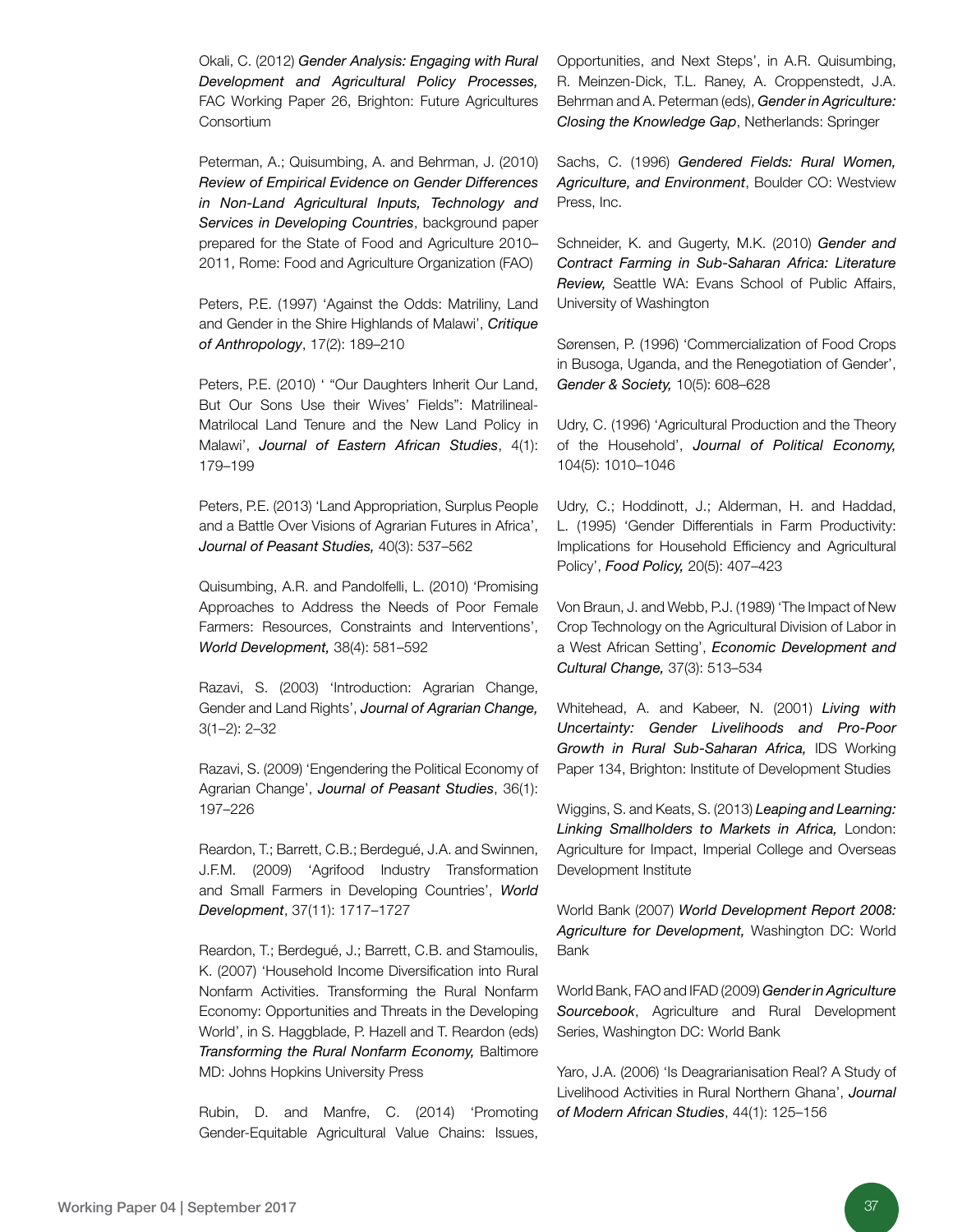Okali, C. (2012) ***Gender Analysis: Engaging with Rural Development and Agricultural Policy Processes,*** FAC Working Paper 26, Brighton: Future Agricultures Consortium

Peterman, A.; Quisumbing, A. and Behrman, J. (2010) ***Review of Empirical Evidence on Gender Differences in Non-Land Agricultural Inputs, Technology and Services in Developing Countries***, background paper prepared for the State of Food and Agriculture 2010–2011, Rome: Food and Agriculture Organization (FAO)

Peters, P.E. (1997) 'Against the Odds: Matriliny, Land and Gender in the Shire Highlands of Malawi', ***Critique of Anthropology***, 17(2): 189–210

Peters, P.E. (2010) ' "Our Daughters Inherit Our Land, But Our Sons Use their Wives' Fields": Matrilineal-Matrilocal Land Tenure and the New Land Policy in Malawi', ***Journal of Eastern African Studies***, 4(1): 179–199

Peters, P.E. (2013) 'Land Appropriation, Surplus People and a Battle Over Visions of Agrarian Futures in Africa', ***Journal of Peasant Studies,*** 40(3): 537–562

Quisumbing, A.R. and Pandolfelli, L. (2010) 'Promising Approaches to Address the Needs of Poor Female Farmers: Resources, Constraints and Interventions', ***World Development,*** 38(4): 581–592

Razavi, S. (2003) 'Introduction: Agrarian Change, Gender and Land Rights', ***Journal of Agrarian Change,*** 3(1–2): 2–32

Razavi, S. (2009) 'Engendering the Political Economy of Agrarian Change', ***Journal of Peasant Studies***, 36(1): 197–226

Reardon, T.; Barrett, C.B.; Berdegué, J.A. and Swinnen, J.F.M. (2009) 'Agrifood Industry Transformation and Small Farmers in Developing Countries', ***World Development***, 37(11): 1717–1727

Reardon, T.; Berdegué, J.; Barrett, C.B. and Stamoulis, K. (2007) 'Household Income Diversification into Rural Nonfarm Activities. Transforming the Rural Nonfarm Economy: Opportunities and Threats in the Developing World', in S. Haggblade, P. Hazell and T. Reardon (eds) ***Transforming the Rural Nonfarm Economy,*** Baltimore MD: Johns Hopkins University Press

Rubin, D. and Manfre, C. (2014) 'Promoting Gender-Equitable Agricultural Value Chains: Issues, Opportunities, and Next Steps', in A.R. Quisumbing, R. Meinzen-Dick, T.L. Raney, A. Croppenstedt, J.A. Behrman and A. Peterman (eds), ***Gender in Agriculture: Closing the Knowledge Gap***, Netherlands: Springer

Sachs, C. (1996) ***Gendered Fields: Rural Women, Agriculture, and Environment***, Boulder CO: Westview Press, Inc.

Schneider, K. and Gugerty, M.K. (2010) ***Gender and Contract Farming in Sub-Saharan Africa: Literature Review,*** Seattle WA: Evans School of Public Affairs, University of Washington

Sørensen, P. (1996) 'Commercialization of Food Crops in Busoga, Uganda, and the Renegotiation of Gender', ***Gender & Society,*** 10(5): 608–628

Udry, C. (1996) 'Agricultural Production and the Theory of the Household', ***Journal of Political Economy,*** 104(5): 1010–1046

Udry, C.; Hoddinott, J.; Alderman, H. and Haddad, L. (1995) 'Gender Differentials in Farm Productivity: Implications for Household Efficiency and Agricultural Policy', ***Food Policy,*** 20(5): 407–423

Von Braun, J. and Webb, P.J. (1989) 'The Impact of New Crop Technology on the Agricultural Division of Labor in a West African Setting', ***Economic Development and Cultural Change,*** 37(3): 513–534

Whitehead, A. and Kabeer, N. (2001) ***Living with Uncertainty: Gender Livelihoods and Pro-Poor Growth in Rural Sub-Saharan Africa,*** IDS Working Paper 134, Brighton: Institute of Development Studies

Wiggins, S. and Keats, S. (2013) ***Leaping and Learning: Linking Smallholders to Markets in Africa,*** London: Agriculture for Impact, Imperial College and Overseas Development Institute

World Bank (2007) ***World Development Report 2008: Agriculture for Development,*** Washington DC: World Bank

World Bank, FAO and IFAD (2009) ***Gender in Agriculture Sourcebook***, Agriculture and Rural Development Series, Washington DC: World Bank

Yaro, J.A. (2006) 'Is Deagrarianisation Real? A Study of Livelihood Activities in Rural Northern Ghana', ***Journal of Modern African Studies***, 44(1): 125–156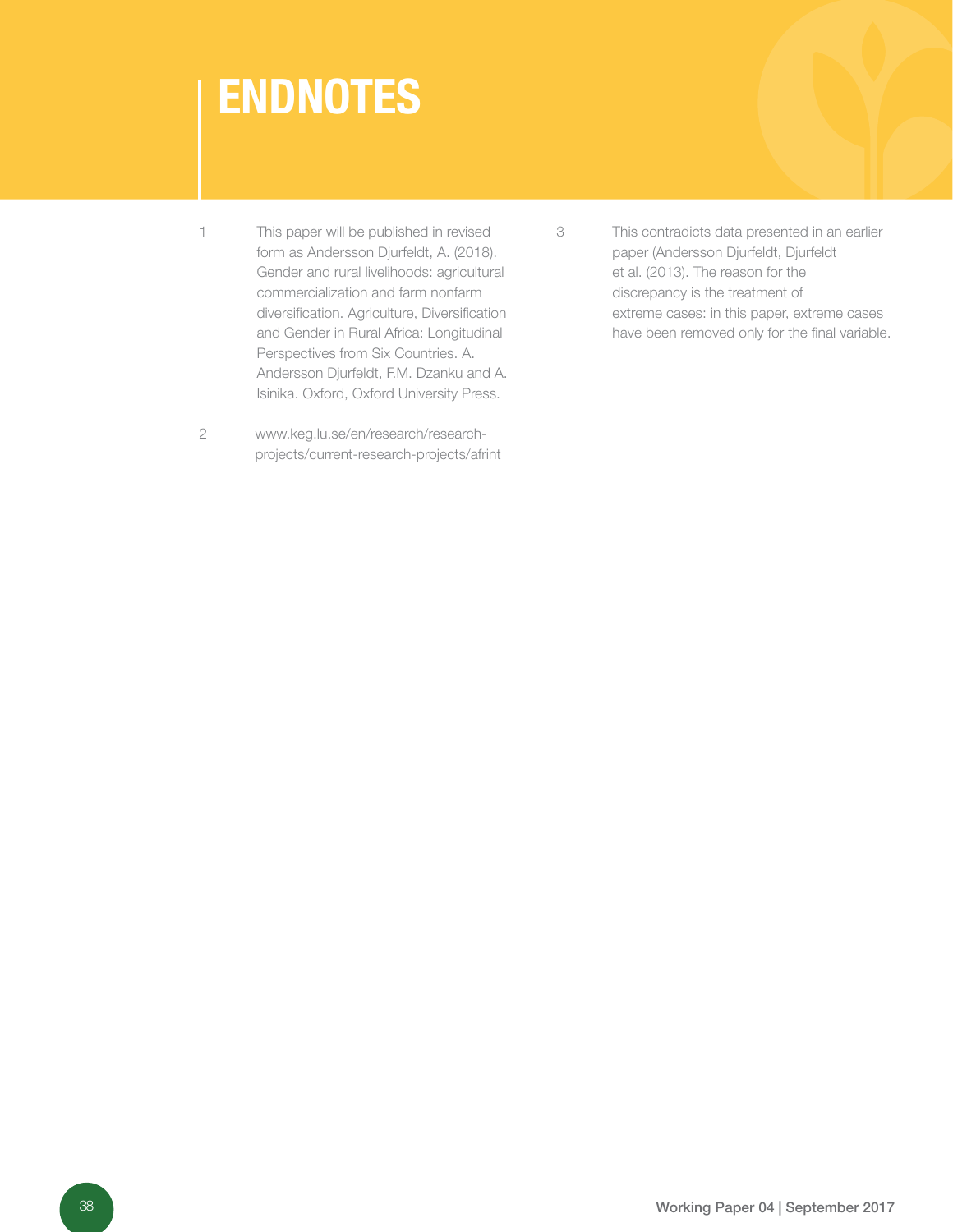# ENDNOTES

1 This paper will be published in revised form as Andersson Djurfeldt, A. (2018). Gender and rural livelihoods: agricultural commercialization and farm nonfarm diversification. Agriculture, Diversification and Gender in Rural Africa: Longitudinal Perspectives from Six Countries. A. Andersson Djurfeldt, F.M. Dzanku and A. Isinika. Oxford, Oxford University Press.

2 www.keg.lu.se/en/research/research-projects/current-research-projects/afrint

3 This contradicts data presented in an earlier paper (Andersson Djurfeldt, Djurfeldt et al. (2013). The reason for the discrepancy is the treatment of extreme cases: in this paper, extreme cases have been removed only for the final variable.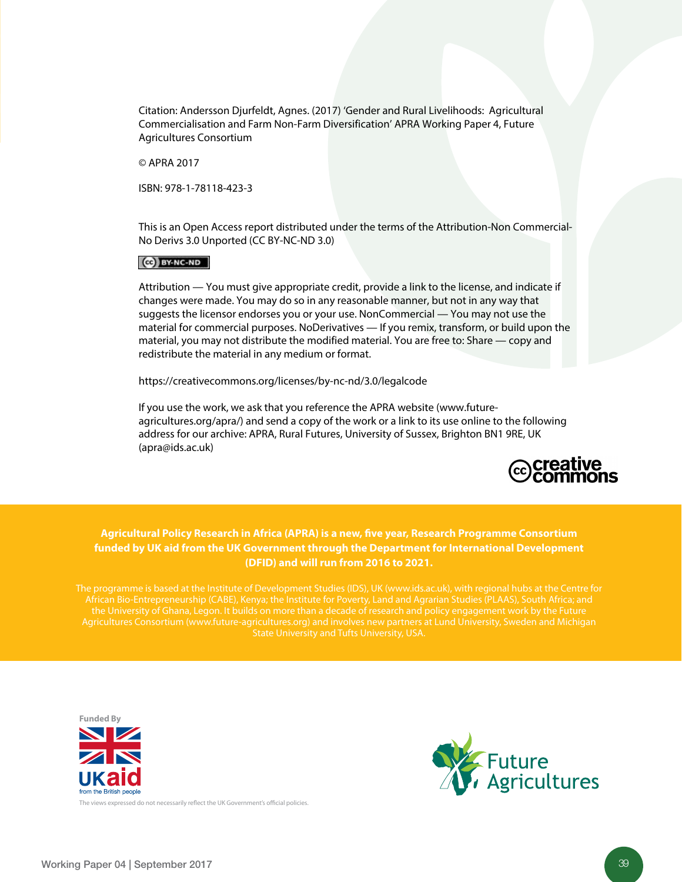Citation: Andersson Djurfeldt, Agnes. (2017) 'Gender and Rural Livelihoods: Agricultural Commercialisation and Farm Non-Farm Diversification' APRA Working Paper 4, Future Agricultures Consortium

© APRA 2017

ISBN: 978-1-78118-423-3

This is an Open Access report distributed under the terms of the Attribution-Non Commercial-No Derivs 3.0 Unported (CC BY-NC-ND 3.0)

Attribution — You must give appropriate credit, provide a link to the license, and indicate if changes were made. You may do so in any reasonable manner, but not in any way that suggests the licensor endorses you or your use. NonCommercial — You may not use the material for commercial purposes. NoDerivatives — If you remix, transform, or build upon the material, you may not distribute the modified material. You are free to: Share — copy and redistribute the material in any medium or format.

https://creativecommons.org/licenses/by-nc-nd/3.0/legalcode

If you use the work, we ask that you reference the APRA website (www.future-agricultures.org/apra/) and send a copy of the work or a link to its use online to the following address for our archive: APRA, Rural Futures, University of Sussex, Brighton BN1 9RE, UK (apra@ids.ac.uk)

**Agricultural Policy Research in Africa (APRA) is a new, five year, Research Programme Consortium funded by UK aid from the UK Government through the Department for International Development (DFID) and will run from 2016 to 2021.**

The programme is based at the Institute of Development Studies (IDS), UK (www.ids.ac.uk), with regional hubs at the Centre for African Bio-Entrepreneurship (CABE), Kenya; the Institute for Poverty, Land and Agrarian Studies (PLAAS), South Africa; and the University of Ghana, Legon. It builds on more than a decade of research and policy engagement work by the Future Agricultures Consortium (www.future-agricultures.org) and involves new partners at Lund University, Sweden and Michigan State University and Tufts University, USA.

Funded By

UKaid from the British people

The views expressed do not necessarily reflect the UK Government's official policies.

Future Agricultures